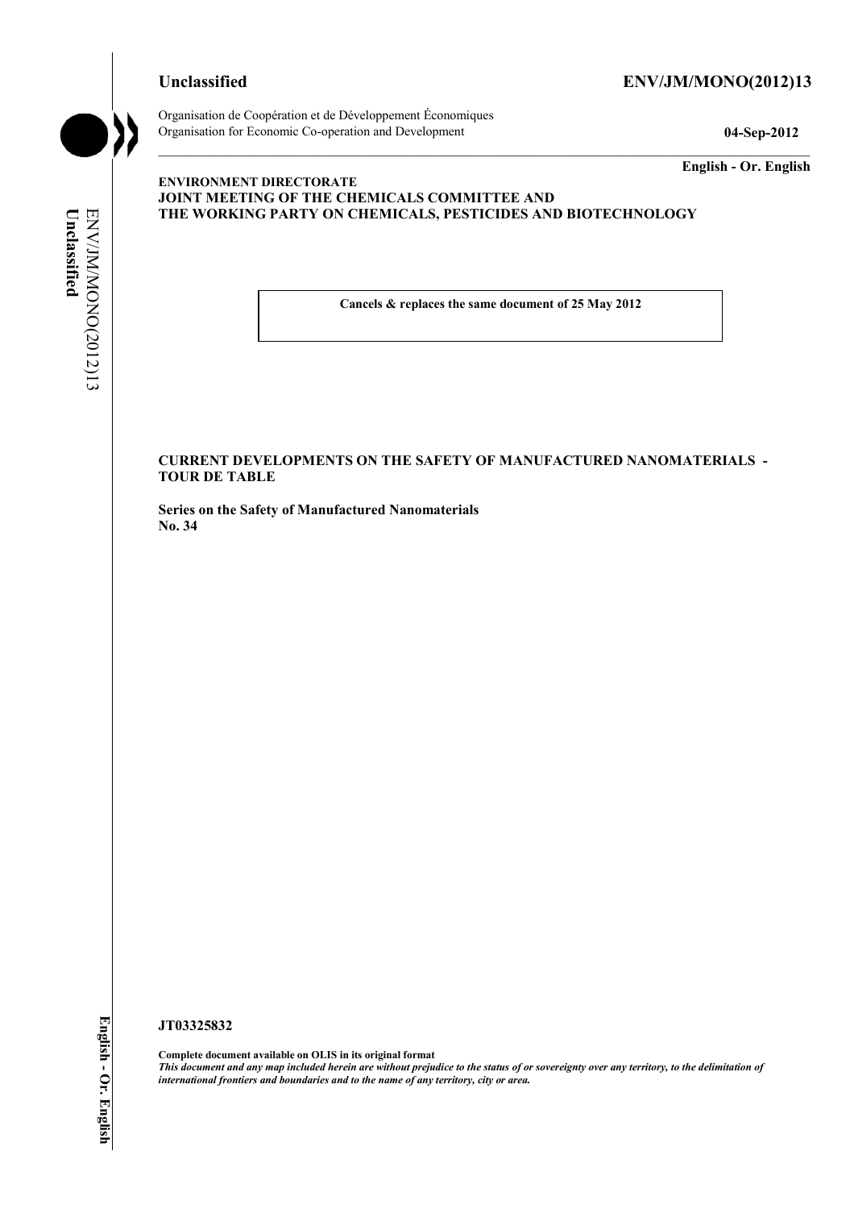**Unclassified** **ENV/JM/MONO(2012)13**

Organisation de Coopération et de Développement Économiques
Organisation for Economic Co-operation and Development **04-Sep-2012**

**English - Or. English**

**ENVIRONMENT DIRECTORATE**
**JOINT MEETING OF THE CHEMICALS COMMITTEE AND**
**THE WORKING PARTY ON CHEMICALS, PESTICIDES AND BIOTECHNOLOGY**

**Cancels & replaces the same document of 25 May 2012**

**CURRENT DEVELOPMENTS ON THE SAFETY OF MANUFACTURED NANOMATERIALS - TOUR DE TABLE**

**Series on the Safety of Manufactured Nanomaterials**
**No. 34**

**JT03325832**

**Complete document available on OLIS in its original format**
***This document and any map included herein are without prejudice to the status of or sovereignty over any territory, to the delimitation of international frontiers and boundaries and to the name of any territory, city or area.***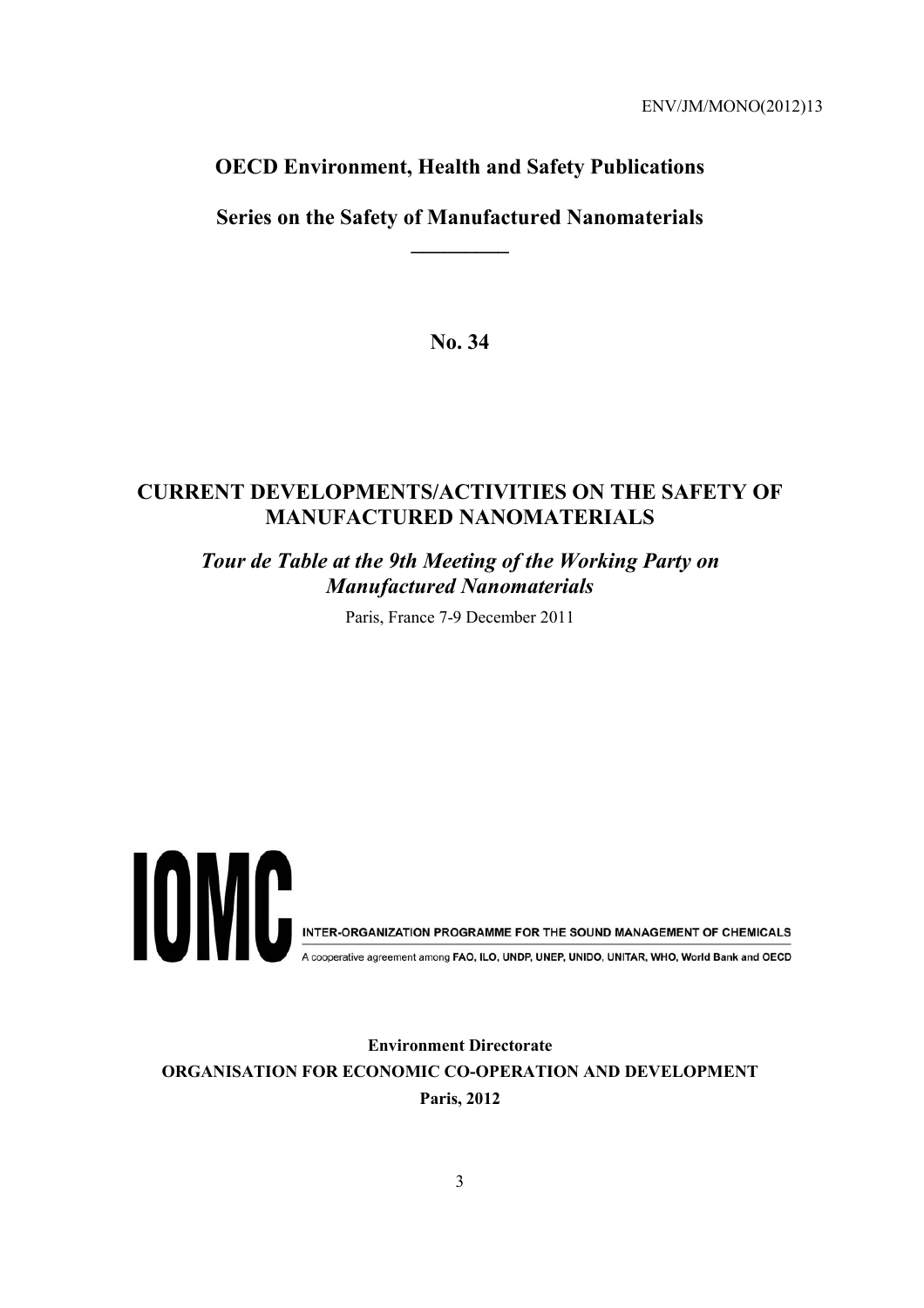ENV/JM/MONO(2012)13

**OECD Environment, Health and Safety Publications**

**Series on the Safety of Manufactured Nanomaterials**

**No. 34**

# CURRENT DEVELOPMENTS/ACTIVITIES ON THE SAFETY OF MANUFACTURED NANOMATERIALS

## *Tour de Table at the 9th Meeting of the Working Party on Manufactured Nanomaterials*

Paris, France 7-9 December 2011

IOMC

INTER-ORGANIZATION PROGRAMME FOR THE SOUND MANAGEMENT OF CHEMICALS

A cooperative agreement among FAO, ILO, UNDP, UNEP, UNIDO, UNITAR, WHO, World Bank and OECD

**Environment Directorate**

**ORGANISATION FOR ECONOMIC CO-OPERATION AND DEVELOPMENT**

**Paris, 2012**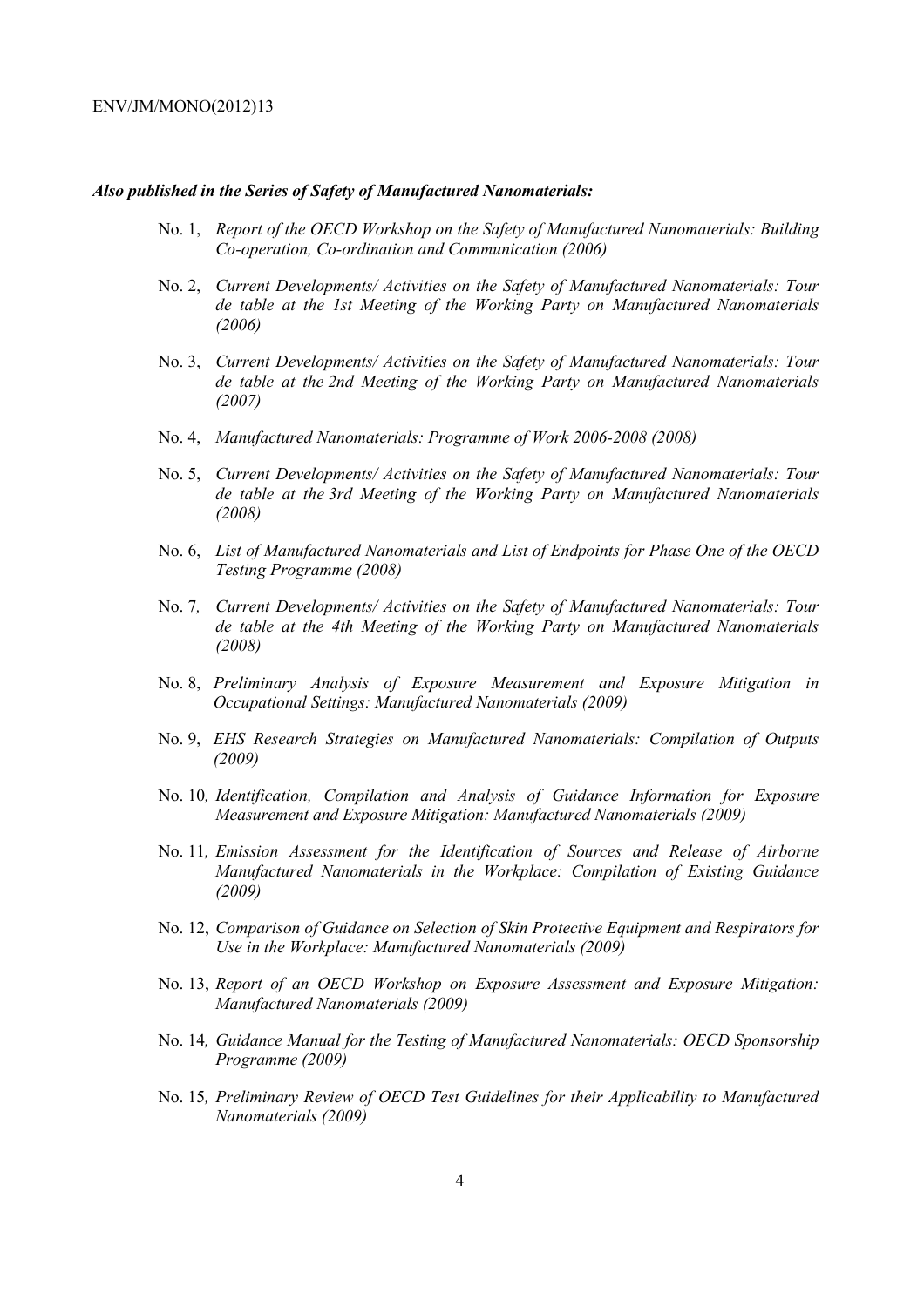***Also published in the Series of Safety of Manufactured Nanomaterials:***

No. 1, *Report of the OECD Workshop on the Safety of Manufactured Nanomaterials: Building Co-operation, Co-ordination and Communication (2006)*

No. 2, *Current Developments/ Activities on the Safety of Manufactured Nanomaterials: Tour de table at the 1st Meeting of the Working Party on Manufactured Nanomaterials (2006)*

No. 3, *Current Developments/ Activities on the Safety of Manufactured Nanomaterials: Tour de table at the 2nd Meeting of the Working Party on Manufactured Nanomaterials (2007)*

No. 4, *Manufactured Nanomaterials: Programme of Work 2006-2008 (2008)*

No. 5, *Current Developments/ Activities on the Safety of Manufactured Nanomaterials: Tour de table at the 3rd Meeting of the Working Party on Manufactured Nanomaterials (2008)*

No. 6, *List of Manufactured Nanomaterials and List of Endpoints for Phase One of the OECD Testing Programme (2008)*

No. 7, *Current Developments/ Activities on the Safety of Manufactured Nanomaterials: Tour de table at the 4th Meeting of the Working Party on Manufactured Nanomaterials (2008)*

No. 8, *Preliminary Analysis of Exposure Measurement and Exposure Mitigation in Occupational Settings: Manufactured Nanomaterials (2009)*

No. 9, *EHS Research Strategies on Manufactured Nanomaterials: Compilation of Outputs (2009)*

No. 10, *Identification, Compilation and Analysis of Guidance Information for Exposure Measurement and Exposure Mitigation: Manufactured Nanomaterials (2009)*

No. 11, *Emission Assessment for the Identification of Sources and Release of Airborne Manufactured Nanomaterials in the Workplace: Compilation of Existing Guidance (2009)*

No. 12, *Comparison of Guidance on Selection of Skin Protective Equipment and Respirators for Use in the Workplace: Manufactured Nanomaterials (2009)*

No. 13, *Report of an OECD Workshop on Exposure Assessment and Exposure Mitigation: Manufactured Nanomaterials (2009)*

No. 14, *Guidance Manual for the Testing of Manufactured Nanomaterials: OECD Sponsorship Programme (2009)*

No. 15, *Preliminary Review of OECD Test Guidelines for their Applicability to Manufactured Nanomaterials (2009)*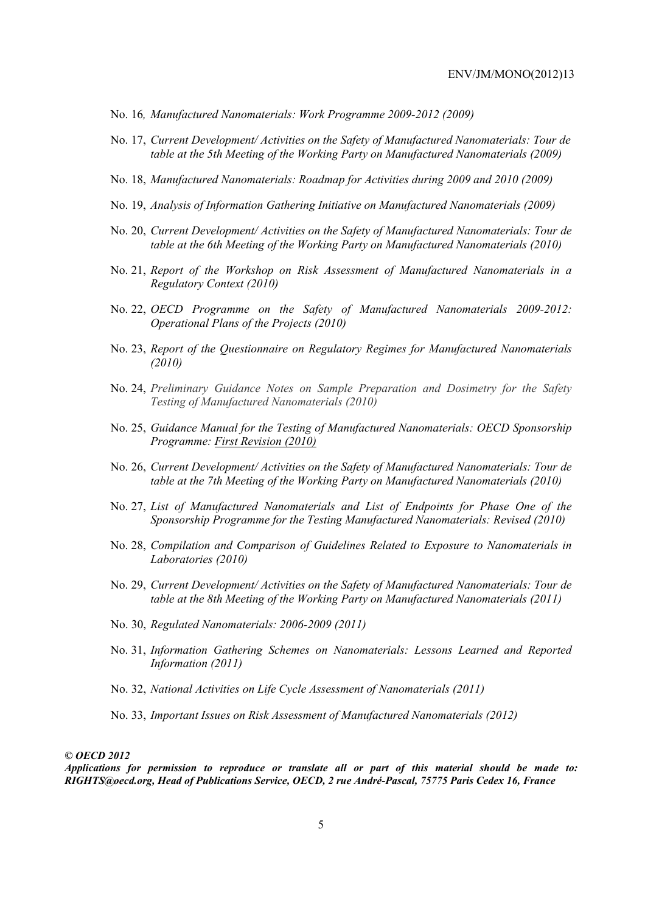No. 16, *Manufactured Nanomaterials: Work Programme 2009-2012 (2009)*

No. 17, *Current Development/ Activities on the Safety of Manufactured Nanomaterials: Tour de table at the 5th Meeting of the Working Party on Manufactured Nanomaterials (2009)*

No. 18, *Manufactured Nanomaterials: Roadmap for Activities during 2009 and 2010 (2009)*

No. 19, *Analysis of Information Gathering Initiative on Manufactured Nanomaterials (2009)*

No. 20, *Current Development/ Activities on the Safety of Manufactured Nanomaterials: Tour de table at the 6th Meeting of the Working Party on Manufactured Nanomaterials (2010)*

No. 21, *Report of the Workshop on Risk Assessment of Manufactured Nanomaterials in a Regulatory Context (2010)*

No. 22, *OECD Programme on the Safety of Manufactured Nanomaterials 2009-2012: Operational Plans of the Projects (2010)*

No. 23, *Report of the Questionnaire on Regulatory Regimes for Manufactured Nanomaterials (2010)*

No. 24, *Preliminary Guidance Notes on Sample Preparation and Dosimetry for the Safety Testing of Manufactured Nanomaterials (2010)*

No. 25, *Guidance Manual for the Testing of Manufactured Nanomaterials: OECD Sponsorship Programme: First Revision (2010)*

No. 26, *Current Development/ Activities on the Safety of Manufactured Nanomaterials: Tour de table at the 7th Meeting of the Working Party on Manufactured Nanomaterials (2010)*

No. 27, *List of Manufactured Nanomaterials and List of Endpoints for Phase One of the Sponsorship Programme for the Testing Manufactured Nanomaterials: Revised (2010)*

No. 28, *Compilation and Comparison of Guidelines Related to Exposure to Nanomaterials in Laboratories (2010)*

No. 29, *Current Development/ Activities on the Safety of Manufactured Nanomaterials: Tour de table at the 8th Meeting of the Working Party on Manufactured Nanomaterials (2011)*

No. 30, *Regulated Nanomaterials: 2006-2009 (2011)*

No. 31, *Information Gathering Schemes on Nanomaterials: Lessons Learned and Reported Information (2011)*

No. 32, *National Activities on Life Cycle Assessment of Nanomaterials (2011)*

No. 33, *Important Issues on Risk Assessment of Manufactured Nanomaterials (2012)*

***© OECD 2012***
***Applications for permission to reproduce or translate all or part of this material should be made to: RIGHTS@oecd.org, Head of Publications Service, OECD, 2 rue André-Pascal, 75775 Paris Cedex 16, France***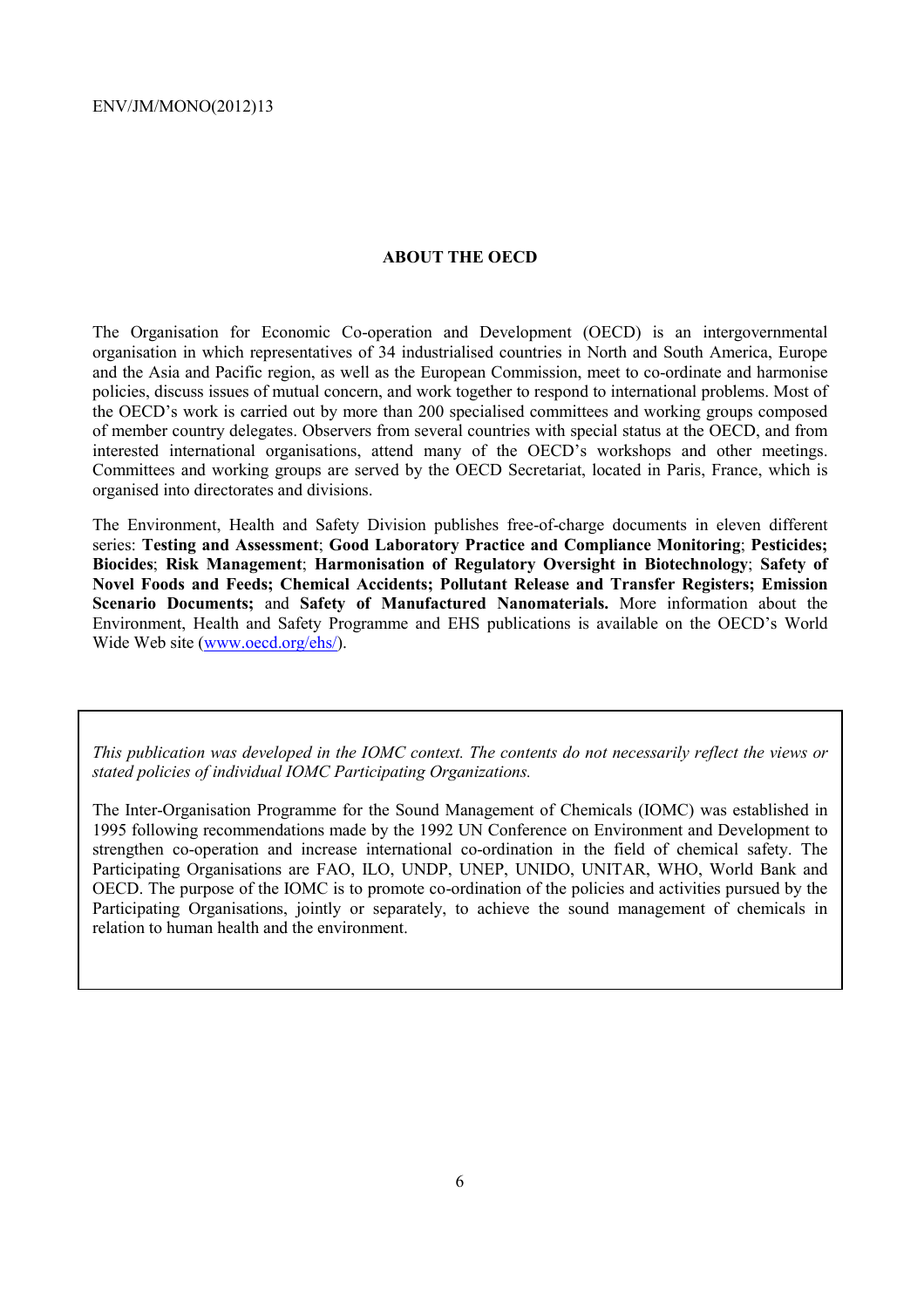## ABOUT THE OECD

The Organisation for Economic Co-operation and Development (OECD) is an intergovernmental organisation in which representatives of 34 industrialised countries in North and South America, Europe and the Asia and Pacific region, as well as the European Commission, meet to co-ordinate and harmonise policies, discuss issues of mutual concern, and work together to respond to international problems. Most of the OECD's work is carried out by more than 200 specialised committees and working groups composed of member country delegates. Observers from several countries with special status at the OECD, and from interested international organisations, attend many of the OECD's workshops and other meetings. Committees and working groups are served by the OECD Secretariat, located in Paris, France, which is organised into directorates and divisions.

The Environment, Health and Safety Division publishes free-of-charge documents in eleven different series: **Testing and Assessment**; **Good Laboratory Practice and Compliance Monitoring**; **Pesticides; Biocides**; **Risk Management**; **Harmonisation of Regulatory Oversight in Biotechnology**; **Safety of Novel Foods and Feeds; Chemical Accidents; Pollutant Release and Transfer Registers; Emission Scenario Documents;** and **Safety of Manufactured Nanomaterials.** More information about the Environment, Health and Safety Programme and EHS publications is available on the OECD's World Wide Web site (www.oecd.org/ehs/).

*This publication was developed in the IOMC context. The contents do not necessarily reflect the views or stated policies of individual IOMC Participating Organizations.*

The Inter-Organisation Programme for the Sound Management of Chemicals (IOMC) was established in 1995 following recommendations made by the 1992 UN Conference on Environment and Development to strengthen co-operation and increase international co-ordination in the field of chemical safety. The Participating Organisations are FAO, ILO, UNDP, UNEP, UNIDO, UNITAR, WHO, World Bank and OECD. The purpose of the IOMC is to promote co-ordination of the policies and activities pursued by the Participating Organisations, jointly or separately, to achieve the sound management of chemicals in relation to human health and the environment.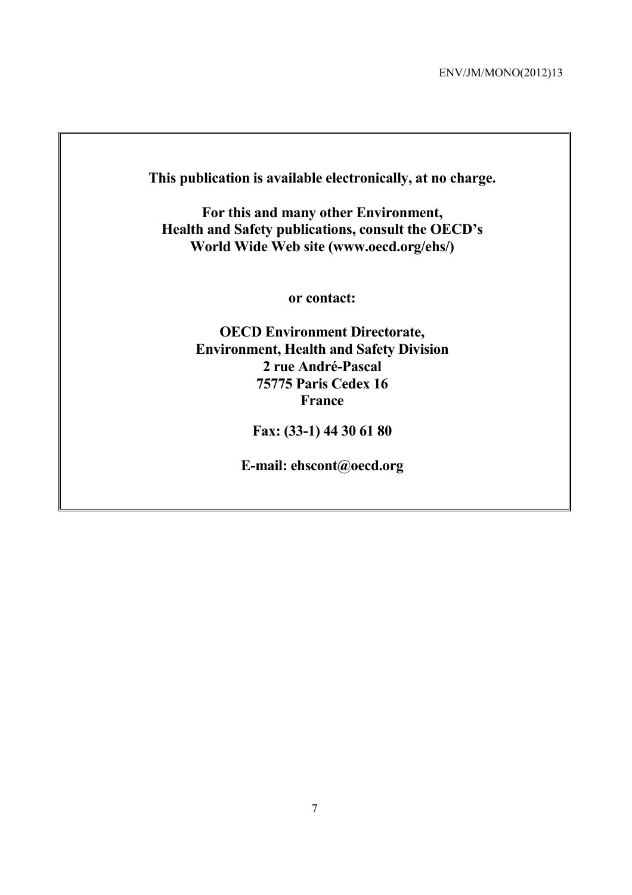**This publication is available electronically, at no charge.**

**For this and many other Environment, Health and Safety publications, consult the OECD's World Wide Web site (www.oecd.org/ehs/)**

**or contact:**

**OECD Environment Directorate,**
**Environment, Health and Safety Division**
**2 rue André-Pascal**
**75775 Paris Cedex 16**
**France**

**Fax: (33-1) 44 30 61 80**

**E-mail: ehscont@oecd.org**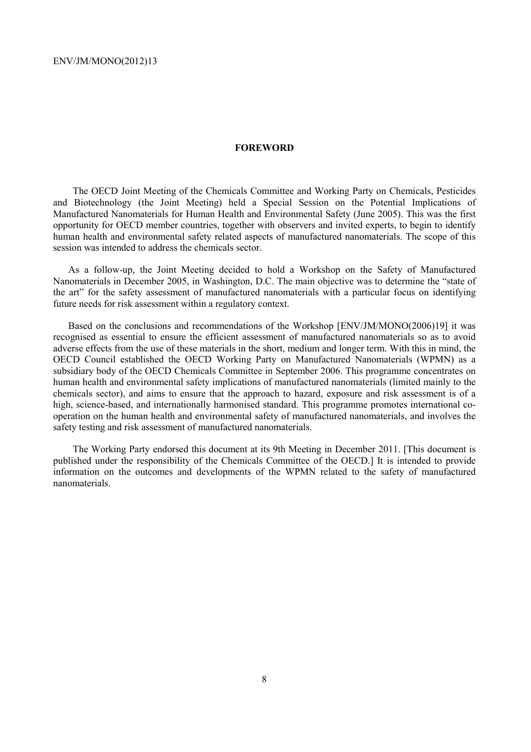# FOREWORD

The OECD Joint Meeting of the Chemicals Committee and Working Party on Chemicals, Pesticides and Biotechnology (the Joint Meeting) held a Special Session on the Potential Implications of Manufactured Nanomaterials for Human Health and Environmental Safety (June 2005). This was the first opportunity for OECD member countries, together with observers and invited experts, to begin to identify human health and environmental safety related aspects of manufactured nanomaterials. The scope of this session was intended to address the chemicals sector.

As a follow-up, the Joint Meeting decided to hold a Workshop on the Safety of Manufactured Nanomaterials in December 2005, in Washington, D.C. The main objective was to determine the "state of the art" for the safety assessment of manufactured nanomaterials with a particular focus on identifying future needs for risk assessment within a regulatory context.

Based on the conclusions and recommendations of the Workshop [ENV/JM/MONO(2006)19] it was recognised as essential to ensure the efficient assessment of manufactured nanomaterials so as to avoid adverse effects from the use of these materials in the short, medium and longer term. With this in mind, the OECD Council established the OECD Working Party on Manufactured Nanomaterials (WPMN) as a subsidiary body of the OECD Chemicals Committee in September 2006. This programme concentrates on human health and environmental safety implications of manufactured nanomaterials (limited mainly to the chemicals sector), and aims to ensure that the approach to hazard, exposure and risk assessment is of a high, science-based, and internationally harmonised standard. This programme promotes international co-operation on the human health and environmental safety of manufactured nanomaterials, and involves the safety testing and risk assessment of manufactured nanomaterials.

The Working Party endorsed this document at its 9th Meeting in December 2011. [This document is published under the responsibility of the Chemicals Committee of the OECD.] It is intended to provide information on the outcomes and developments of the WPMN related to the safety of manufactured nanomaterials.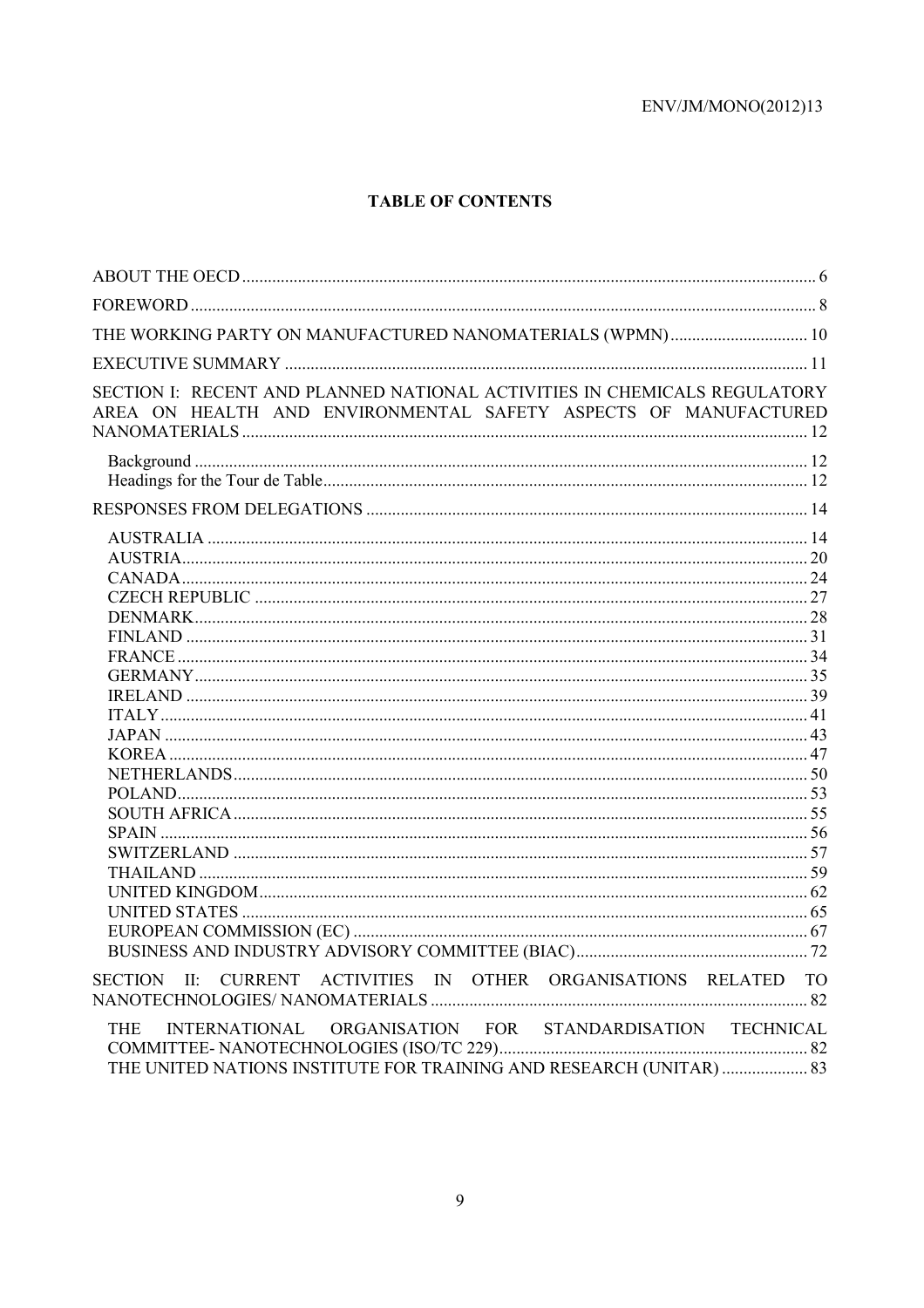## TABLE OF CONTENTS

ABOUT THE OECD .... 6

FOREWORD .... 8

THE WORKING PARTY ON MANUFACTURED NANOMATERIALS (WPMN) .... 10

EXECUTIVE SUMMARY .... 11

SECTION I: RECENT AND PLANNED NATIONAL ACTIVITIES IN CHEMICALS REGULATORY AREA ON HEALTH AND ENVIRONMENTAL SAFETY ASPECTS OF MANUFACTURED NANOMATERIALS .... 12

- Background .... 12
- Headings for the Tour de Table .... 12

RESPONSES FROM DELEGATIONS .... 14

- AUSTRALIA .... 14
- AUSTRIA .... 20
- CANADA .... 24
- CZECH REPUBLIC .... 27
- DENMARK .... 28
- FINLAND .... 31
- FRANCE .... 34
- GERMANY .... 35
- IRELAND .... 39
- ITALY .... 41
- JAPAN .... 43
- KOREA .... 47
- NETHERLANDS .... 50
- POLAND .... 53
- SOUTH AFRICA .... 55
- SPAIN .... 56
- SWITZERLAND .... 57
- THAILAND .... 59
- UNITED KINGDOM .... 62
- UNITED STATES .... 65
- EUROPEAN COMMISSION (EC) .... 67
- BUSINESS AND INDUSTRY ADVISORY COMMITTEE (BIAC) .... 72

SECTION II: CURRENT ACTIVITIES IN OTHER ORGANISATIONS RELATED TO NANOTECHNOLOGIES/ NANOMATERIALS .... 82

- THE INTERNATIONAL ORGANISATION FOR STANDARDISATION TECHNICAL COMMITTEE- NANOTECHNOLOGIES (ISO/TC 229) .... 82
- THE UNITED NATIONS INSTITUTE FOR TRAINING AND RESEARCH (UNITAR) .... 83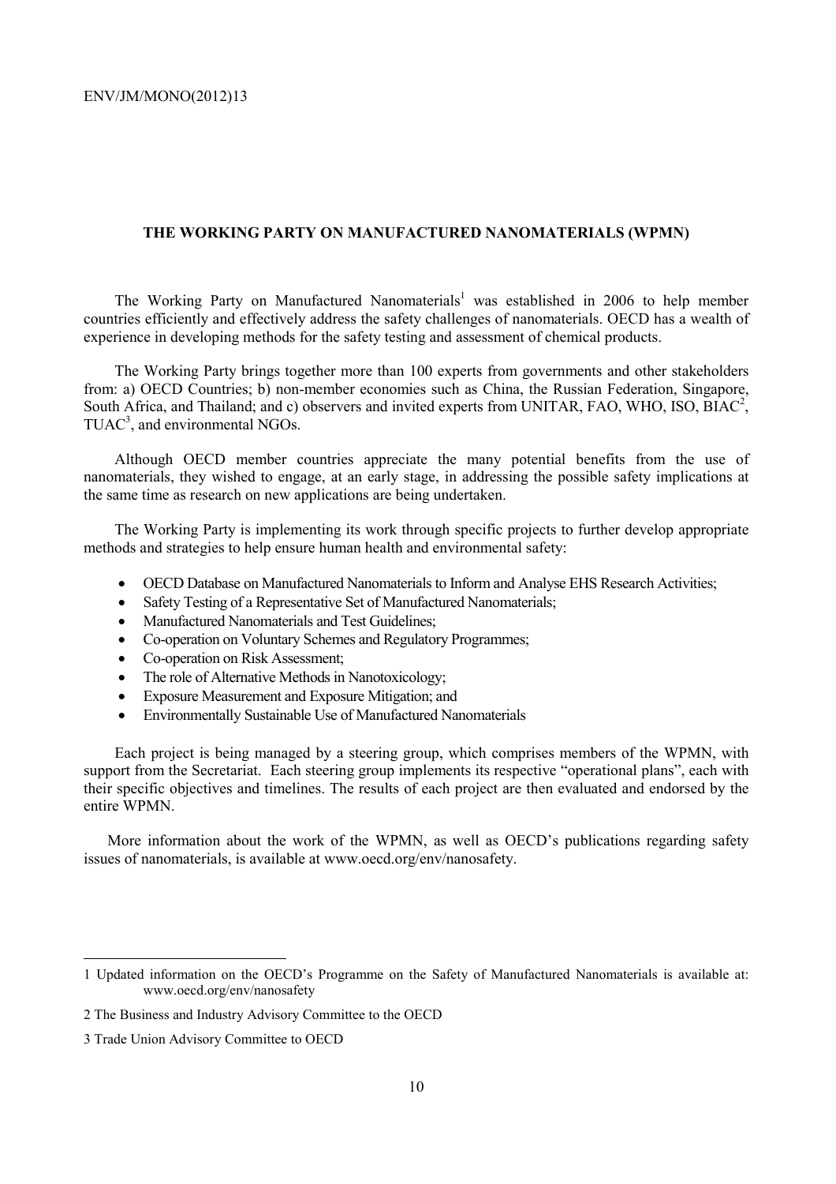## THE WORKING PARTY ON MANUFACTURED NANOMATERIALS (WPMN)

The Working Party on Manufactured Nanomaterials[1] was established in 2006 to help member countries efficiently and effectively address the safety challenges of nanomaterials. OECD has a wealth of experience in developing methods for the safety testing and assessment of chemical products.

The Working Party brings together more than 100 experts from governments and other stakeholders from: a) OECD Countries; b) non-member economies such as China, the Russian Federation, Singapore, South Africa, and Thailand; and c) observers and invited experts from UNITAR, FAO, WHO, ISO, BIAC[2], TUAC[3], and environmental NGOs.

Although OECD member countries appreciate the many potential benefits from the use of nanomaterials, they wished to engage, at an early stage, in addressing the possible safety implications at the same time as research on new applications are being undertaken.

The Working Party is implementing its work through specific projects to further develop appropriate methods and strategies to help ensure human health and environmental safety:

- OECD Database on Manufactured Nanomaterials to Inform and Analyse EHS Research Activities;
- Safety Testing of a Representative Set of Manufactured Nanomaterials;
- Manufactured Nanomaterials and Test Guidelines;
- Co-operation on Voluntary Schemes and Regulatory Programmes;
- Co-operation on Risk Assessment;
- The role of Alternative Methods in Nanotoxicology;
- Exposure Measurement and Exposure Mitigation; and
- Environmentally Sustainable Use of Manufactured Nanomaterials

Each project is being managed by a steering group, which comprises members of the WPMN, with support from the Secretariat. Each steering group implements its respective "operational plans", each with their specific objectives and timelines. The results of each project are then evaluated and endorsed by the entire WPMN.

More information about the work of the WPMN, as well as OECD's publications regarding safety issues of nanomaterials, is available at www.oecd.org/env/nanosafety.

---

1 Updated information on the OECD's Programme on the Safety of Manufactured Nanomaterials is available at: www.oecd.org/env/nanosafety

2 The Business and Industry Advisory Committee to the OECD

3 Trade Union Advisory Committee to OECD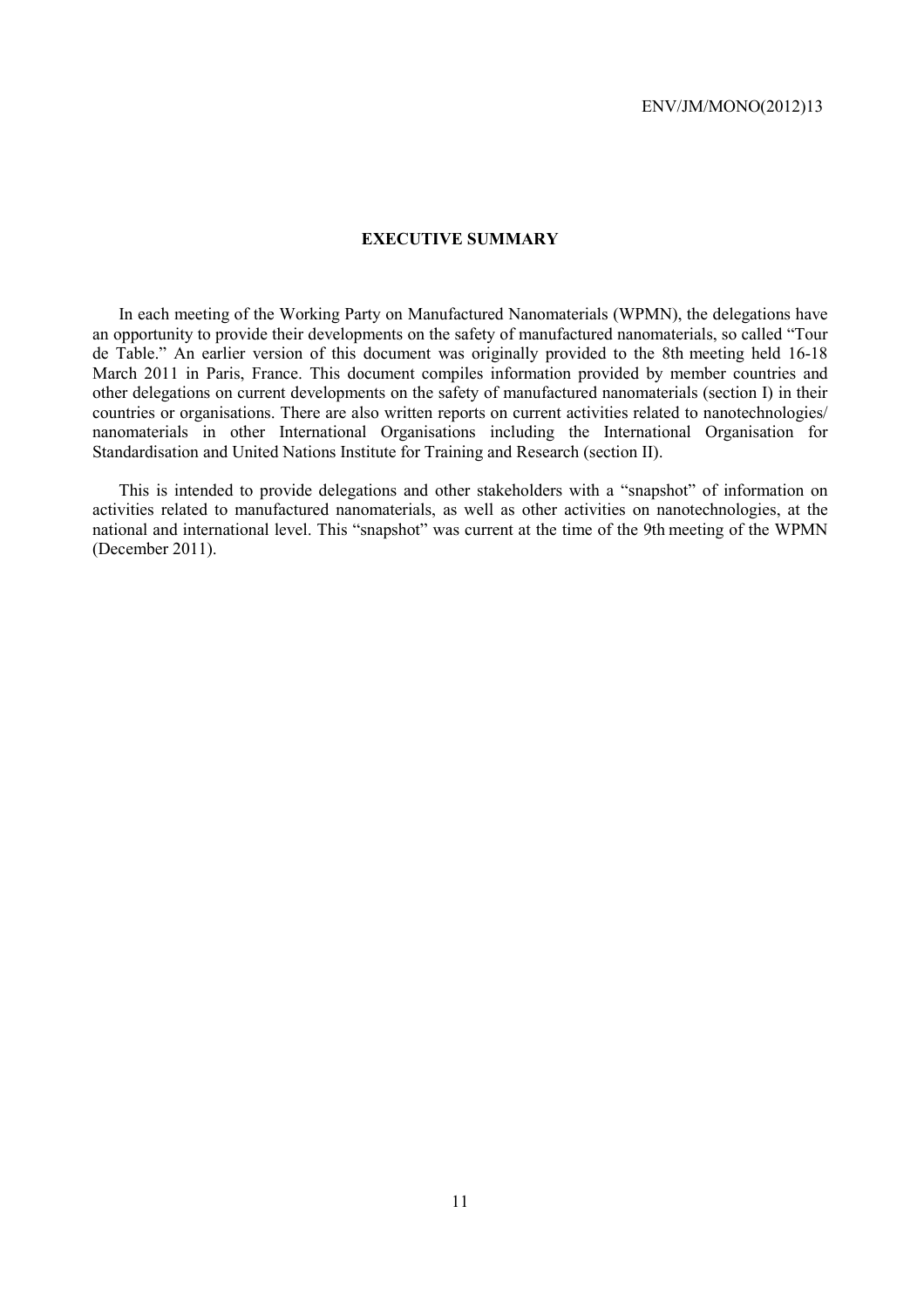## EXECUTIVE SUMMARY

In each meeting of the Working Party on Manufactured Nanomaterials (WPMN), the delegations have an opportunity to provide their developments on the safety of manufactured nanomaterials, so called "Tour de Table." An earlier version of this document was originally provided to the 8th meeting held 16-18 March 2011 in Paris, France. This document compiles information provided by member countries and other delegations on current developments on the safety of manufactured nanomaterials (section I) in their countries or organisations. There are also written reports on current activities related to nanotechnologies/ nanomaterials in other International Organisations including the International Organisation for Standardisation and United Nations Institute for Training and Research (section II).

This is intended to provide delegations and other stakeholders with a "snapshot" of information on activities related to manufactured nanomaterials, as well as other activities on nanotechnologies, at the national and international level. This "snapshot" was current at the time of the 9th meeting of the WPMN (December 2011).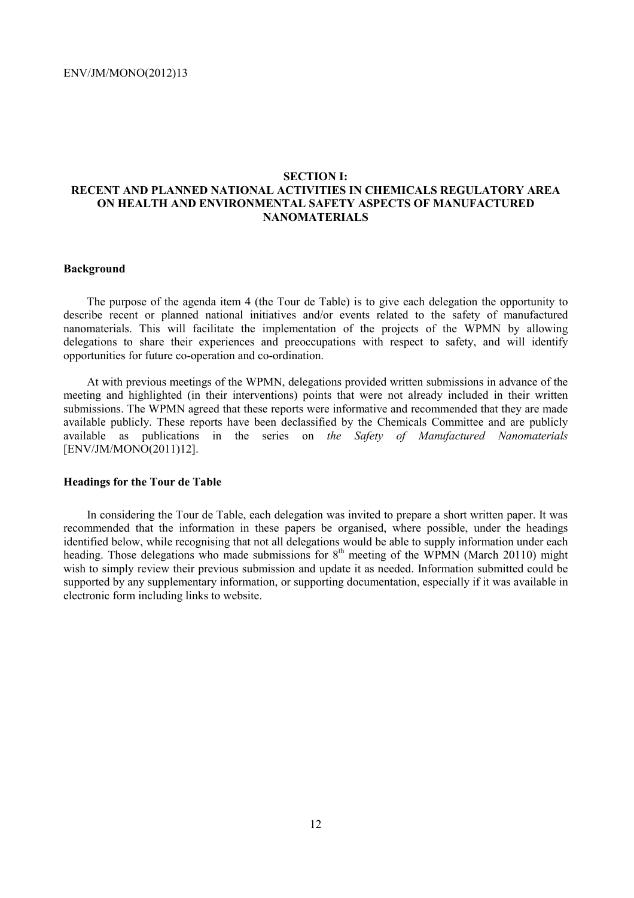## SECTION I: RECENT AND PLANNED NATIONAL ACTIVITIES IN CHEMICALS REGULATORY AREA ON HEALTH AND ENVIRONMENTAL SAFETY ASPECTS OF MANUFACTURED NANOMATERIALS

### Background

The purpose of the agenda item 4 (the Tour de Table) is to give each delegation the opportunity to describe recent or planned national initiatives and/or events related to the safety of manufactured nanomaterials. This will facilitate the implementation of the projects of the WPMN by allowing delegations to share their experiences and preoccupations with respect to safety, and will identify opportunities for future co-operation and co-ordination.

At with previous meetings of the WPMN, delegations provided written submissions in advance of the meeting and highlighted (in their interventions) points that were not already included in their written submissions. The WPMN agreed that these reports were informative and recommended that they are made available publicly. These reports have been declassified by the Chemicals Committee and are publicly available as publications in the series on *the Safety of Manufactured Nanomaterials* [ENV/JM/MONO(2011)12].

### Headings for the Tour de Table

In considering the Tour de Table, each delegation was invited to prepare a short written paper. It was recommended that the information in these papers be organised, where possible, under the headings identified below, while recognising that not all delegations would be able to supply information under each heading. Those delegations who made submissions for 8th meeting of the WPMN (March 20110) might wish to simply review their previous submission and update it as needed. Information submitted could be supported by any supplementary information, or supporting documentation, especially if it was available in electronic form including links to website.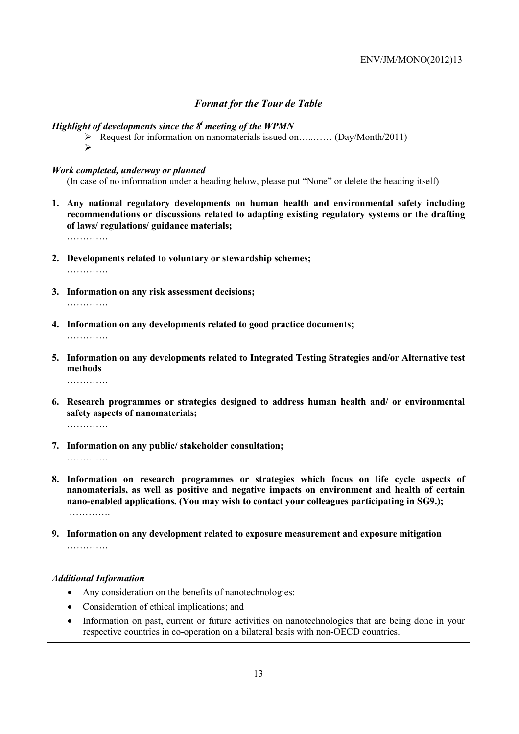### *Format for the Tour de Table*

***Highlight of developments since the 8t meeting of the WPMN***

- Request for information on nanomaterials issued on…..…… (Day/Month/2011)
- 

***Work completed, underway or planned***

(In case of no information under a heading below, please put "None" or delete the heading itself)

1. **Any national regulatory developments on human health and environmental safety including recommendations or discussions related to adapting existing regulatory systems or the drafting of laws/ regulations/ guidance materials;**

   ………….

2. **Developments related to voluntary or stewardship schemes;**

   ………….

3. **Information on any risk assessment decisions;**

   ………….

4. **Information on any developments related to good practice documents;**

   ………….

5. **Information on any developments related to Integrated Testing Strategies and/or Alternative test methods**

   ………….

6. **Research programmes or strategies designed to address human health and/ or environmental safety aspects of nanomaterials;**

   ………….

7. **Information on any public/ stakeholder consultation;**

   ………….

8. **Information on research programmes or strategies which focus on life cycle aspects of nanomaterials, as well as positive and negative impacts on environment and health of certain nano-enabled applications. (You may wish to contact your colleagues participating in SG9.);**

   ………….

9. **Information on any development related to exposure measurement and exposure mitigation**

   ………….

***Additional Information***

- Any consideration on the benefits of nanotechnologies;
- Consideration of ethical implications; and
- Information on past, current or future activities on nanotechnologies that are being done in your respective countries in co-operation on a bilateral basis with non-OECD countries.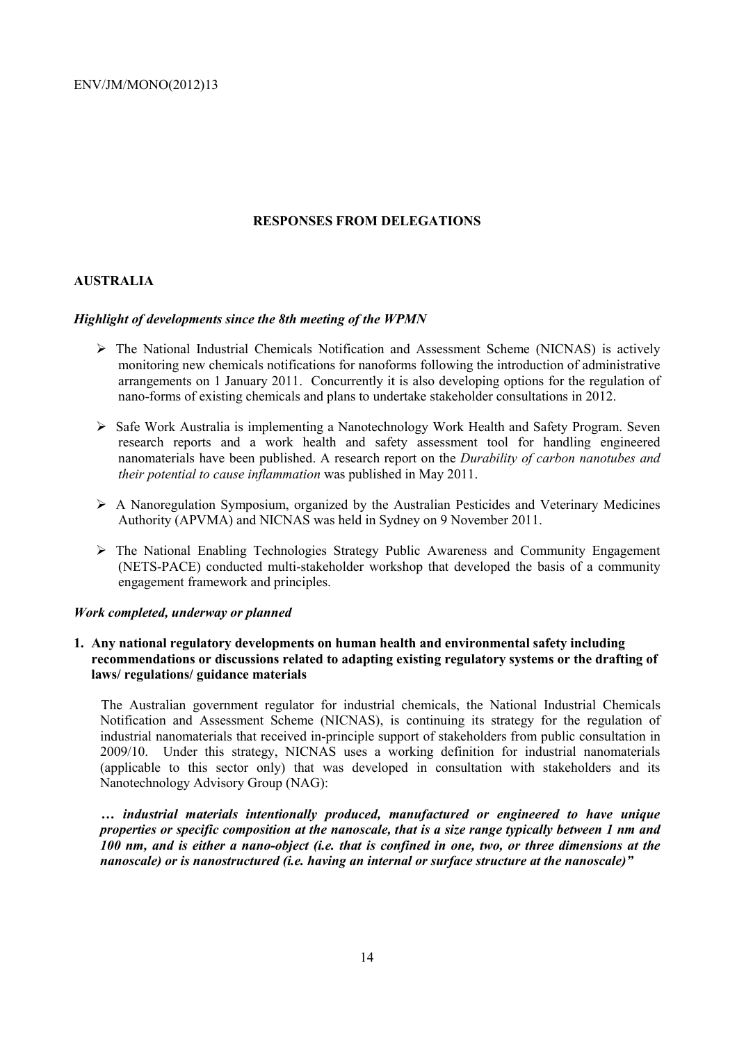## RESPONSES FROM DELEGATIONS

### AUSTRALIA

#### *Highlight of developments since the 8th meeting of the WPMN*

- The National Industrial Chemicals Notification and Assessment Scheme (NICNAS) is actively monitoring new chemicals notifications for nanoforms following the introduction of administrative arrangements on 1 January 2011. Concurrently it is also developing options for the regulation of nano-forms of existing chemicals and plans to undertake stakeholder consultations in 2012.
- Safe Work Australia is implementing a Nanotechnology Work Health and Safety Program. Seven research reports and a work health and safety assessment tool for handling engineered nanomaterials have been published. A research report on the *Durability of carbon nanotubes and their potential to cause inflammation* was published in May 2011.
- A Nanoregulation Symposium, organized by the Australian Pesticides and Veterinary Medicines Authority (APVMA) and NICNAS was held in Sydney on 9 November 2011.
- The National Enabling Technologies Strategy Public Awareness and Community Engagement (NETS-PACE) conducted multi-stakeholder workshop that developed the basis of a community engagement framework and principles.

#### *Work completed, underway or planned*

**1. Any national regulatory developments on human health and environmental safety including recommendations or discussions related to adapting existing regulatory systems or the drafting of laws/ regulations/ guidance materials**

The Australian government regulator for industrial chemicals, the National Industrial Chemicals Notification and Assessment Scheme (NICNAS), is continuing its strategy for the regulation of industrial nanomaterials that received in-principle support of stakeholders from public consultation in 2009/10. Under this strategy, NICNAS uses a working definition for industrial nanomaterials (applicable to this sector only) that was developed in consultation with stakeholders and its Nanotechnology Advisory Group (NAG):

***… industrial materials intentionally produced, manufactured or engineered to have unique properties or specific composition at the nanoscale, that is a size range typically between 1 nm and 100 nm, and is either a nano-object (i.e. that is confined in one, two, or three dimensions at the nanoscale) or is nanostructured (i.e. having an internal or surface structure at the nanoscale)"***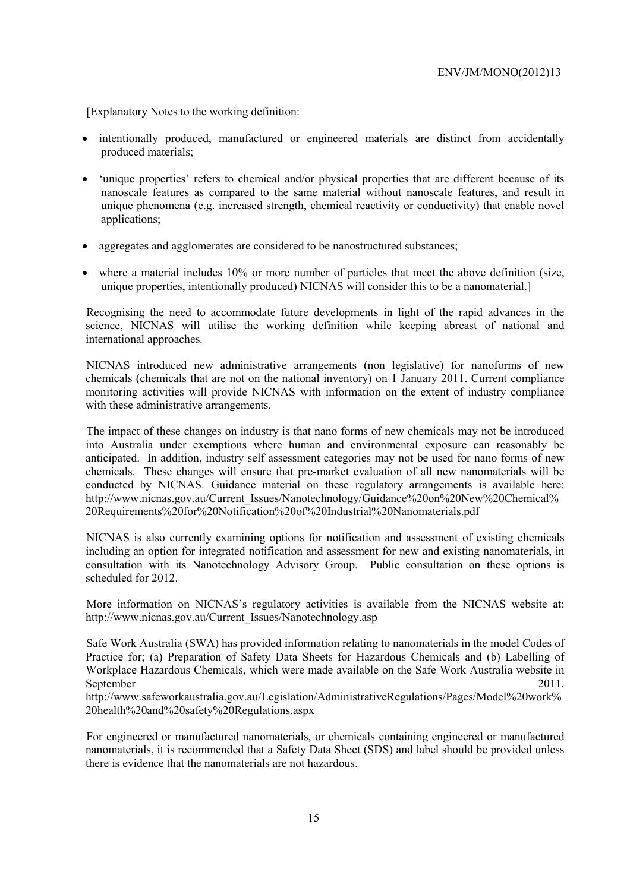[Explanatory Notes to the working definition:

- intentionally produced, manufactured or engineered materials are distinct from accidentally produced materials;
- 'unique properties' refers to chemical and/or physical properties that are different because of its nanoscale features as compared to the same material without nanoscale features, and result in unique phenomena (e.g. increased strength, chemical reactivity or conductivity) that enable novel applications;
- aggregates and agglomerates are considered to be nanostructured substances;
- where a material includes 10% or more number of particles that meet the above definition (size, unique properties, intentionally produced) NICNAS will consider this to be a nanomaterial.]

Recognising the need to accommodate future developments in light of the rapid advances in the science, NICNAS will utilise the working definition while keeping abreast of national and international approaches.

NICNAS introduced new administrative arrangements (non legislative) for nanoforms of new chemicals (chemicals that are not on the national inventory) on 1 January 2011. Current compliance monitoring activities will provide NICNAS with information on the extent of industry compliance with these administrative arrangements.

The impact of these changes on industry is that nano forms of new chemicals may not be introduced into Australia under exemptions where human and environmental exposure can reasonably be anticipated. In addition, industry self assessment categories may not be used for nano forms of new chemicals. These changes will ensure that pre-market evaluation of all new nanomaterials will be conducted by NICNAS. Guidance material on these regulatory arrangements is available here: http://www.nicnas.gov.au/Current_Issues/Nanotechnology/Guidance%20on%20New%20Chemical%20Requirements%20for%20Notification%20of%20Industrial%20Nanomaterials.pdf

NICNAS is also currently examining options for notification and assessment of existing chemicals including an option for integrated notification and assessment for new and existing nanomaterials, in consultation with its Nanotechnology Advisory Group. Public consultation on these options is scheduled for 2012.

More information on NICNAS's regulatory activities is available from the NICNAS website at: http://www.nicnas.gov.au/Current_Issues/Nanotechnology.asp

Safe Work Australia (SWA) has provided information relating to nanomaterials in the model Codes of Practice for; (a) Preparation of Safety Data Sheets for Hazardous Chemicals and (b) Labelling of Workplace Hazardous Chemicals, which were made available on the Safe Work Australia website in September 2011. http://www.safeworkaustralia.gov.au/Legislation/AdministrativeRegulations/Pages/Model%20work%20health%20and%20safety%20Regulations.aspx

For engineered or manufactured nanomaterials, or chemicals containing engineered or manufactured nanomaterials, it is recommended that a Safety Data Sheet (SDS) and label should be provided unless there is evidence that the nanomaterials are not hazardous.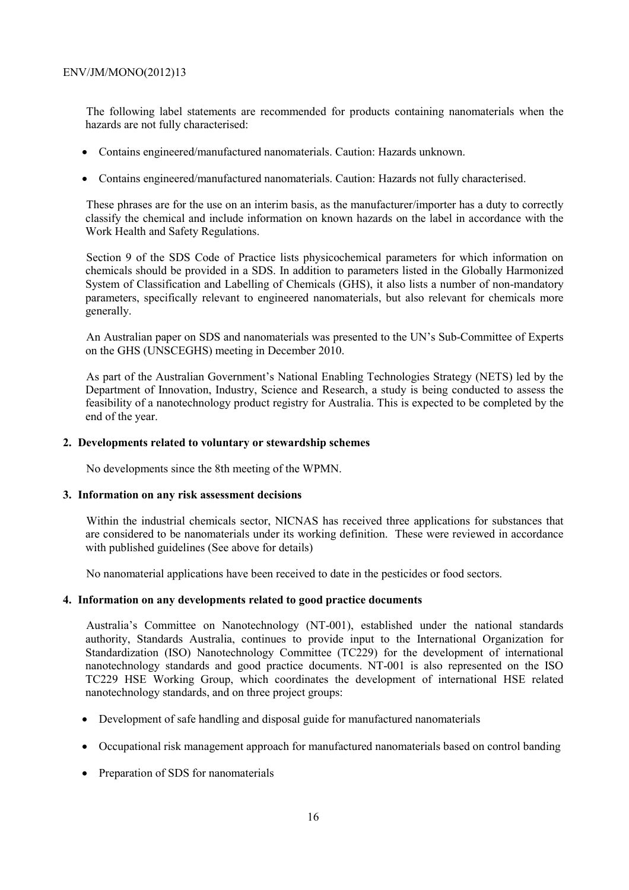The following label statements are recommended for products containing nanomaterials when the hazards are not fully characterised:

- Contains engineered/manufactured nanomaterials. Caution: Hazards unknown.
- Contains engineered/manufactured nanomaterials. Caution: Hazards not fully characterised.

These phrases are for the use on an interim basis, as the manufacturer/importer has a duty to correctly classify the chemical and include information on known hazards on the label in accordance with the Work Health and Safety Regulations.

Section 9 of the SDS Code of Practice lists physicochemical parameters for which information on chemicals should be provided in a SDS. In addition to parameters listed in the Globally Harmonized System of Classification and Labelling of Chemicals (GHS), it also lists a number of non-mandatory parameters, specifically relevant to engineered nanomaterials, but also relevant for chemicals more generally.

An Australian paper on SDS and nanomaterials was presented to the UN's Sub-Committee of Experts on the GHS (UNSCEGHS) meeting in December 2010.

As part of the Australian Government's National Enabling Technologies Strategy (NETS) led by the Department of Innovation, Industry, Science and Research, a study is being conducted to assess the feasibility of a nanotechnology product registry for Australia. This is expected to be completed by the end of the year.

**2. Developments related to voluntary or stewardship schemes**

No developments since the 8th meeting of the WPMN.

**3. Information on any risk assessment decisions**

Within the industrial chemicals sector, NICNAS has received three applications for substances that are considered to be nanomaterials under its working definition. These were reviewed in accordance with published guidelines (See above for details)

No nanomaterial applications have been received to date in the pesticides or food sectors.

**4. Information on any developments related to good practice documents**

Australia's Committee on Nanotechnology (NT-001), established under the national standards authority, Standards Australia, continues to provide input to the International Organization for Standardization (ISO) Nanotechnology Committee (TC229) for the development of international nanotechnology standards and good practice documents. NT-001 is also represented on the ISO TC229 HSE Working Group, which coordinates the development of international HSE related nanotechnology standards, and on three project groups:

- Development of safe handling and disposal guide for manufactured nanomaterials
- Occupational risk management approach for manufactured nanomaterials based on control banding
- Preparation of SDS for nanomaterials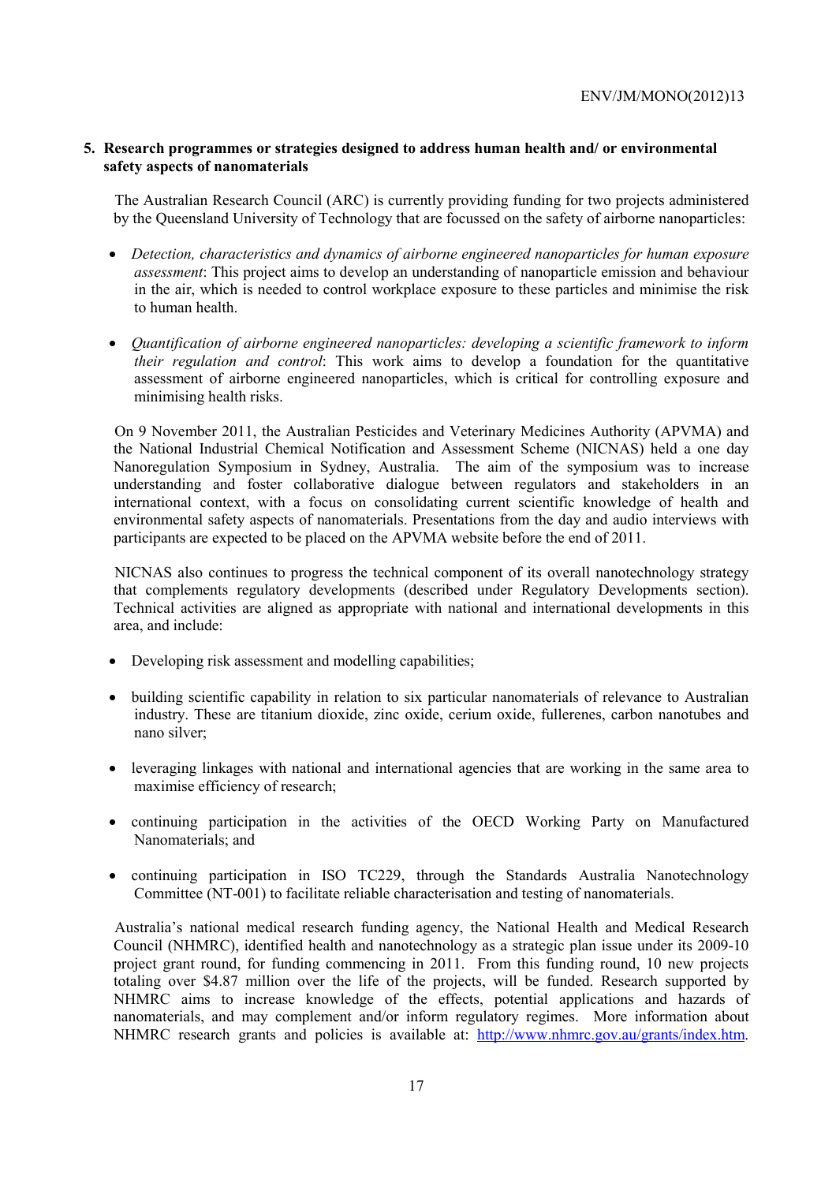## 5. Research programmes or strategies designed to address human health and/ or environmental safety aspects of nanomaterials

The Australian Research Council (ARC) is currently providing funding for two projects administered by the Queensland University of Technology that are focussed on the safety of airborne nanoparticles:

- *Detection, characteristics and dynamics of airborne engineered nanoparticles for human exposure assessment*: This project aims to develop an understanding of nanoparticle emission and behaviour in the air, which is needed to control workplace exposure to these particles and minimise the risk to human health.

- *Quantification of airborne engineered nanoparticles: developing a scientific framework to inform their regulation and control*: This work aims to develop a foundation for the quantitative assessment of airborne engineered nanoparticles, which is critical for controlling exposure and minimising health risks.

On 9 November 2011, the Australian Pesticides and Veterinary Medicines Authority (APVMA) and the National Industrial Chemical Notification and Assessment Scheme (NICNAS) held a one day Nanoregulation Symposium in Sydney, Australia. The aim of the symposium was to increase understanding and foster collaborative dialogue between regulators and stakeholders in an international context, with a focus on consolidating current scientific knowledge of health and environmental safety aspects of nanomaterials. Presentations from the day and audio interviews with participants are expected to be placed on the APVMA website before the end of 2011.

NICNAS also continues to progress the technical component of its overall nanotechnology strategy that complements regulatory developments (described under Regulatory Developments section). Technical activities are aligned as appropriate with national and international developments in this area, and include:

- Developing risk assessment and modelling capabilities;

- building scientific capability in relation to six particular nanomaterials of relevance to Australian industry. These are titanium dioxide, zinc oxide, cerium oxide, fullerenes, carbon nanotubes and nano silver;

- leveraging linkages with national and international agencies that are working in the same area to maximise efficiency of research;

- continuing participation in the activities of the OECD Working Party on Manufactured Nanomaterials; and

- continuing participation in ISO TC229, through the Standards Australia Nanotechnology Committee (NT-001) to facilitate reliable characterisation and testing of nanomaterials.

Australia's national medical research funding agency, the National Health and Medical Research Council (NHMRC), identified health and nanotechnology as a strategic plan issue under its 2009-10 project grant round, for funding commencing in 2011. From this funding round, 10 new projects totaling over $4.87 million over the life of the projects, will be funded. Research supported by NHMRC aims to increase knowledge of the effects, potential applications and hazards of nanomaterials, and may complement and/or inform regulatory regimes. More information about NHMRC research grants and policies is available at: http://www.nhmrc.gov.au/grants/index.htm.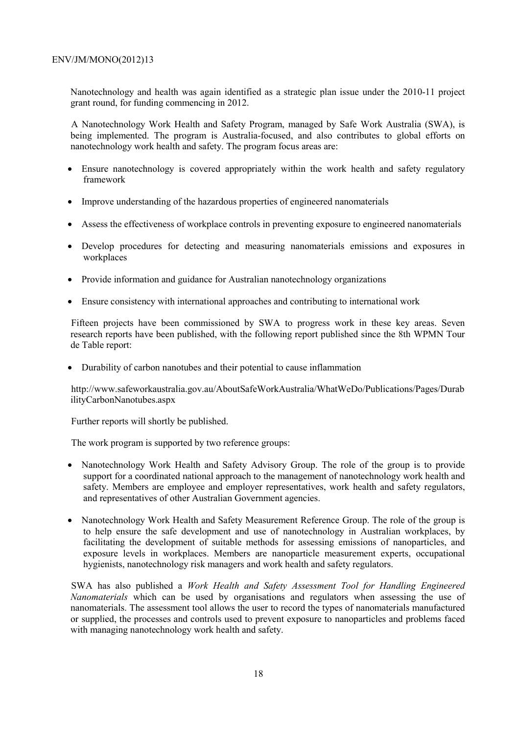Nanotechnology and health was again identified as a strategic plan issue under the 2010-11 project grant round, for funding commencing in 2012.

A Nanotechnology Work Health and Safety Program, managed by Safe Work Australia (SWA), is being implemented. The program is Australia-focused, and also contributes to global efforts on nanotechnology work health and safety. The program focus areas are:

- Ensure nanotechnology is covered appropriately within the work health and safety regulatory framework
- Improve understanding of the hazardous properties of engineered nanomaterials
- Assess the effectiveness of workplace controls in preventing exposure to engineered nanomaterials
- Develop procedures for detecting and measuring nanomaterials emissions and exposures in workplaces
- Provide information and guidance for Australian nanotechnology organizations
- Ensure consistency with international approaches and contributing to international work

Fifteen projects have been commissioned by SWA to progress work in these key areas. Seven research reports have been published, with the following report published since the 8th WPMN Tour de Table report:

- Durability of carbon nanotubes and their potential to cause inflammation

http://www.safeworkaustralia.gov.au/AboutSafeWorkAustralia/WhatWeDo/Publications/Pages/DurabilityCarbonNanotubes.aspx

Further reports will shortly be published.

The work program is supported by two reference groups:

- Nanotechnology Work Health and Safety Advisory Group. The role of the group is to provide support for a coordinated national approach to the management of nanotechnology work health and safety. Members are employee and employer representatives, work health and safety regulators, and representatives of other Australian Government agencies.
- Nanotechnology Work Health and Safety Measurement Reference Group. The role of the group is to help ensure the safe development and use of nanotechnology in Australian workplaces, by facilitating the development of suitable methods for assessing emissions of nanoparticles, and exposure levels in workplaces. Members are nanoparticle measurement experts, occupational hygienists, nanotechnology risk managers and work health and safety regulators.

SWA has also published a *Work Health and Safety Assessment Tool for Handling Engineered Nanomaterials* which can be used by organisations and regulators when assessing the use of nanomaterials. The assessment tool allows the user to record the types of nanomaterials manufactured or supplied, the processes and controls used to prevent exposure to nanoparticles and problems faced with managing nanotechnology work health and safety.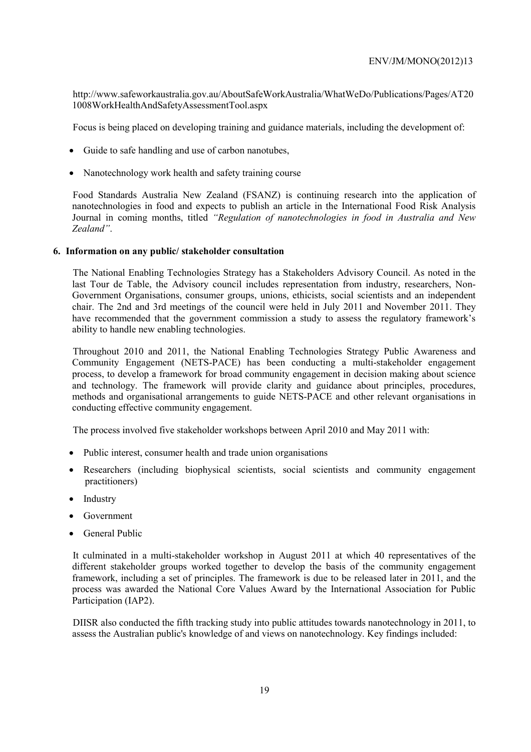http://www.safeworkaustralia.gov.au/AboutSafeWorkAustralia/WhatWeDo/Publications/Pages/AT201008WorkHealthAndSafetyAssessmentTool.aspx

Focus is being placed on developing training and guidance materials, including the development of:

- Guide to safe handling and use of carbon nanotubes,
- Nanotechnology work health and safety training course

Food Standards Australia New Zealand (FSANZ) is continuing research into the application of nanotechnologies in food and expects to publish an article in the International Food Risk Analysis Journal in coming months, titled *"Regulation of nanotechnologies in food in Australia and New Zealand"*.

**6. Information on any public/ stakeholder consultation**

The National Enabling Technologies Strategy has a Stakeholders Advisory Council. As noted in the last Tour de Table, the Advisory council includes representation from industry, researchers, Non-Government Organisations, consumer groups, unions, ethicists, social scientists and an independent chair. The 2nd and 3rd meetings of the council were held in July 2011 and November 2011. They have recommended that the government commission a study to assess the regulatory framework's ability to handle new enabling technologies.

Throughout 2010 and 2011, the National Enabling Technologies Strategy Public Awareness and Community Engagement (NETS-PACE) has been conducting a multi-stakeholder engagement process, to develop a framework for broad community engagement in decision making about science and technology. The framework will provide clarity and guidance about principles, procedures, methods and organisational arrangements to guide NETS-PACE and other relevant organisations in conducting effective community engagement.

The process involved five stakeholder workshops between April 2010 and May 2011 with:

- Public interest, consumer health and trade union organisations
- Researchers (including biophysical scientists, social scientists and community engagement practitioners)
- Industry
- Government
- General Public

It culminated in a multi-stakeholder workshop in August 2011 at which 40 representatives of the different stakeholder groups worked together to develop the basis of the community engagement framework, including a set of principles. The framework is due to be released later in 2011, and the process was awarded the National Core Values Award by the International Association for Public Participation (IAP2).

DIISR also conducted the fifth tracking study into public attitudes towards nanotechnology in 2011, to assess the Australian public's knowledge of and views on nanotechnology. Key findings included: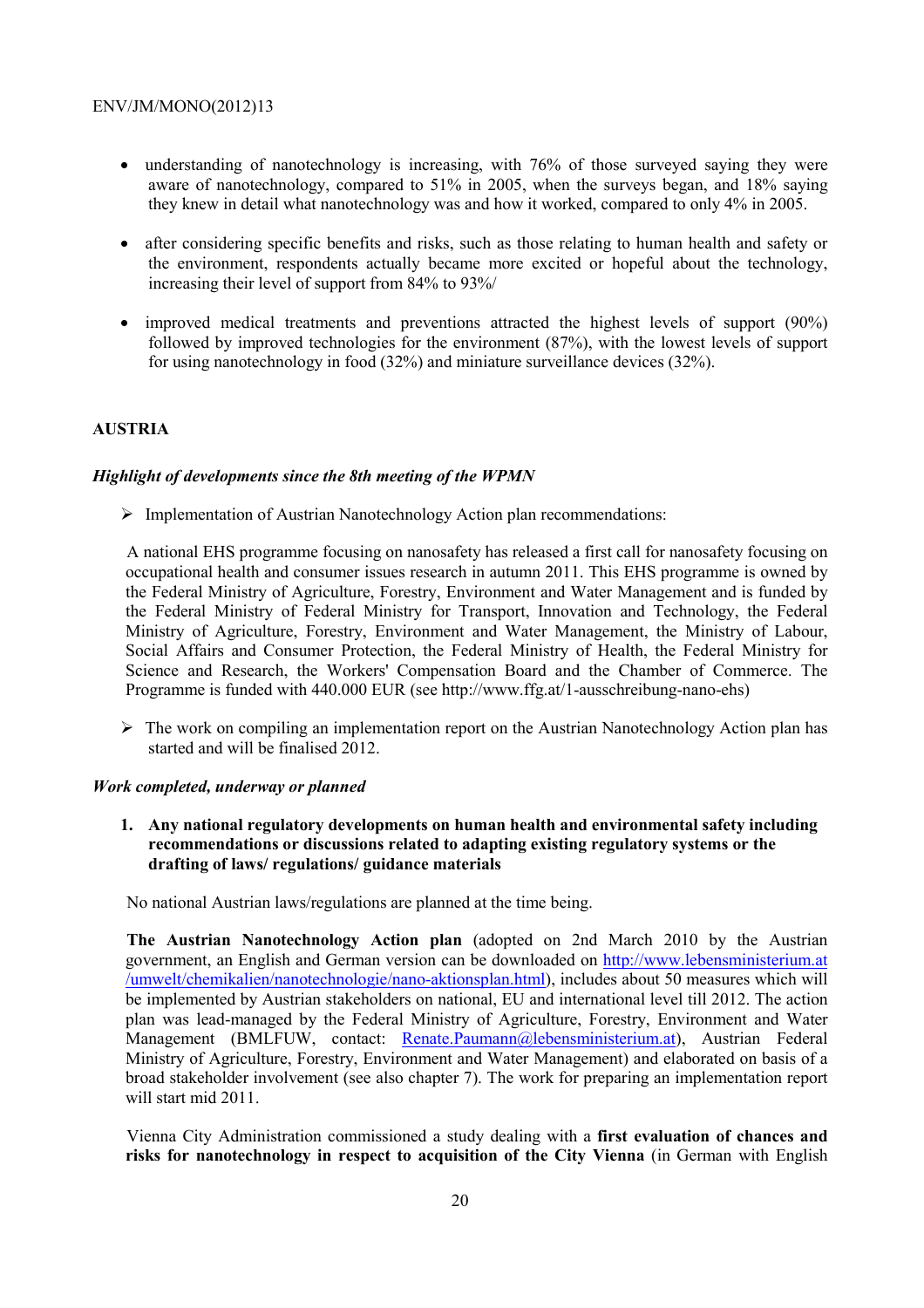- understanding of nanotechnology is increasing, with 76% of those surveyed saying they were aware of nanotechnology, compared to 51% in 2005, when the surveys began, and 18% saying they knew in detail what nanotechnology was and how it worked, compared to only 4% in 2005.

- after considering specific benefits and risks, such as those relating to human health and safety or the environment, respondents actually became more excited or hopeful about the technology, increasing their level of support from 84% to 93%/

- improved medical treatments and preventions attracted the highest levels of support (90%) followed by improved technologies for the environment (87%), with the lowest levels of support for using nanotechnology in food (32%) and miniature surveillance devices (32%).

## AUSTRIA

### *Highlight of developments since the 8th meeting of the WPMN*

- Implementation of Austrian Nanotechnology Action plan recommendations:

A national EHS programme focusing on nanosafety has released a first call for nanosafety focusing on occupational health and consumer issues research in autumn 2011. This EHS programme is owned by the Federal Ministry of Agriculture, Forestry, Environment and Water Management and is funded by the Federal Ministry of Federal Ministry for Transport, Innovation and Technology, the Federal Ministry of Agriculture, Forestry, Environment and Water Management, the Ministry of Labour, Social Affairs and Consumer Protection, the Federal Ministry of Health, the Federal Ministry for Science and Research, the Workers' Compensation Board and the Chamber of Commerce. The Programme is funded with 440.000 EUR (see http://www.ffg.at/1-ausschreibung-nano-ehs)

- The work on compiling an implementation report on the Austrian Nanotechnology Action plan has started and will be finalised 2012.

### *Work completed, underway or planned*

1. **Any national regulatory developments on human health and environmental safety including recommendations or discussions related to adapting existing regulatory systems or the drafting of laws/ regulations/ guidance materials**

No national Austrian laws/regulations are planned at the time being.

**The Austrian Nanotechnology Action plan** (adopted on 2nd March 2010 by the Austrian government, an English and German version can be downloaded on http://www.lebensministerium.at/umwelt/chemikalien/nanotechnologie/nano-aktionsplan.html), includes about 50 measures which will be implemented by Austrian stakeholders on national, EU and international level till 2012. The action plan was lead-managed by the Federal Ministry of Agriculture, Forestry, Environment and Water Management (BMLFUW, contact: Renate.Paumann@lebensministerium.at), Austrian Federal Ministry of Agriculture, Forestry, Environment and Water Management) and elaborated on basis of a broad stakeholder involvement (see also chapter 7). The work for preparing an implementation report will start mid 2011.

Vienna City Administration commissioned a study dealing with a **first evaluation of chances and risks for nanotechnology in respect to acquisition of the City Vienna** (in German with English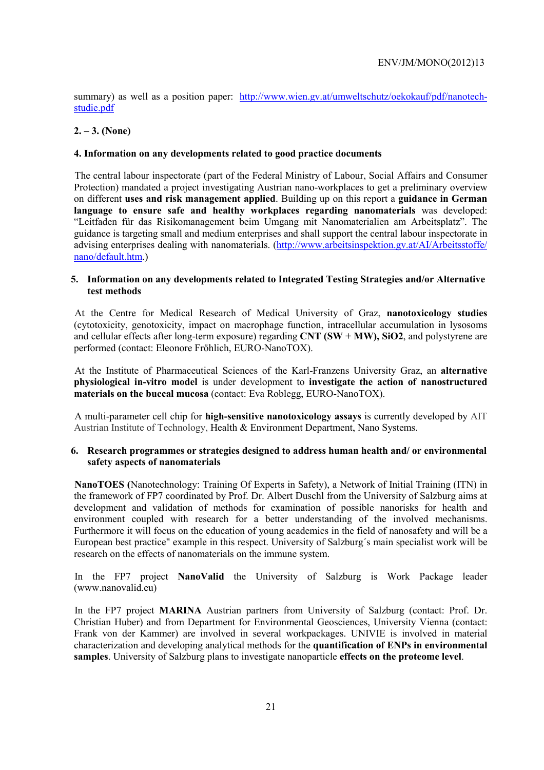summary) as well as a position paper: http://www.wien.gv.at/umweltschutz/oekokauf/pdf/nanotech-studie.pdf

**2. – 3. (None)**

**4. Information on any developments related to good practice documents**

The central labour inspectorate (part of the Federal Ministry of Labour, Social Affairs and Consumer Protection) mandated a project investigating Austrian nano-workplaces to get a preliminary overview on different **uses and risk management applied**. Building up on this report a **guidance in German language to ensure safe and healthy workplaces regarding nanomaterials** was developed: "Leitfaden für das Risikomanagement beim Umgang mit Nanomaterialien am Arbeitsplatz". The guidance is targeting small and medium enterprises and shall support the central labour inspectorate in advising enterprises dealing with nanomaterials. (http://www.arbeitsinspektion.gv.at/AI/Arbeitsstoffe/nano/default.htm.)

**5. Information on any developments related to Integrated Testing Strategies and/or Alternative test methods**

At the Centre for Medical Research of Medical University of Graz, **nanotoxicology studies** (cytotoxicity, genotoxicity, impact on macrophage function, intracellular accumulation in lysosoms and cellular effects after long-term exposure) regarding **CNT (SW + MW), SiO2**, and polystyrene are performed (contact: Eleonore Fröhlich, EURO-NanoTOX).

At the Institute of Pharmaceutical Sciences of the Karl-Franzens University Graz, an **alternative physiological in-vitro model** is under development to **investigate the action of nanostructured materials on the buccal mucosa** (contact: Eva Roblegg, EURO-NanoTOX).

A multi-parameter cell chip for **high-sensitive nanotoxicology assays** is currently developed by AIT Austrian Institute of Technology, Health & Environment Department, Nano Systems.

**6. Research programmes or strategies designed to address human health and/ or environmental safety aspects of nanomaterials**

**NanoTOES (**Nanotechnology: Training Of Experts in Safety), a Network of Initial Training (ITN) in the framework of FP7 coordinated by Prof. Dr. Albert Duschl from the University of Salzburg aims at development and validation of methods for examination of possible nanorisks for health and environment coupled with research for a better understanding of the involved mechanisms. Furthermore it will focus on the education of young academics in the field of nanosafety and will be a European best practice" example in this respect. University of Salzburg´s main specialist work will be research on the effects of nanomaterials on the immune system.

In the FP7 project **NanoValid** the University of Salzburg is Work Package leader (www.nanovalid.eu)

In the FP7 project **MARINA** Austrian partners from University of Salzburg (contact: Prof. Dr. Christian Huber) and from Department for Environmental Geosciences, University Vienna (contact: Frank von der Kammer) are involved in several workpackages. UNIVIE is involved in material characterization and developing analytical methods for the **quantification of ENPs in environmental samples**. University of Salzburg plans to investigate nanoparticle **effects on the proteome level**.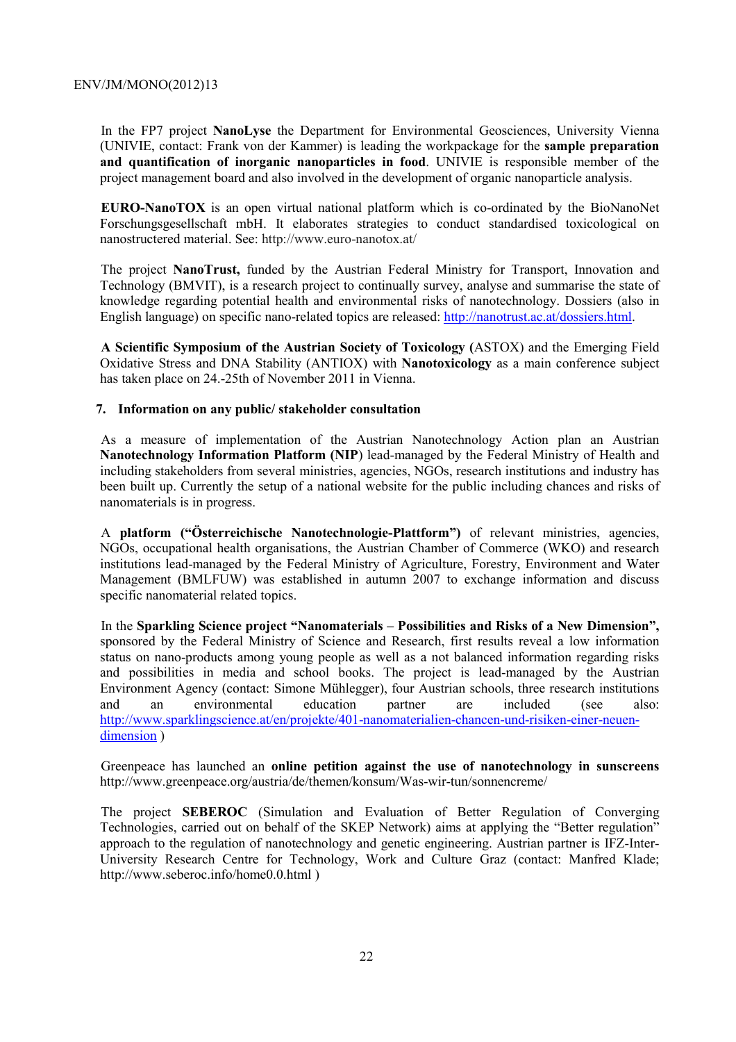In the FP7 project **NanoLyse** the Department for Environmental Geosciences, University Vienna (UNIVIE, contact: Frank von der Kammer) is leading the workpackage for the **sample preparation and quantification of inorganic nanoparticles in food**. UNIVIE is responsible member of the project management board and also involved in the development of organic nanoparticle analysis.

**EURO-NanoTOX** is an open virtual national platform which is co-ordinated by the BioNanoNet Forschungsgesellschaft mbH. It elaborates strategies to conduct standardised toxicological on nanostructered material. See: http://www.euro-nanotox.at/

The project **NanoTrust,** funded by the Austrian Federal Ministry for Transport, Innovation and Technology (BMVIT), is a research project to continually survey, analyse and summarise the state of knowledge regarding potential health and environmental risks of nanotechnology. Dossiers (also in English language) on specific nano-related topics are released: http://nanotrust.ac.at/dossiers.html.

**A Scientific Symposium of the Austrian Society of Toxicology (**ASTOX) and the Emerging Field Oxidative Stress and DNA Stability (ANTIOX) with **Nanotoxicology** as a main conference subject has taken place on 24.-25th of November 2011 in Vienna.

## 7. Information on any public/ stakeholder consultation

As a measure of implementation of the Austrian Nanotechnology Action plan an Austrian **Nanotechnology Information Platform (NIP**) lead-managed by the Federal Ministry of Health and including stakeholders from several ministries, agencies, NGOs, research institutions and industry has been built up. Currently the setup of a national website for the public including chances and risks of nanomaterials is in progress.

A **platform ("Österreichische Nanotechnologie-Plattform")** of relevant ministries, agencies, NGOs, occupational health organisations, the Austrian Chamber of Commerce (WKO) and research institutions lead-managed by the Federal Ministry of Agriculture, Forestry, Environment and Water Management (BMLFUW) was established in autumn 2007 to exchange information and discuss specific nanomaterial related topics.

In the **Sparkling Science project "Nanomaterials – Possibilities and Risks of a New Dimension",** sponsored by the Federal Ministry of Science and Research, first results reveal a low information status on nano-products among young people as well as a not balanced information regarding risks and possibilities in media and school books. The project is lead-managed by the Austrian Environment Agency (contact: Simone Mühlegger), four Austrian schools, three research institutions and an environmental education partner are included (see also: http://www.sparklingscience.at/en/projekte/401-nanomaterialien-chancen-und-risiken-einer-neuen-dimension )

Greenpeace has launched an **online petition against the use of nanotechnology in sunscreens** http://www.greenpeace.org/austria/de/themen/konsum/Was-wir-tun/sonnencreme/

The project **SEBEROC** (Simulation and Evaluation of Better Regulation of Converging Technologies, carried out on behalf of the SKEP Network) aims at applying the "Better regulation" approach to the regulation of nanotechnology and genetic engineering. Austrian partner is IFZ-Inter-University Research Centre for Technology, Work and Culture Graz (contact: Manfred Klade; http://www.seberoc.info/home0.0.html )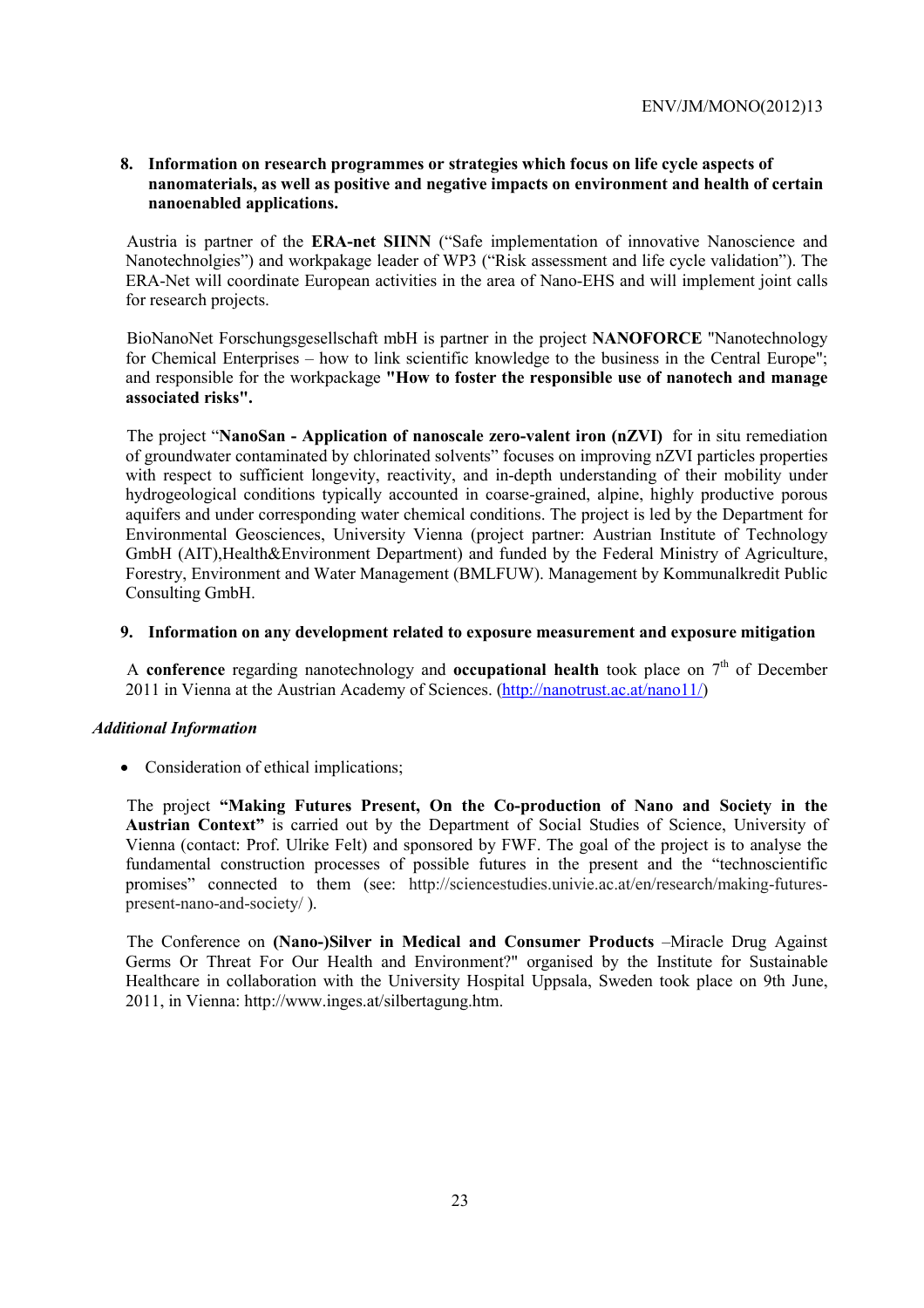## 8. Information on research programmes or strategies which focus on life cycle aspects of nanomaterials, as well as positive and negative impacts on environment and health of certain nanoenabled applications.

Austria is partner of the **ERA-net SIINN** ("Safe implementation of innovative Nanoscience and Nanotechnolgies") and workpakage leader of WP3 ("Risk assessment and life cycle validation"). The ERA-Net will coordinate European activities in the area of Nano-EHS and will implement joint calls for research projects.

BioNanoNet Forschungsgesellschaft mbH is partner in the project **NANOFORCE** "Nanotechnology for Chemical Enterprises – how to link scientific knowledge to the business in the Central Europe"; and responsible for the workpackage **"How to foster the responsible use of nanotech and manage associated risks".**

The project "**NanoSan - Application of nanoscale zero-valent iron (nZVI)** for in situ remediation of groundwater contaminated by chlorinated solvents" focuses on improving nZVI particles properties with respect to sufficient longevity, reactivity, and in-depth understanding of their mobility under hydrogeological conditions typically accounted in coarse-grained, alpine, highly productive porous aquifers and under corresponding water chemical conditions. The project is led by the Department for Environmental Geosciences, University Vienna (project partner: Austrian Institute of Technology GmbH (AIT),Health&Environment Department) and funded by the Federal Ministry of Agriculture, Forestry, Environment and Water Management (BMLFUW). Management by Kommunalkredit Public Consulting GmbH.

## 9. Information on any development related to exposure measurement and exposure mitigation

A **conference** regarding nanotechnology and **occupational health** took place on 7th of December 2011 in Vienna at the Austrian Academy of Sciences. (http://nanotrust.ac.at/nano11/)

### *Additional Information*

- Consideration of ethical implications;

The project **"Making Futures Present, On the Co-production of Nano and Society in the Austrian Context"** is carried out by the Department of Social Studies of Science, University of Vienna (contact: Prof. Ulrike Felt) and sponsored by FWF. The goal of the project is to analyse the fundamental construction processes of possible futures in the present and the "technoscientific promises" connected to them (see: http://sciencestudies.univie.ac.at/en/research/making-futures-present-nano-and-society/ ).

The Conference on **(Nano-)Silver in Medical and Consumer Products** –Miracle Drug Against Germs Or Threat For Our Health and Environment?" organised by the Institute for Sustainable Healthcare in collaboration with the University Hospital Uppsala, Sweden took place on 9th June, 2011, in Vienna: http://www.inges.at/silbertagung.htm.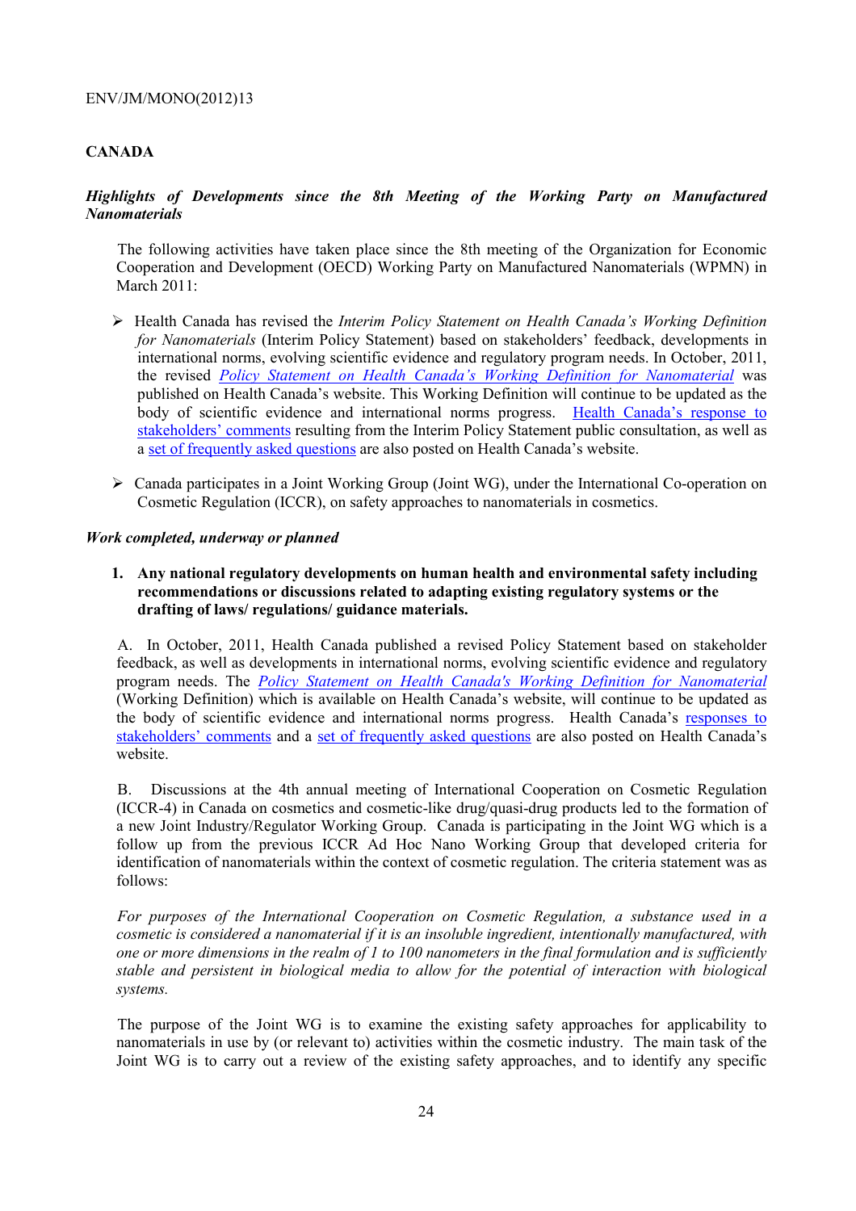## CANADA

***Highlights of Developments since the 8th Meeting of the Working Party on Manufactured Nanomaterials***

The following activities have taken place since the 8th meeting of the Organization for Economic Cooperation and Development (OECD) Working Party on Manufactured Nanomaterials (WPMN) in March 2011:

- Health Canada has revised the *Interim Policy Statement on Health Canada's Working Definition for Nanomaterials* (Interim Policy Statement) based on stakeholders' feedback, developments in international norms, evolving scientific evidence and regulatory program needs. In October, 2011, the revised *Policy Statement on Health Canada's Working Definition for Nanomaterial* was published on Health Canada's website. This Working Definition will continue to be updated as the body of scientific evidence and international norms progress. Health Canada's response to stakeholders' comments resulting from the Interim Policy Statement public consultation, as well as a set of frequently asked questions are also posted on Health Canada's website.
- Canada participates in a Joint Working Group (Joint WG), under the International Co-operation on Cosmetic Regulation (ICCR), on safety approaches to nanomaterials in cosmetics.

***Work completed, underway or planned***

**1. Any national regulatory developments on human health and environmental safety including recommendations or discussions related to adapting existing regulatory systems or the drafting of laws/ regulations/ guidance materials.**

A. In October, 2011, Health Canada published a revised Policy Statement based on stakeholder feedback, as well as developments in international norms, evolving scientific evidence and regulatory program needs. The *Policy Statement on Health Canada's Working Definition for Nanomaterial* (Working Definition) which is available on Health Canada's website, will continue to be updated as the body of scientific evidence and international norms progress. Health Canada's responses to stakeholders' comments and a set of frequently asked questions are also posted on Health Canada's website.

B. Discussions at the 4th annual meeting of International Cooperation on Cosmetic Regulation (ICCR-4) in Canada on cosmetics and cosmetic-like drug/quasi-drug products led to the formation of a new Joint Industry/Regulator Working Group. Canada is participating in the Joint WG which is a follow up from the previous ICCR Ad Hoc Nano Working Group that developed criteria for identification of nanomaterials within the context of cosmetic regulation. The criteria statement was as follows:

*For purposes of the International Cooperation on Cosmetic Regulation, a substance used in a cosmetic is considered a nanomaterial if it is an insoluble ingredient, intentionally manufactured, with one or more dimensions in the realm of 1 to 100 nanometers in the final formulation and is sufficiently stable and persistent in biological media to allow for the potential of interaction with biological systems.*

The purpose of the Joint WG is to examine the existing safety approaches for applicability to nanomaterials in use by (or relevant to) activities within the cosmetic industry. The main task of the Joint WG is to carry out a review of the existing safety approaches, and to identify any specific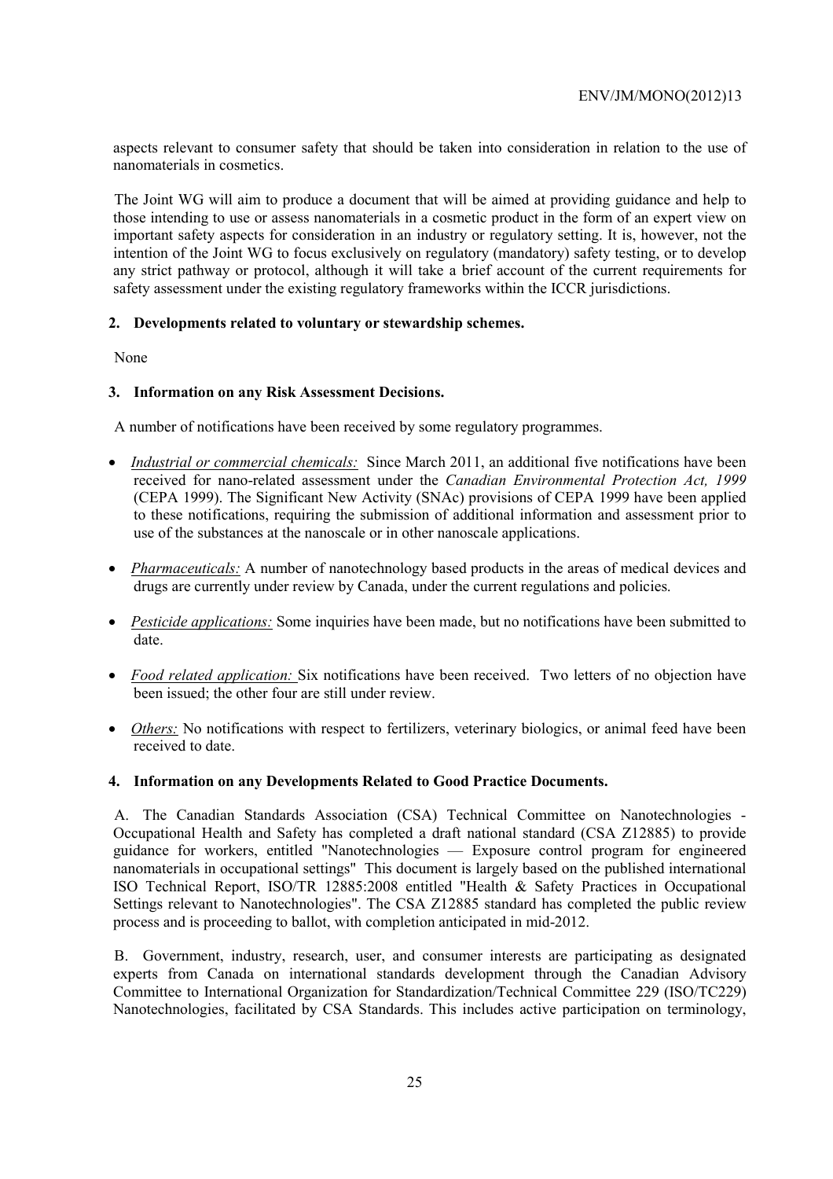aspects relevant to consumer safety that should be taken into consideration in relation to the use of nanomaterials in cosmetics.

The Joint WG will aim to produce a document that will be aimed at providing guidance and help to those intending to use or assess nanomaterials in a cosmetic product in the form of an expert view on important safety aspects for consideration in an industry or regulatory setting. It is, however, not the intention of the Joint WG to focus exclusively on regulatory (mandatory) safety testing, or to develop any strict pathway or protocol, although it will take a brief account of the current requirements for safety assessment under the existing regulatory frameworks within the ICCR jurisdictions.

**2. Developments related to voluntary or stewardship schemes.**

None

**3. Information on any Risk Assessment Decisions.**

A number of notifications have been received by some regulatory programmes.

- *Industrial or commercial chemicals:* Since March 2011, an additional five notifications have been received for nano-related assessment under the *Canadian Environmental Protection Act, 1999* (CEPA 1999). The Significant New Activity (SNAc) provisions of CEPA 1999 have been applied to these notifications, requiring the submission of additional information and assessment prior to use of the substances at the nanoscale or in other nanoscale applications.
- *Pharmaceuticals:* A number of nanotechnology based products in the areas of medical devices and drugs are currently under review by Canada, under the current regulations and policies.
- *Pesticide applications:* Some inquiries have been made, but no notifications have been submitted to date.
- *Food related application:* Six notifications have been received. Two letters of no objection have been issued; the other four are still under review.
- *Others:* No notifications with respect to fertilizers, veterinary biologics, or animal feed have been received to date.

**4. Information on any Developments Related to Good Practice Documents.**

A. The Canadian Standards Association (CSA) Technical Committee on Nanotechnologies - Occupational Health and Safety has completed a draft national standard (CSA Z12885) to provide guidance for workers, entitled "Nanotechnologies — Exposure control program for engineered nanomaterials in occupational settings" This document is largely based on the published international ISO Technical Report, ISO/TR 12885:2008 entitled "Health & Safety Practices in Occupational Settings relevant to Nanotechnologies". The CSA Z12885 standard has completed the public review process and is proceeding to ballot, with completion anticipated in mid-2012.

B. Government, industry, research, user, and consumer interests are participating as designated experts from Canada on international standards development through the Canadian Advisory Committee to International Organization for Standardization/Technical Committee 229 (ISO/TC229) Nanotechnologies, facilitated by CSA Standards. This includes active participation on terminology,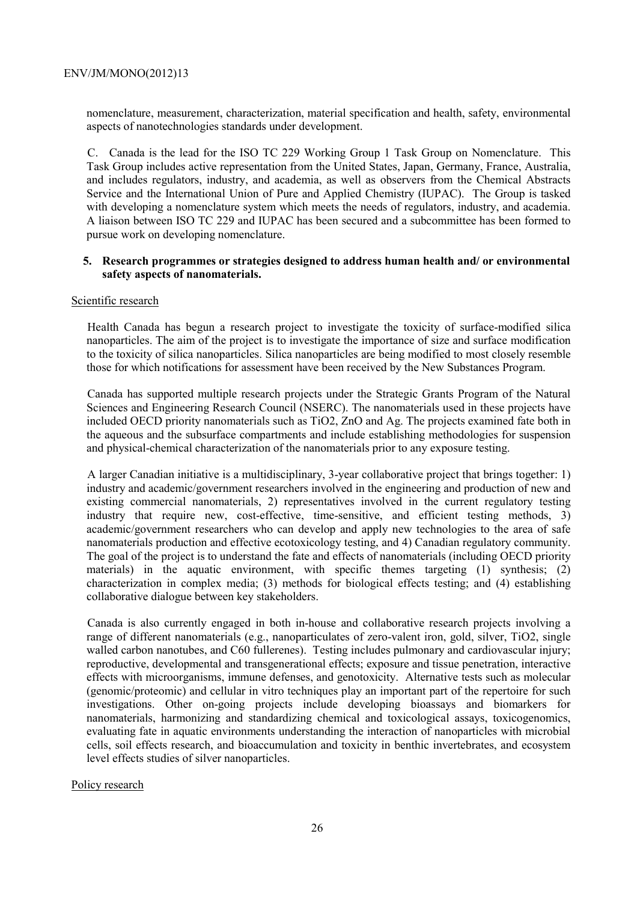nomenclature, measurement, characterization, material specification and health, safety, environmental aspects of nanotechnologies standards under development.

C. Canada is the lead for the ISO TC 229 Working Group 1 Task Group on Nomenclature. This Task Group includes active representation from the United States, Japan, Germany, France, Australia, and includes regulators, industry, and academia, as well as observers from the Chemical Abstracts Service and the International Union of Pure and Applied Chemistry (IUPAC). The Group is tasked with developing a nomenclature system which meets the needs of regulators, industry, and academia. A liaison between ISO TC 229 and IUPAC has been secured and a subcommittee has been formed to pursue work on developing nomenclature.

### 5. Research programmes or strategies designed to address human health and/ or environmental safety aspects of nanomaterials.

Scientific research

Health Canada has begun a research project to investigate the toxicity of surface-modified silica nanoparticles. The aim of the project is to investigate the importance of size and surface modification to the toxicity of silica nanoparticles. Silica nanoparticles are being modified to most closely resemble those for which notifications for assessment have been received by the New Substances Program.

Canada has supported multiple research projects under the Strategic Grants Program of the Natural Sciences and Engineering Research Council (NSERC). The nanomaterials used in these projects have included OECD priority nanomaterials such as $TiO_2$, ZnO and Ag. The projects examined fate both in the aqueous and the subsurface compartments and include establishing methodologies for suspension and physical-chemical characterization of the nanomaterials prior to any exposure testing.

A larger Canadian initiative is a multidisciplinary, 3-year collaborative project that brings together: 1) industry and academic/government researchers involved in the engineering and production of new and existing commercial nanomaterials, 2) representatives involved in the current regulatory testing industry that require new, cost-effective, time-sensitive, and efficient testing methods, 3) academic/government researchers who can develop and apply new technologies to the area of safe nanomaterials production and effective ecotoxicology testing, and 4) Canadian regulatory community. The goal of the project is to understand the fate and effects of nanomaterials (including OECD priority materials) in the aquatic environment, with specific themes targeting (1) synthesis; (2) characterization in complex media; (3) methods for biological effects testing; and (4) establishing collaborative dialogue between key stakeholders.

Canada is also currently engaged in both in-house and collaborative research projects involving a range of different nanomaterials (e.g., nanoparticulates of zero-valent iron, gold, silver, $TiO_2$, single walled carbon nanotubes, and C60 fullerenes). Testing includes pulmonary and cardiovascular injury; reproductive, developmental and transgenerational effects; exposure and tissue penetration, interactive effects with microorganisms, immune defenses, and genotoxicity. Alternative tests such as molecular (genomic/proteomic) and cellular in vitro techniques play an important part of the repertoire for such investigations. Other on-going projects include developing bioassays and biomarkers for nanomaterials, harmonizing and standardizing chemical and toxicological assays, toxicogenomics, evaluating fate in aquatic environments understanding the interaction of nanoparticles with microbial cells, soil effects research, and bioaccumulation and toxicity in benthic invertebrates, and ecosystem level effects studies of silver nanoparticles.

Policy research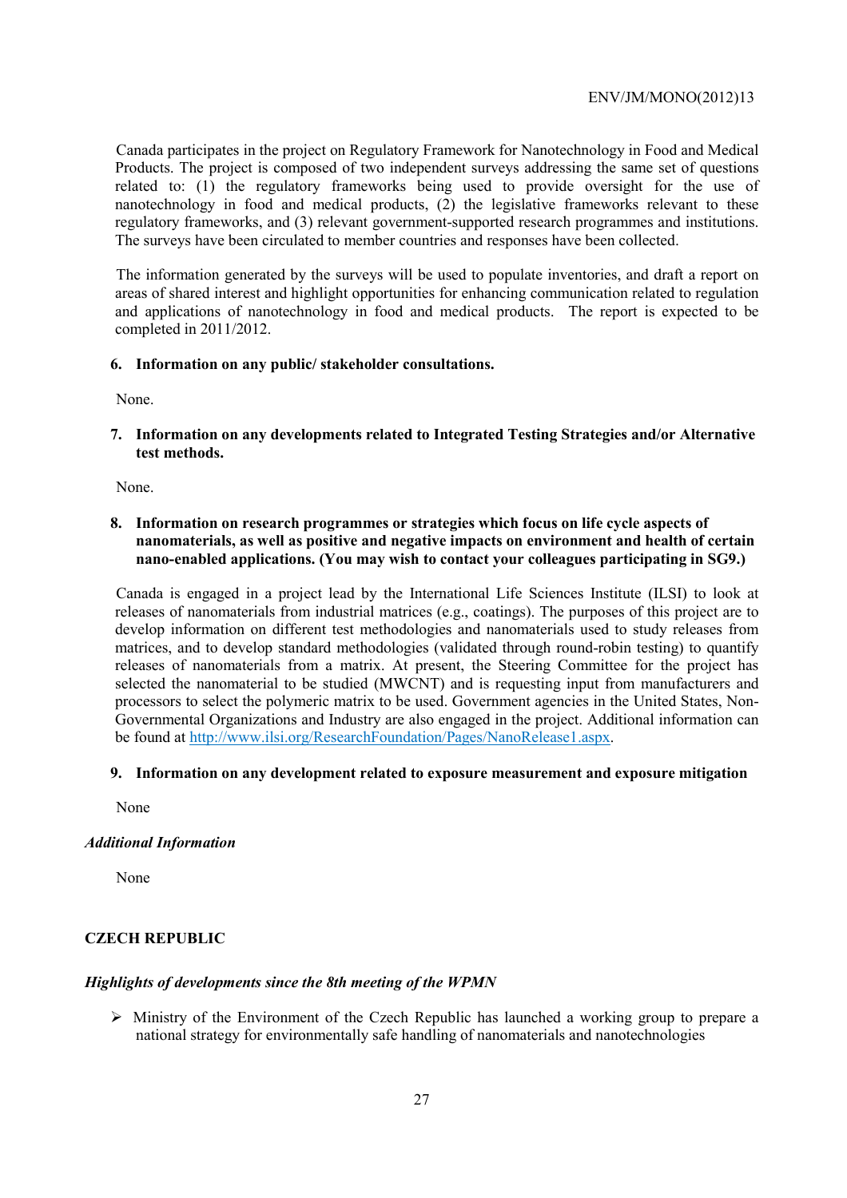Canada participates in the project on Regulatory Framework for Nanotechnology in Food and Medical Products. The project is composed of two independent surveys addressing the same set of questions related to: (1) the regulatory frameworks being used to provide oversight for the use of nanotechnology in food and medical products, (2) the legislative frameworks relevant to these regulatory frameworks, and (3) relevant government-supported research programmes and institutions. The surveys have been circulated to member countries and responses have been collected.

The information generated by the surveys will be used to populate inventories, and draft a report on areas of shared interest and highlight opportunities for enhancing communication related to regulation and applications of nanotechnology in food and medical products. The report is expected to be completed in 2011/2012.

**6. Information on any public/ stakeholder consultations.**

None.

**7. Information on any developments related to Integrated Testing Strategies and/or Alternative test methods.**

None.

**8. Information on research programmes or strategies which focus on life cycle aspects of nanomaterials, as well as positive and negative impacts on environment and health of certain nano-enabled applications. (You may wish to contact your colleagues participating in SG9.)**

Canada is engaged in a project lead by the International Life Sciences Institute (ILSI) to look at releases of nanomaterials from industrial matrices (e.g., coatings). The purposes of this project are to develop information on different test methodologies and nanomaterials used to study releases from matrices, and to develop standard methodologies (validated through round-robin testing) to quantify releases of nanomaterials from a matrix. At present, the Steering Committee for the project has selected the nanomaterial to be studied (MWCNT) and is requesting input from manufacturers and processors to select the polymeric matrix to be used. Government agencies in the United States, Non-Governmental Organizations and Industry are also engaged in the project. Additional information can be found at http://www.ilsi.org/ResearchFoundation/Pages/NanoRelease1.aspx.

**9. Information on any development related to exposure measurement and exposure mitigation**

None

***Additional Information***

None

## CZECH REPUBLIC

***Highlights of developments since the 8th meeting of the WPMN***

- Ministry of the Environment of the Czech Republic has launched a working group to prepare a national strategy for environmentally safe handling of nanomaterials and nanotechnologies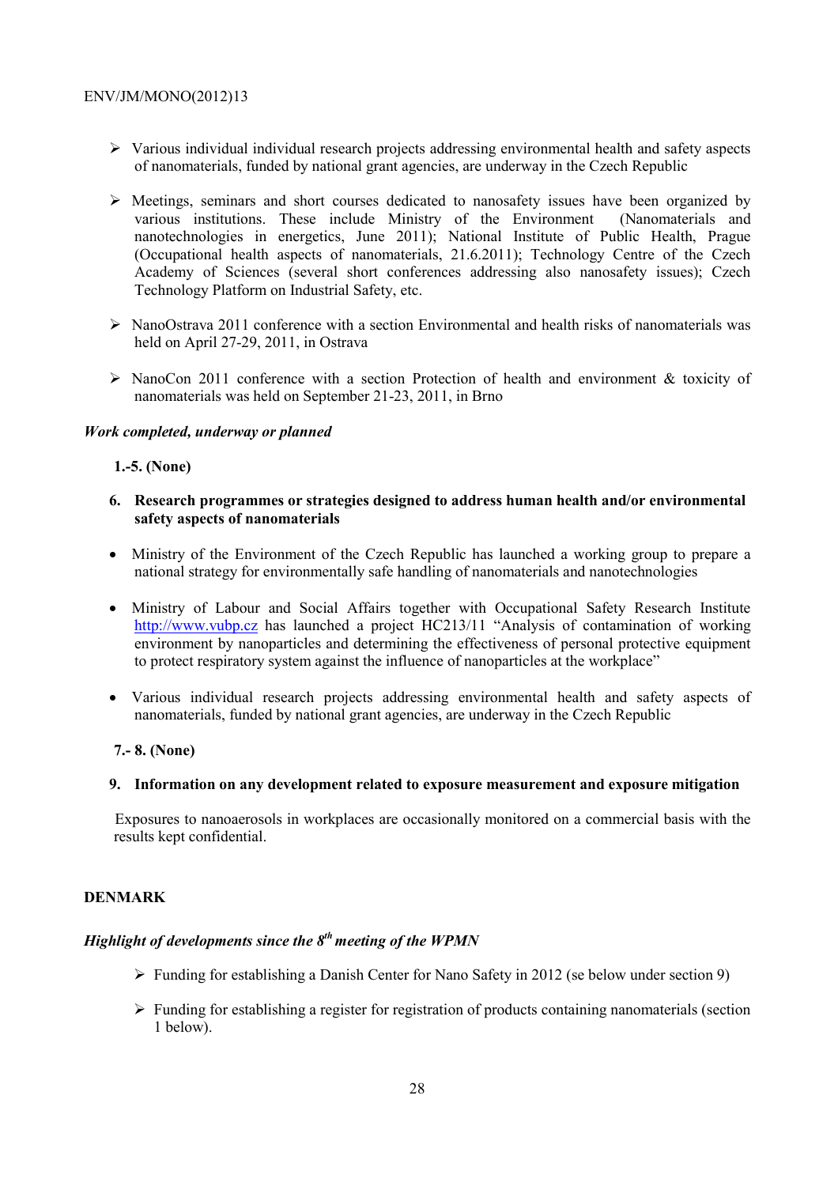- Various individual individual research projects addressing environmental health and safety aspects of nanomaterials, funded by national grant agencies, are underway in the Czech Republic

- Meetings, seminars and short courses dedicated to nanosafety issues have been organized by various institutions. These include Ministry of the Environment (Nanomaterials and nanotechnologies in energetics, June 2011); National Institute of Public Health, Prague (Occupational health aspects of nanomaterials, 21.6.2011); Technology Centre of the Czech Academy of Sciences (several short conferences addressing also nanosafety issues); Czech Technology Platform on Industrial Safety, etc.

- NanoOstrava 2011 conference with a section Environmental and health risks of nanomaterials was held on April 27-29, 2011, in Ostrava

- NanoCon 2011 conference with a section Protection of health and environment & toxicity of nanomaterials was held on September 21-23, 2011, in Brno

***Work completed, underway or planned***

**1.-5. (None)**

**6. Research programmes or strategies designed to address human health and/or environmental safety aspects of nanomaterials**

- Ministry of the Environment of the Czech Republic has launched a working group to prepare a national strategy for environmentally safe handling of nanomaterials and nanotechnologies

- Ministry of Labour and Social Affairs together with Occupational Safety Research Institute http://www.vubp.cz has launched a project HC213/11 "Analysis of contamination of working environment by nanoparticles and determining the effectiveness of personal protective equipment to protect respiratory system against the influence of nanoparticles at the workplace"

- Various individual research projects addressing environmental health and safety aspects of nanomaterials, funded by national grant agencies, are underway in the Czech Republic

**7.- 8. (None)**

**9. Information on any development related to exposure measurement and exposure mitigation**

Exposures to nanoaerosols in workplaces are occasionally monitored on a commercial basis with the results kept confidential.

## DENMARK

***Highlight of developments since the 8th meeting of the WPMN***

- Funding for establishing a Danish Center for Nano Safety in 2012 (se below under section 9)

- Funding for establishing a register for registration of products containing nanomaterials (section 1 below).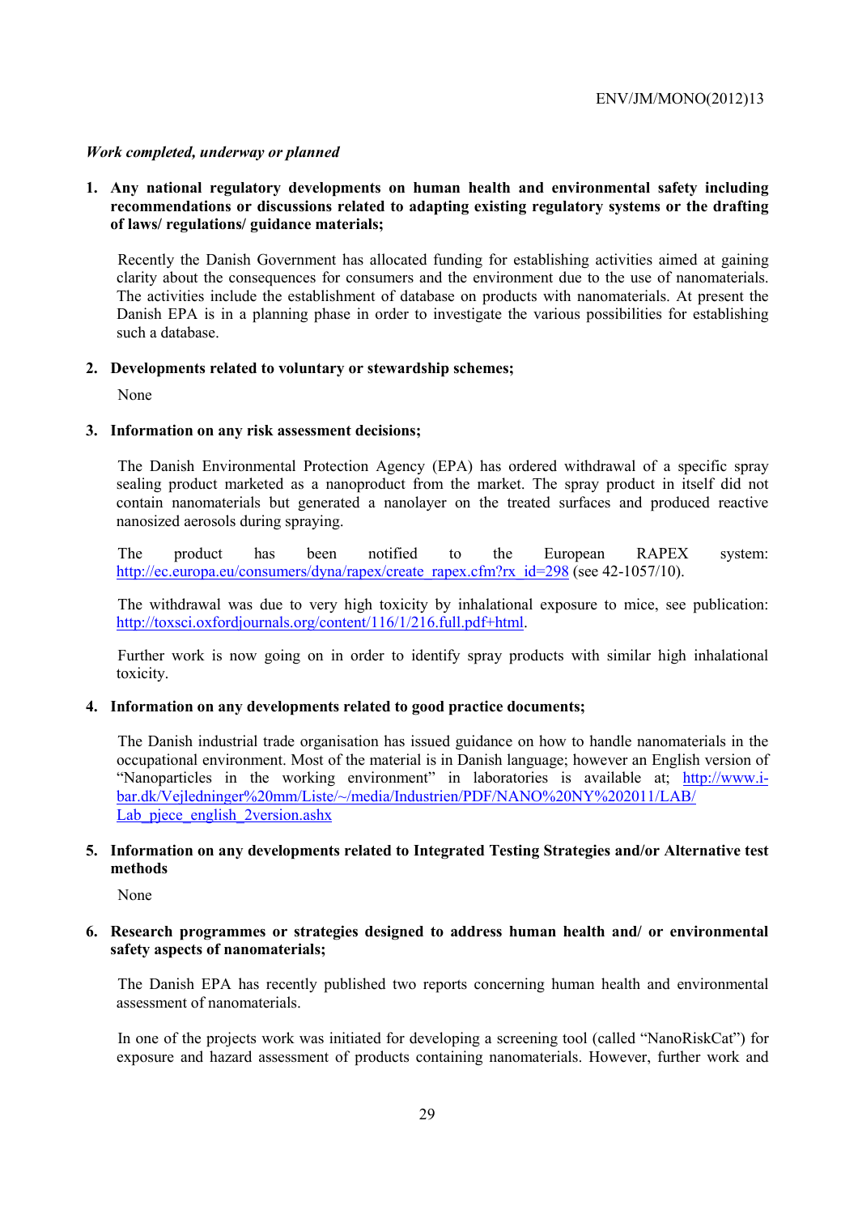*Work completed, underway or planned*

1. **Any national regulatory developments on human health and environmental safety including recommendations or discussions related to adapting existing regulatory systems or the drafting of laws/ regulations/ guidance materials;**

   Recently the Danish Government has allocated funding for establishing activities aimed at gaining clarity about the consequences for consumers and the environment due to the use of nanomaterials. The activities include the establishment of database on products with nanomaterials. At present the Danish EPA is in a planning phase in order to investigate the various possibilities for establishing such a database.

2. **Developments related to voluntary or stewardship schemes;**

   None

3. **Information on any risk assessment decisions;**

   The Danish Environmental Protection Agency (EPA) has ordered withdrawal of a specific spray sealing product marketed as a nanoproduct from the market. The spray product in itself did not contain nanomaterials but generated a nanolayer on the treated surfaces and produced reactive nanosized aerosols during spraying.

   The product has been notified to the European RAPEX system: http://ec.europa.eu/consumers/dyna/rapex/create_rapex.cfm?rx_id=298 (see 42-1057/10).

   The withdrawal was due to very high toxicity by inhalational exposure to mice, see publication: http://toxsci.oxfordjournals.org/content/116/1/216.full.pdf+html.

   Further work is now going on in order to identify spray products with similar high inhalational toxicity.

4. **Information on any developments related to good practice documents;**

   The Danish industrial trade organisation has issued guidance on how to handle nanomaterials in the occupational environment. Most of the material is in Danish language; however an English version of "Nanoparticles in the working environment" in laboratories is available at; http://www.i-bar.dk/Vejledninger%20mm/Liste/~/media/Industrien/PDF/NANO%20NY%202011/LAB/Lab_pjece_english_2version.ashx

5. **Information on any developments related to Integrated Testing Strategies and/or Alternative test methods**

   None

6. **Research programmes or strategies designed to address human health and/ or environmental safety aspects of nanomaterials;**

   The Danish EPA has recently published two reports concerning human health and environmental assessment of nanomaterials.

   In one of the projects work was initiated for developing a screening tool (called "NanoRiskCat") for exposure and hazard assessment of products containing nanomaterials. However, further work and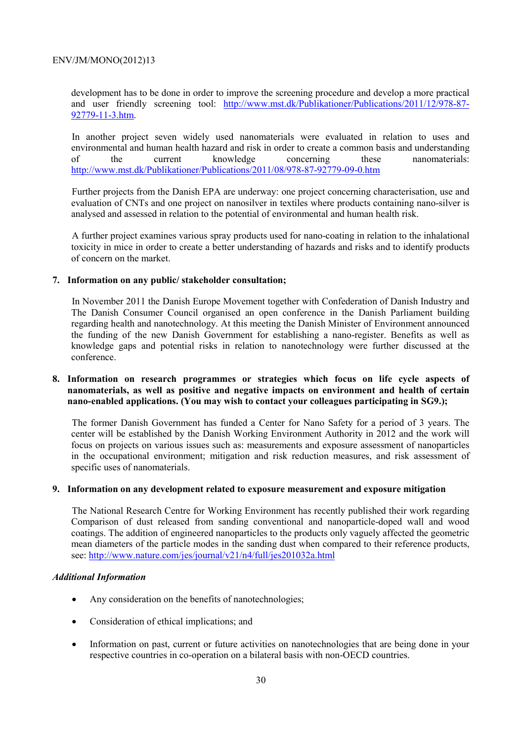development has to be done in order to improve the screening procedure and develop a more practical and user friendly screening tool: http://www.mst.dk/Publikationer/Publications/2011/12/978-87-92779-11-3.htm.

In another project seven widely used nanomaterials were evaluated in relation to uses and environmental and human health hazard and risk in order to create a common basis and understanding of the current knowledge concerning these nanomaterials: http://www.mst.dk/Publikationer/Publications/2011/08/978-87-92779-09-0.htm

Further projects from the Danish EPA are underway: one project concerning characterisation, use and evaluation of CNTs and one project on nanosilver in textiles where products containing nano-silver is analysed and assessed in relation to the potential of environmental and human health risk.

A further project examines various spray products used for nano-coating in relation to the inhalational toxicity in mice in order to create a better understanding of hazards and risks and to identify products of concern on the market.

**7. Information on any public/ stakeholder consultation;**

In November 2011 the Danish Europe Movement together with Confederation of Danish Industry and The Danish Consumer Council organised an open conference in the Danish Parliament building regarding health and nanotechnology. At this meeting the Danish Minister of Environment announced the funding of the new Danish Government for establishing a nano-register. Benefits as well as knowledge gaps and potential risks in relation to nanotechnology were further discussed at the conference.

**8. Information on research programmes or strategies which focus on life cycle aspects of nanomaterials, as well as positive and negative impacts on environment and health of certain nano-enabled applications. (You may wish to contact your colleagues participating in SG9.);**

The former Danish Government has funded a Center for Nano Safety for a period of 3 years. The center will be established by the Danish Working Environment Authority in 2012 and the work will focus on projects on various issues such as: measurements and exposure assessment of nanoparticles in the occupational environment; mitigation and risk reduction measures, and risk assessment of specific uses of nanomaterials.

**9. Information on any development related to exposure measurement and exposure mitigation**

The National Research Centre for Working Environment has recently published their work regarding Comparison of dust released from sanding conventional and nanoparticle-doped wall and wood coatings. The addition of engineered nanoparticles to the products only vaguely affected the geometric mean diameters of the particle modes in the sanding dust when compared to their reference products, see: http://www.nature.com/jes/journal/v21/n4/full/jes201032a.html

***Additional Information***

- Any consideration on the benefits of nanotechnologies;
- Consideration of ethical implications; and
- Information on past, current or future activities on nanotechnologies that are being done in your respective countries in co-operation on a bilateral basis with non-OECD countries.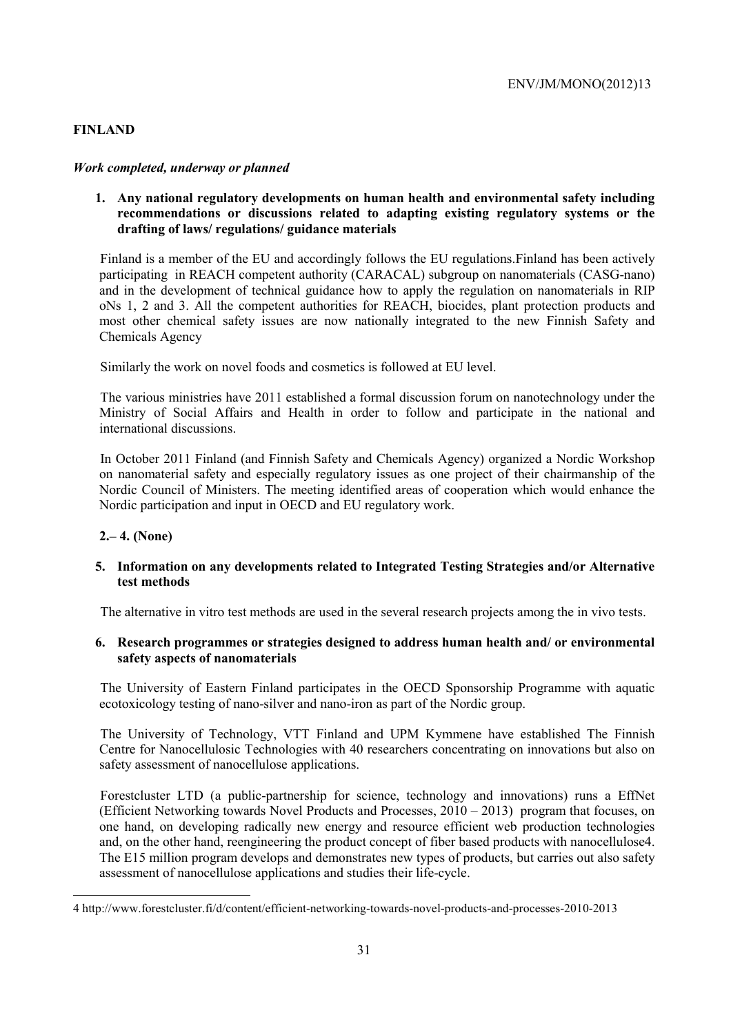## FINLAND

### *Work completed, underway or planned*

**1. Any national regulatory developments on human health and environmental safety including recommendations or discussions related to adapting existing regulatory systems or the drafting of laws/ regulations/ guidance materials**

Finland is a member of the EU and accordingly follows the EU regulations.Finland has been actively participating in REACH competent authority (CARACAL) subgroup on nanomaterials (CASG-nano) and in the development of technical guidance how to apply the regulation on nanomaterials in RIP oNs 1, 2 and 3. All the competent authorities for REACH, biocides, plant protection products and most other chemical safety issues are now nationally integrated to the new Finnish Safety and Chemicals Agency

Similarly the work on novel foods and cosmetics is followed at EU level.

The various ministries have 2011 established a formal discussion forum on nanotechnology under the Ministry of Social Affairs and Health in order to follow and participate in the national and international discussions.

In October 2011 Finland (and Finnish Safety and Chemicals Agency) organized a Nordic Workshop on nanomaterial safety and especially regulatory issues as one project of their chairmanship of the Nordic Council of Ministers. The meeting identified areas of cooperation which would enhance the Nordic participation and input in OECD and EU regulatory work.

**2.– 4. (None)**

**5. Information on any developments related to Integrated Testing Strategies and/or Alternative test methods**

The alternative in vitro test methods are used in the several research projects among the in vivo tests.

**6. Research programmes or strategies designed to address human health and/ or environmental safety aspects of nanomaterials**

The University of Eastern Finland participates in the OECD Sponsorship Programme with aquatic ecotoxicology testing of nano-silver and nano-iron as part of the Nordic group.

The University of Technology, VTT Finland and UPM Kymmene have established The Finnish Centre for Nanocellulosic Technologies with 40 researchers concentrating on innovations but also on safety assessment of nanocellulose applications.

Forestcluster LTD (a public-partnership for science, technology and innovations) runs a EffNet (Efficient Networking towards Novel Products and Processes, 2010 – 2013) program that focuses, on one hand, on developing radically new energy and resource efficient web production technologies and, on the other hand, reengineering the product concept of fiber based products with nanocellulose[4]. The E15 million program develops and demonstrates new types of products, but carries out also safety assessment of nanocellulose applications and studies their life-cycle.

---

[4] http://www.forestcluster.fi/d/content/efficient-networking-towards-novel-products-and-processes-2010-2013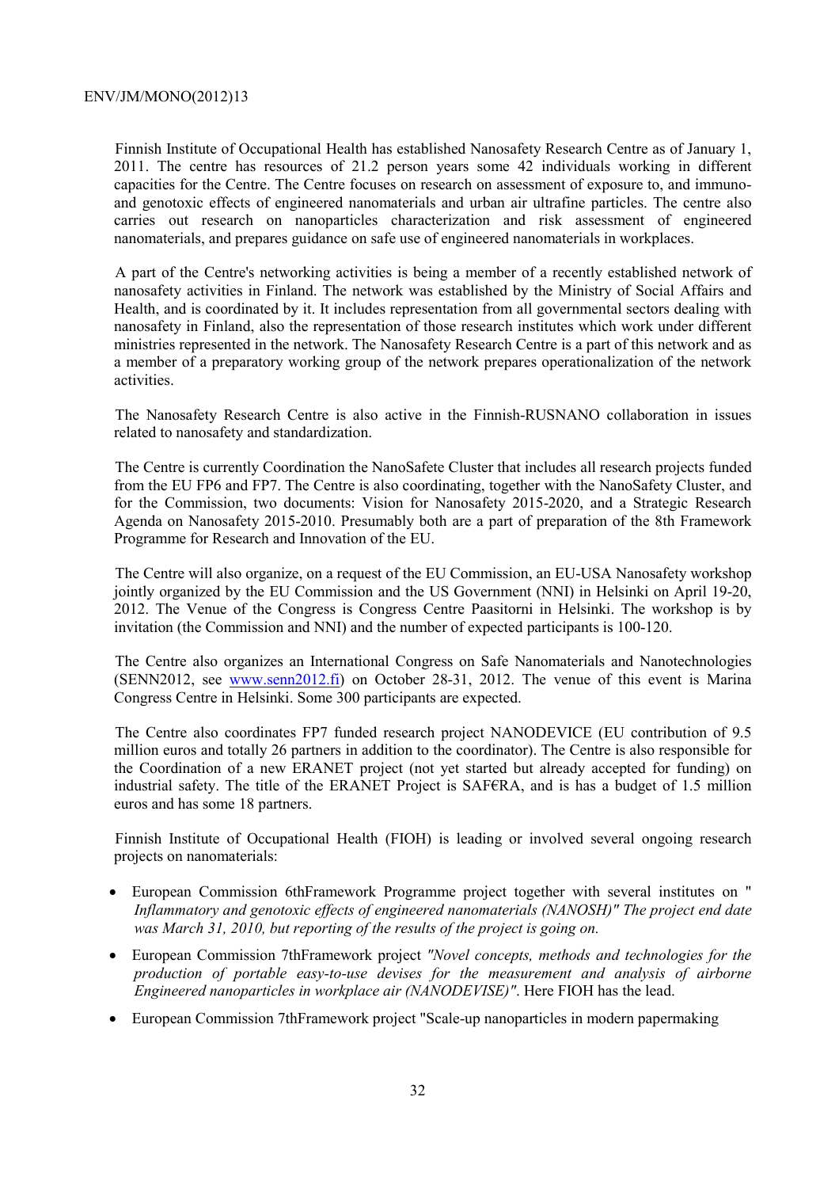Finnish Institute of Occupational Health has established Nanosafety Research Centre as of January 1, 2011. The centre has resources of 21.2 person years some 42 individuals working in different capacities for the Centre. The Centre focuses on research on assessment of exposure to, and immuno- and genotoxic effects of engineered nanomaterials and urban air ultrafine particles. The centre also carries out research on nanoparticles characterization and risk assessment of engineered nanomaterials, and prepares guidance on safe use of engineered nanomaterials in workplaces.

A part of the Centre's networking activities is being a member of a recently established network of nanosafety activities in Finland. The network was established by the Ministry of Social Affairs and Health, and is coordinated by it. It includes representation from all governmental sectors dealing with nanosafety in Finland, also the representation of those research institutes which work under different ministries represented in the network. The Nanosafety Research Centre is a part of this network and as a member of a preparatory working group of the network prepares operationalization of the network activities.

The Nanosafety Research Centre is also active in the Finnish-RUSNANO collaboration in issues related to nanosafety and standardization.

The Centre is currently Coordination the NanoSafete Cluster that includes all research projects funded from the EU FP6 and FP7. The Centre is also coordinating, together with the NanoSafety Cluster, and for the Commission, two documents: Vision for Nanosafety 2015-2020, and a Strategic Research Agenda on Nanosafety 2015-2010. Presumably both are a part of preparation of the 8th Framework Programme for Research and Innovation of the EU.

The Centre will also organize, on a request of the EU Commission, an EU-USA Nanosafety workshop jointly organized by the EU Commission and the US Government (NNI) in Helsinki on April 19-20, 2012. The Venue of the Congress is Congress Centre Paasitorni in Helsinki. The workshop is by invitation (the Commission and NNI) and the number of expected participants is 100-120.

The Centre also organizes an International Congress on Safe Nanomaterials and Nanotechnologies (SENN2012, see www.senn2012.fi) on October 28-31, 2012. The venue of this event is Marina Congress Centre in Helsinki. Some 300 participants are expected.

The Centre also coordinates FP7 funded research project NANODEVICE (EU contribution of 9.5 million euros and totally 26 partners in addition to the coordinator). The Centre is also responsible for the Coordination of a new ERANET project (not yet started but already accepted for funding) on industrial safety. The title of the ERANET Project is SAF€RA, and is has a budget of 1.5 million euros and has some 18 partners.

Finnish Institute of Occupational Health (FIOH) is leading or involved several ongoing research projects on nanomaterials:

- European Commission 6thFramework Programme project together with several institutes on " *Inflammatory and genotoxic effects of engineered nanomaterials (NANOSH)" The project end date was March 31, 2010, but reporting of the results of the project is going on.*
- European Commission 7thFramework project *"Novel concepts, methods and technologies for the production of portable easy-to-use devises for the measurement and analysis of airborne Engineered nanoparticles in workplace air (NANODEVISE)"*. Here FIOH has the lead.
- European Commission 7thFramework project "Scale-up nanoparticles in modern papermaking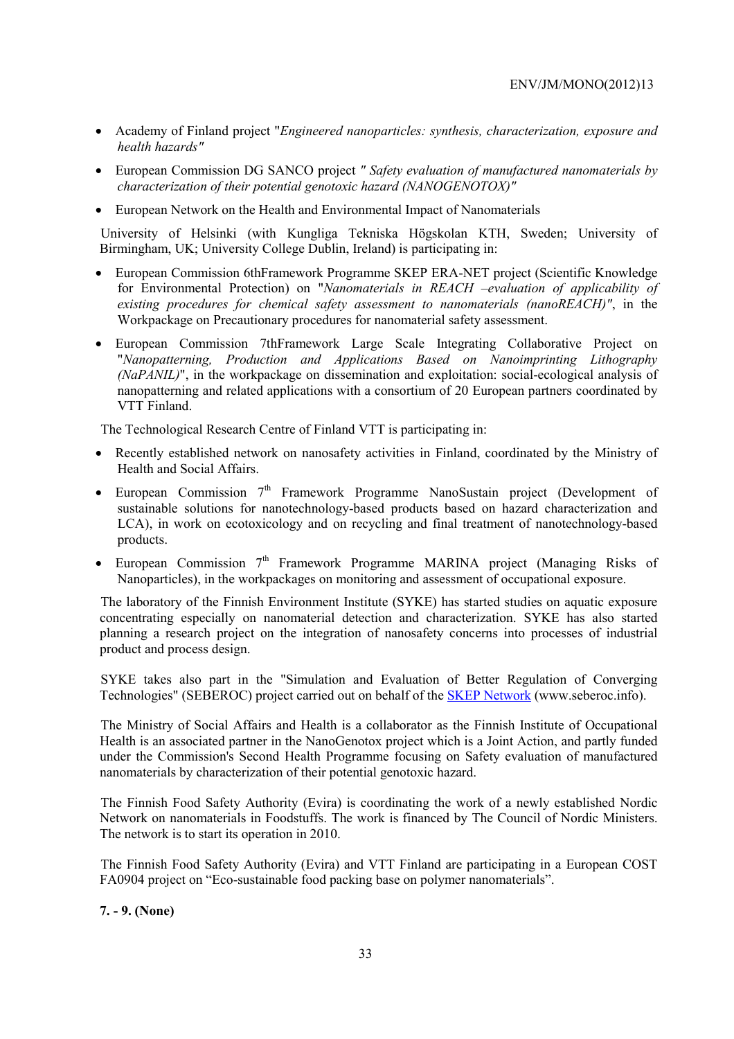- Academy of Finland project "*Engineered nanoparticles: synthesis, characterization, exposure and health hazards"*
- European Commission DG SANCO project *" Safety evaluation of manufactured nanomaterials by characterization of their potential genotoxic hazard (NANOGENOTOX)"*
- European Network on the Health and Environmental Impact of Nanomaterials

University of Helsinki (with Kungliga Tekniska Högskolan KTH, Sweden; University of Birmingham, UK; University College Dublin, Ireland) is participating in:

- European Commission 6thFramework Programme SKEP ERA-NET project (Scientific Knowledge for Environmental Protection) on "*Nanomaterials in REACH –evaluation of applicability of existing procedures for chemical safety assessment to nanomaterials (nanoREACH)"*, in the Workpackage on Precautionary procedures for nanomaterial safety assessment.
- European Commission 7thFramework Large Scale Integrating Collaborative Project on "*Nanopatterning, Production and Applications Based on Nanoimprinting Lithography (NaPANIL)*", in the workpackage on dissemination and exploitation: social-ecological analysis of nanopatterning and related applications with a consortium of 20 European partners coordinated by VTT Finland.

The Technological Research Centre of Finland VTT is participating in:

- Recently established network on nanosafety activities in Finland, coordinated by the Ministry of Health and Social Affairs.
- European Commission 7th Framework Programme NanoSustain project (Development of sustainable solutions for nanotechnology-based products based on hazard characterization and LCA), in work on ecotoxicology and on recycling and final treatment of nanotechnology-based products.
- European Commission 7th Framework Programme MARINA project (Managing Risks of Nanoparticles), in the workpackages on monitoring and assessment of occupational exposure.

The laboratory of the Finnish Environment Institute (SYKE) has started studies on aquatic exposure concentrating especially on nanomaterial detection and characterization. SYKE has also started planning a research project on the integration of nanosafety concerns into processes of industrial product and process design.

SYKE takes also part in the "Simulation and Evaluation of Better Regulation of Converging Technologies" (SEBEROC) project carried out on behalf of the SKEP Network (www.seberoc.info).

The Ministry of Social Affairs and Health is a collaborator as the Finnish Institute of Occupational Health is an associated partner in the NanoGenotox project which is a Joint Action, and partly funded under the Commission's Second Health Programme focusing on Safety evaluation of manufactured nanomaterials by characterization of their potential genotoxic hazard.

The Finnish Food Safety Authority (Evira) is coordinating the work of a newly established Nordic Network on nanomaterials in Foodstuffs. The work is financed by The Council of Nordic Ministers. The network is to start its operation in 2010.

The Finnish Food Safety Authority (Evira) and VTT Finland are participating in a European COST FA0904 project on "Eco-sustainable food packing base on polymer nanomaterials".

**7. - 9. (None)**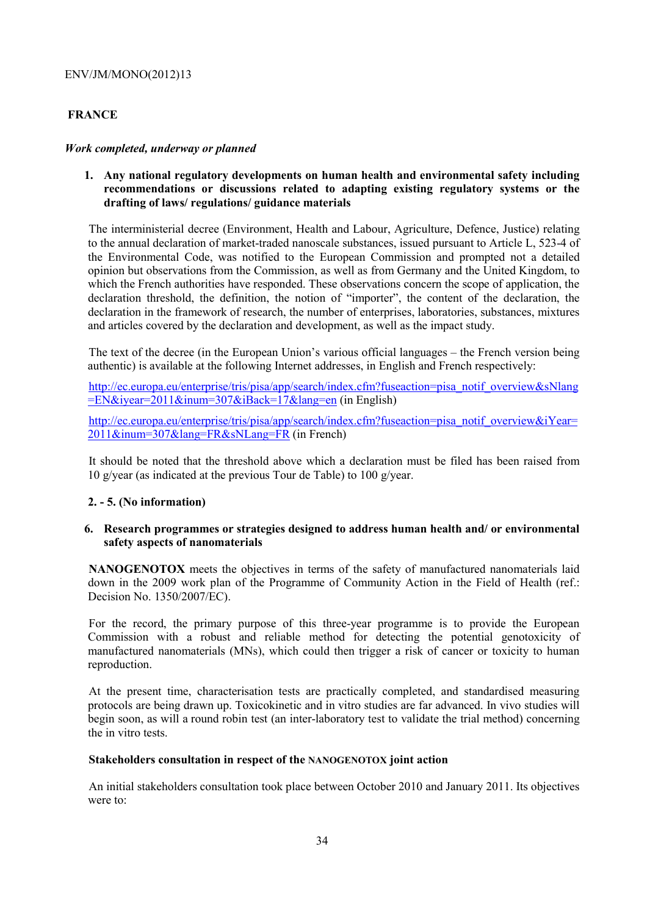## FRANCE

*Work completed, underway or planned*

1. **Any national regulatory developments on human health and environmental safety including recommendations or discussions related to adapting existing regulatory systems or the drafting of laws/ regulations/ guidance materials**

The interministerial decree (Environment, Health and Labour, Agriculture, Defence, Justice) relating to the annual declaration of market-traded nanoscale substances, issued pursuant to Article L, 523-4 of the Environmental Code, was notified to the European Commission and prompted not a detailed opinion but observations from the Commission, as well as from Germany and the United Kingdom, to which the French authorities have responded. These observations concern the scope of application, the declaration threshold, the definition, the notion of "importer", the content of the declaration, the declaration in the framework of research, the number of enterprises, laboratories, substances, mixtures and articles covered by the declaration and development, as well as the impact study.

The text of the decree (in the European Union's various official languages – the French version being authentic) is available at the following Internet addresses, in English and French respectively:

http://ec.europa.eu/enterprise/tris/pisa/app/search/index.cfm?fuseaction=pisa_notif_overview&sNlang=EN&iyear=2011&inum=307&iBack=17&lang=en (in English)

http://ec.europa.eu/enterprise/tris/pisa/app/search/index.cfm?fuseaction=pisa_notif_overview&iYear=2011&inum=307&lang=FR&sNLang=FR (in French)

It should be noted that the threshold above which a declaration must be filed has been raised from 10 g/year (as indicated at the previous Tour de Table) to 100 g/year.

**2. - 5. (No information)**

6. **Research programmes or strategies designed to address human health and/ or environmental safety aspects of nanomaterials**

**NANOGENOTOX** meets the objectives in terms of the safety of manufactured nanomaterials laid down in the 2009 work plan of the Programme of Community Action in the Field of Health (ref.: Decision No. 1350/2007/EC).

For the record, the primary purpose of this three-year programme is to provide the European Commission with a robust and reliable method for detecting the potential genotoxicity of manufactured nanomaterials (MNs), which could then trigger a risk of cancer or toxicity to human reproduction.

At the present time, characterisation tests are practically completed, and standardised measuring protocols are being drawn up. Toxicokinetic and in vitro studies are far advanced. In vivo studies will begin soon, as will a round robin test (an inter-laboratory test to validate the trial method) concerning the in vitro tests.

**Stakeholders consultation in respect of the NANOGENOTOX joint action**

An initial stakeholders consultation took place between October 2010 and January 2011. Its objectives were to: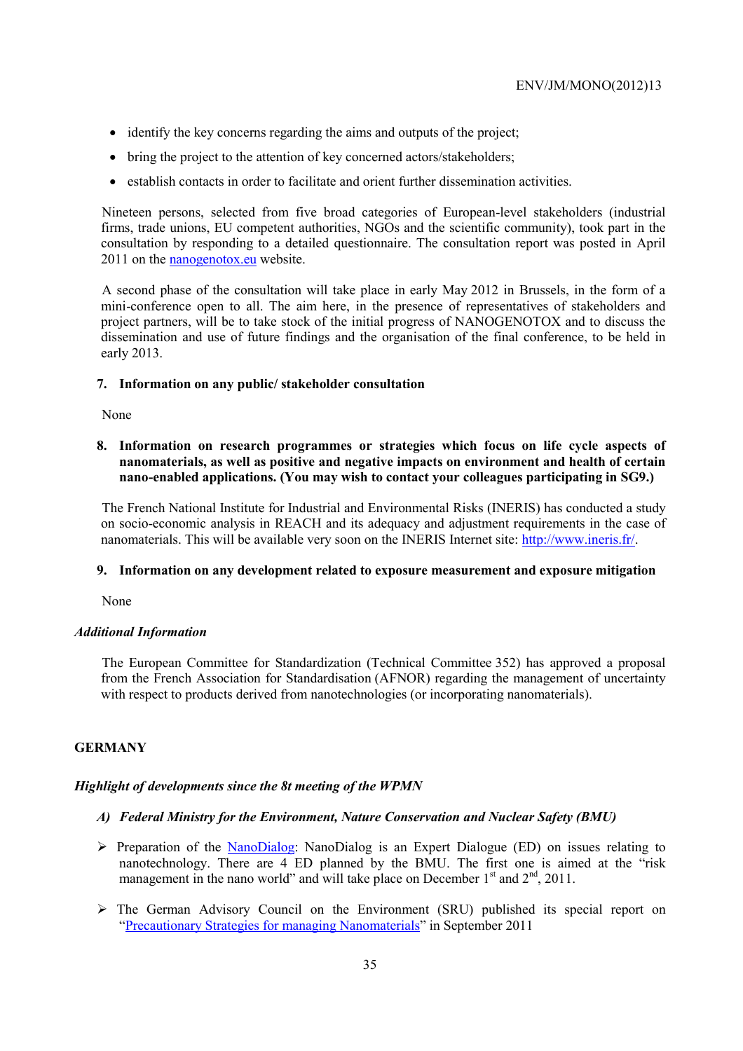- identify the key concerns regarding the aims and outputs of the project;
- bring the project to the attention of key concerned actors/stakeholders;
- establish contacts in order to facilitate and orient further dissemination activities.

Nineteen persons, selected from five broad categories of European-level stakeholders (industrial firms, trade unions, EU competent authorities, NGOs and the scientific community), took part in the consultation by responding to a detailed questionnaire. The consultation report was posted in April 2011 on the nanogenotox.eu website.

A second phase of the consultation will take place in early May 2012 in Brussels, in the form of a mini-conference open to all. The aim here, in the presence of representatives of stakeholders and project partners, will be to take stock of the initial progress of NANOGENOTOX and to discuss the dissemination and use of future findings and the organisation of the final conference, to be held in early 2013.

**7. Information on any public/ stakeholder consultation**

None

**8. Information on research programmes or strategies which focus on life cycle aspects of nanomaterials, as well as positive and negative impacts on environment and health of certain nano-enabled applications. (You may wish to contact your colleagues participating in SG9.)**

The French National Institute for Industrial and Environmental Risks (INERIS) has conducted a study on socio-economic analysis in REACH and its adequacy and adjustment requirements in the case of nanomaterials. This will be available very soon on the INERIS Internet site: http://www.ineris.fr/.

**9. Information on any development related to exposure measurement and exposure mitigation**

None

***Additional Information***

The European Committee for Standardization (Technical Committee 352) has approved a proposal from the French Association for Standardisation (AFNOR) regarding the management of uncertainty with respect to products derived from nanotechnologies (or incorporating nanomaterials).

## GERMANY

***Highlight of developments since the 8t meeting of the WPMN***

***A) Federal Ministry for the Environment, Nature Conservation and Nuclear Safety (BMU)***

- Preparation of the NanoDialog: NanoDialog is an Expert Dialogue (ED) on issues relating to nanotechnology. There are 4 ED planned by the BMU. The first one is aimed at the "risk management in the nano world" and will take place on December 1st and 2nd, 2011.
- The German Advisory Council on the Environment (SRU) published its special report on "Precautionary Strategies for managing Nanomaterials" in September 2011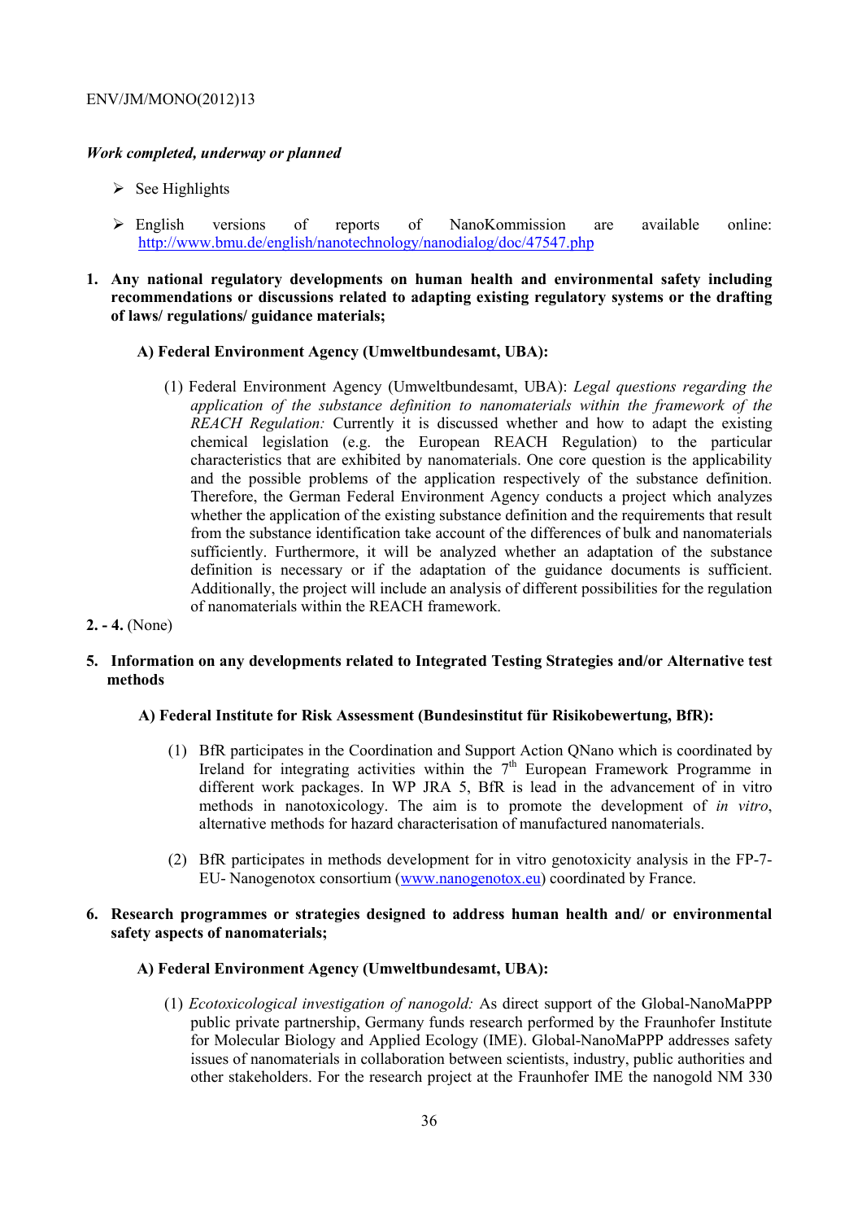***Work completed, underway or planned***

- See Highlights
- English versions of reports of NanoKommission are available online: http://www.bmu.de/english/nanotechnology/nanodialog/doc/47547.php

**1. Any national regulatory developments on human health and environmental safety including recommendations or discussions related to adapting existing regulatory systems or the drafting of laws/ regulations/ guidance materials;**

**A) Federal Environment Agency (Umweltbundesamt, UBA):**

(1) Federal Environment Agency (Umweltbundesamt, UBA): *Legal questions regarding the application of the substance definition to nanomaterials within the framework of the REACH Regulation:* Currently it is discussed whether and how to adapt the existing chemical legislation (e.g. the European REACH Regulation) to the particular characteristics that are exhibited by nanomaterials. One core question is the applicability and the possible problems of the application respectively of the substance definition. Therefore, the German Federal Environment Agency conducts a project which analyzes whether the application of the existing substance definition and the requirements that result from the substance identification take account of the differences of bulk and nanomaterials sufficiently. Furthermore, it will be analyzed whether an adaptation of the substance definition is necessary or if the adaptation of the guidance documents is sufficient. Additionally, the project will include an analysis of different possibilities for the regulation of nanomaterials within the REACH framework.

**2. - 4.** (None)

**5. Information on any developments related to Integrated Testing Strategies and/or Alternative test methods**

**A) Federal Institute for Risk Assessment (Bundesinstitut für Risikobewertung, BfR):**

(1) BfR participates in the Coordination and Support Action QNano which is coordinated by Ireland for integrating activities within the 7th European Framework Programme in different work packages. In WP JRA 5, BfR is lead in the advancement of in vitro methods in nanotoxicology. The aim is to promote the development of *in vitro*, alternative methods for hazard characterisation of manufactured nanomaterials.

(2) BfR participates in methods development for in vitro genotoxicity analysis in the FP-7-EU- Nanogenotox consortium (www.nanogenotox.eu) coordinated by France.

**6. Research programmes or strategies designed to address human health and/ or environmental safety aspects of nanomaterials;**

**A) Federal Environment Agency (Umweltbundesamt, UBA):**

(1) *Ecotoxicological investigation of nanogold:* As direct support of the Global-NanoMaPPP public private partnership, Germany funds research performed by the Fraunhofer Institute for Molecular Biology and Applied Ecology (IME). Global-NanoMaPPP addresses safety issues of nanomaterials in collaboration between scientists, industry, public authorities and other stakeholders. For the research project at the Fraunhofer IME the nanogold NM 330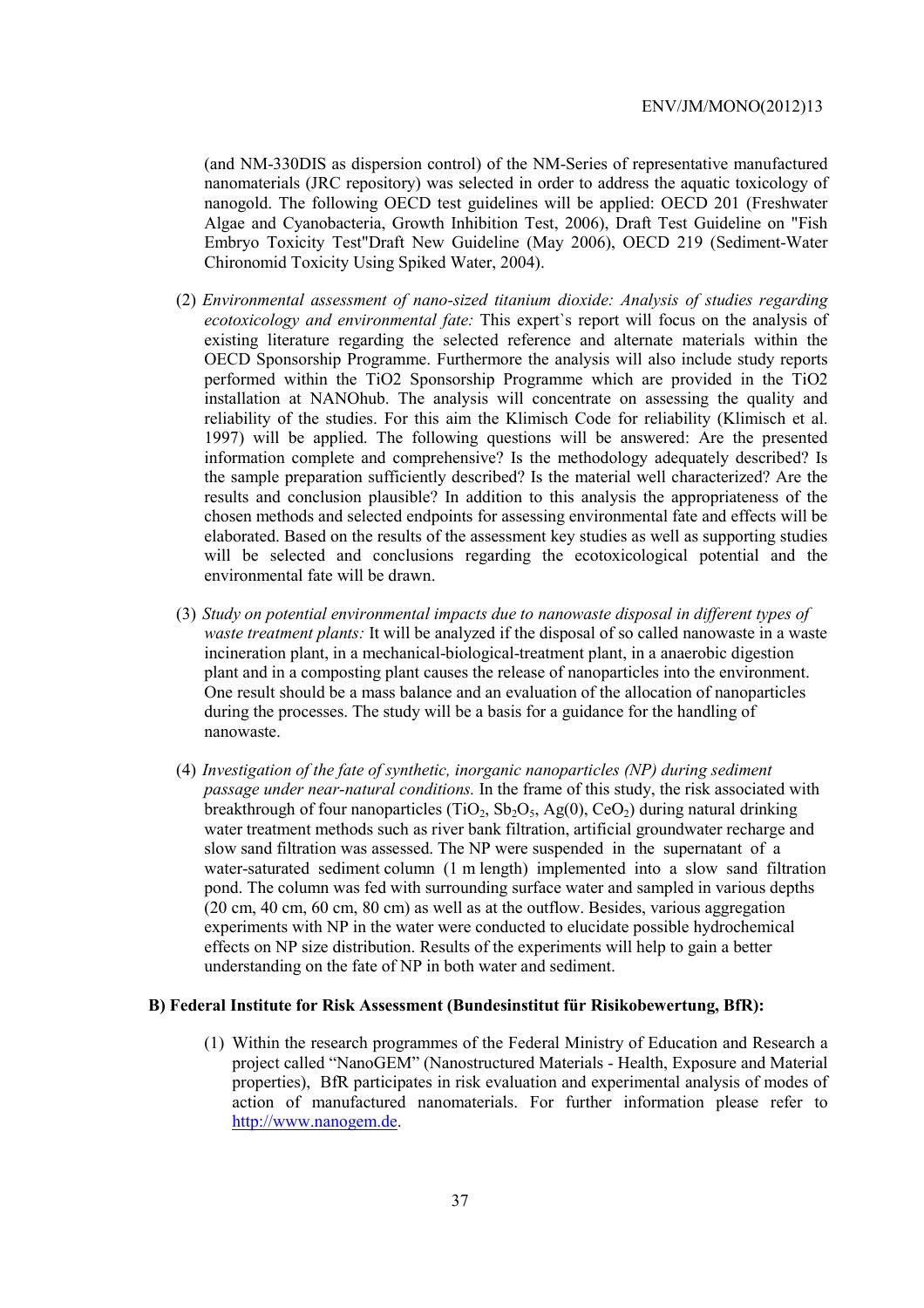(and NM-330DIS as dispersion control) of the NM-Series of representative manufactured nanomaterials (JRC repository) was selected in order to address the aquatic toxicology of nanogold. The following OECD test guidelines will be applied: OECD 201 (Freshwater Algae and Cyanobacteria, Growth Inhibition Test, 2006), Draft Test Guideline on "Fish Embryo Toxicity Test"Draft New Guideline (May 2006), OECD 219 (Sediment-Water Chironomid Toxicity Using Spiked Water, 2004).

(2) *Environmental assessment of nano-sized titanium dioxide: Analysis of studies regarding ecotoxicology and environmental fate:* This expert`s report will focus on the analysis of existing literature regarding the selected reference and alternate materials within the OECD Sponsorship Programme. Furthermore the analysis will also include study reports performed within the TiO2 Sponsorship Programme which are provided in the TiO2 installation at NANOhub. The analysis will concentrate on assessing the quality and reliability of the studies. For this aim the Klimisch Code for reliability (Klimisch et al. 1997) will be applied. The following questions will be answered: Are the presented information complete and comprehensive? Is the methodology adequately described? Is the sample preparation sufficiently described? Is the material well characterized? Are the results and conclusion plausible? In addition to this analysis the appropriateness of the chosen methods and selected endpoints for assessing environmental fate and effects will be elaborated. Based on the results of the assessment key studies as well as supporting studies will be selected and conclusions regarding the ecotoxicological potential and the environmental fate will be drawn.

(3) *Study on potential environmental impacts due to nanowaste disposal in different types of waste treatment plants:* It will be analyzed if the disposal of so called nanowaste in a waste incineration plant, in a mechanical-biological-treatment plant, in a anaerobic digestion plant and in a composting plant causes the release of nanoparticles into the environment. One result should be a mass balance and an evaluation of the allocation of nanoparticles during the processes. The study will be a basis for a guidance for the handling of nanowaste.

(4) *Investigation of the fate of synthetic, inorganic nanoparticles (NP) during sediment passage under near-natural conditions.* In the frame of this study, the risk associated with breakthrough of four nanoparticles ($TiO_2$, $Sb_2O_5$, Ag(0), $CeO_2$) during natural drinking water treatment methods such as river bank filtration, artificial groundwater recharge and slow sand filtration was assessed. The NP were suspended in the supernatant of a water-saturated sediment column (1 m length) implemented into a slow sand filtration pond. The column was fed with surrounding surface water and sampled in various depths (20 cm, 40 cm, 60 cm, 80 cm) as well as at the outflow. Besides, various aggregation experiments with NP in the water were conducted to elucidate possible hydrochemical effects on NP size distribution. Results of the experiments will help to gain a better understanding on the fate of NP in both water and sediment.

**B) Federal Institute for Risk Assessment (Bundesinstitut für Risikobewertung, BfR):**

(1) Within the research programmes of the Federal Ministry of Education and Research a project called "NanoGEM" (Nanostructured Materials - Health, Exposure and Material properties), BfR participates in risk evaluation and experimental analysis of modes of action of manufactured nanomaterials. For further information please refer to http://www.nanogem.de.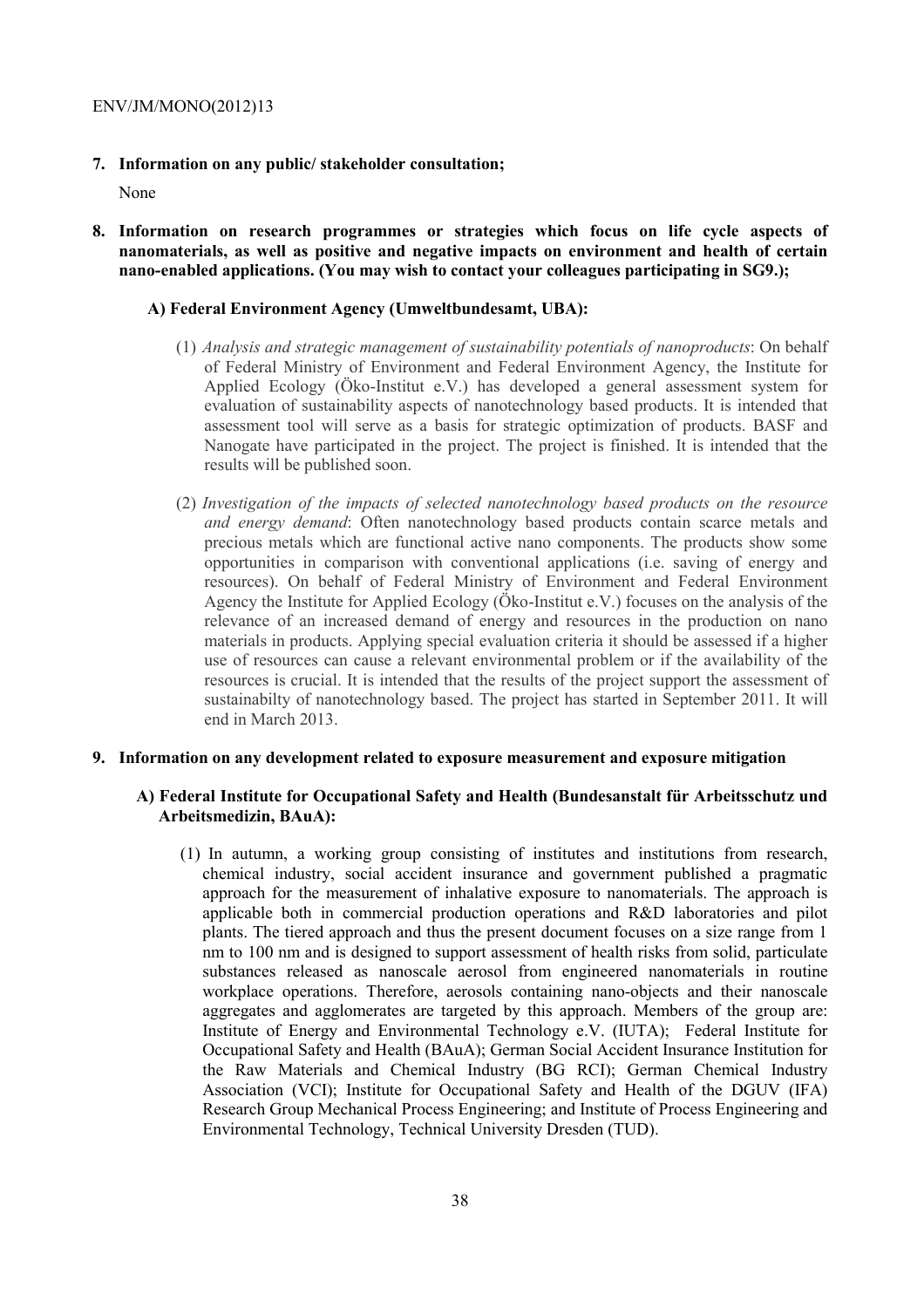**7. Information on any public/ stakeholder consultation;**

None

**8. Information on research programmes or strategies which focus on life cycle aspects of nanomaterials, as well as positive and negative impacts on environment and health of certain nano-enabled applications. (You may wish to contact your colleagues participating in SG9.);**

**A) Federal Environment Agency (Umweltbundesamt, UBA):**

(1) *Analysis and strategic management of sustainability potentials of nanoproducts*: On behalf of Federal Ministry of Environment and Federal Environment Agency, the Institute for Applied Ecology (Öko-Institut e.V.) has developed a general assessment system for evaluation of sustainability aspects of nanotechnology based products. It is intended that assessment tool will serve as a basis for strategic optimization of products. BASF and Nanogate have participated in the project. The project is finished. It is intended that the results will be published soon.

(2) *Investigation of the impacts of selected nanotechnology based products on the resource and energy demand*: Often nanotechnology based products contain scarce metals and precious metals which are functional active nano components. The products show some opportunities in comparison with conventional applications (i.e. saving of energy and resources). On behalf of Federal Ministry of Environment and Federal Environment Agency the Institute for Applied Ecology (Öko-Institut e.V.) focuses on the analysis of the relevance of an increased demand of energy and resources in the production on nano materials in products. Applying special evaluation criteria it should be assessed if a higher use of resources can cause a relevant environmental problem or if the availability of the resources is crucial. It is intended that the results of the project support the assessment of sustainabilty of nanotechnology based. The project has started in September 2011. It will end in March 2013.

**9. Information on any development related to exposure measurement and exposure mitigation**

**A) Federal Institute for Occupational Safety and Health (Bundesanstalt für Arbeitsschutz und Arbeitsmedizin, BAuA):**

(1) In autumn, a working group consisting of institutes and institutions from research, chemical industry, social accident insurance and government published a pragmatic approach for the measurement of inhalative exposure to nanomaterials. The approach is applicable both in commercial production operations and R&D laboratories and pilot plants. The tiered approach and thus the present document focuses on a size range from 1 nm to 100 nm and is designed to support assessment of health risks from solid, particulate substances released as nanoscale aerosol from engineered nanomaterials in routine workplace operations. Therefore, aerosols containing nano-objects and their nanoscale aggregates and agglomerates are targeted by this approach. Members of the group are: Institute of Energy and Environmental Technology e.V. (IUTA); Federal Institute for Occupational Safety and Health (BAuA); German Social Accident Insurance Institution for the Raw Materials and Chemical Industry (BG RCI); German Chemical Industry Association (VCI); Institute for Occupational Safety and Health of the DGUV (IFA) Research Group Mechanical Process Engineering; and Institute of Process Engineering and Environmental Technology, Technical University Dresden (TUD).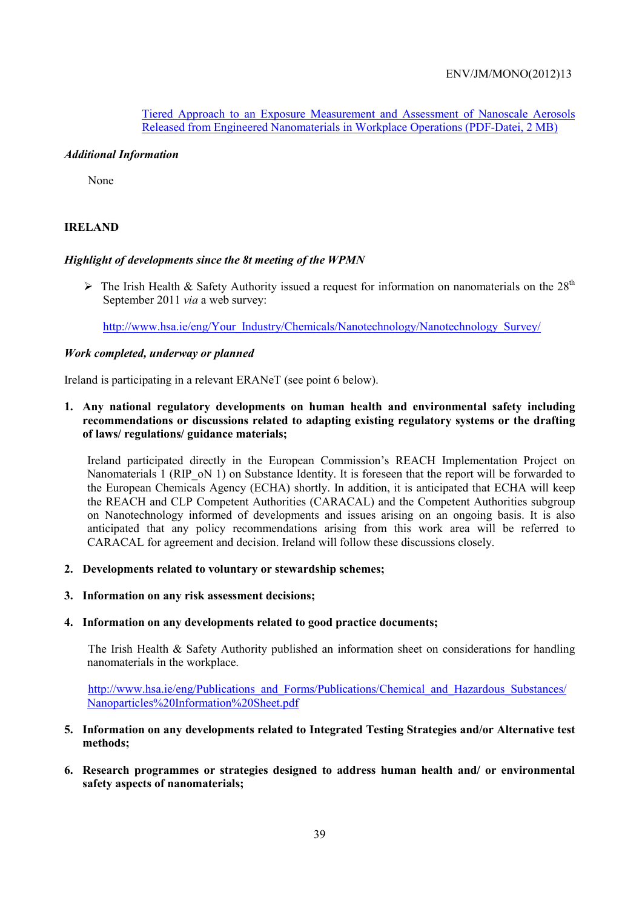[Tiered Approach to an Exposure Measurement and Assessment of Nanoscale Aerosols Released from Engineered Nanomaterials in Workplace Operations (PDF-Datei, 2 MB)](#)

*Additional Information*

None

**IRELAND**

*Highlight of developments since the 8t meeting of the WPMN*

- The Irish Health & Safety Authority issued a request for information on nanomaterials on the 28th September 2011 *via* a web survey:

  http://www.hsa.ie/eng/Your_Industry/Chemicals/Nanotechnology/Nanotechnology_Survey/

*Work completed, underway or planned*

Ireland is participating in a relevant ERANeT (see point 6 below).

1. **Any national regulatory developments on human health and environmental safety including recommendations or discussions related to adapting existing regulatory systems or the drafting of laws/ regulations/ guidance materials;**

   Ireland participated directly in the European Commission's REACH Implementation Project on Nanomaterials 1 (RIP_oN 1) on Substance Identity. It is foreseen that the report will be forwarded to the European Chemicals Agency (ECHA) shortly. In addition, it is anticipated that ECHA will keep the REACH and CLP Competent Authorities (CARACAL) and the Competent Authorities subgroup on Nanotechnology informed of developments and issues arising on an ongoing basis. It is also anticipated that any policy recommendations arising from this work area will be referred to CARACAL for agreement and decision. Ireland will follow these discussions closely.

2. **Developments related to voluntary or stewardship schemes;**

3. **Information on any risk assessment decisions;**

4. **Information on any developments related to good practice documents;**

   The Irish Health & Safety Authority published an information sheet on considerations for handling nanomaterials in the workplace.

   http://www.hsa.ie/eng/Publications_and_Forms/Publications/Chemical_and_Hazardous_Substances/Nanoparticles%20Information%20Sheet.pdf

5. **Information on any developments related to Integrated Testing Strategies and/or Alternative test methods;**

6. **Research programmes or strategies designed to address human health and/ or environmental safety aspects of nanomaterials;**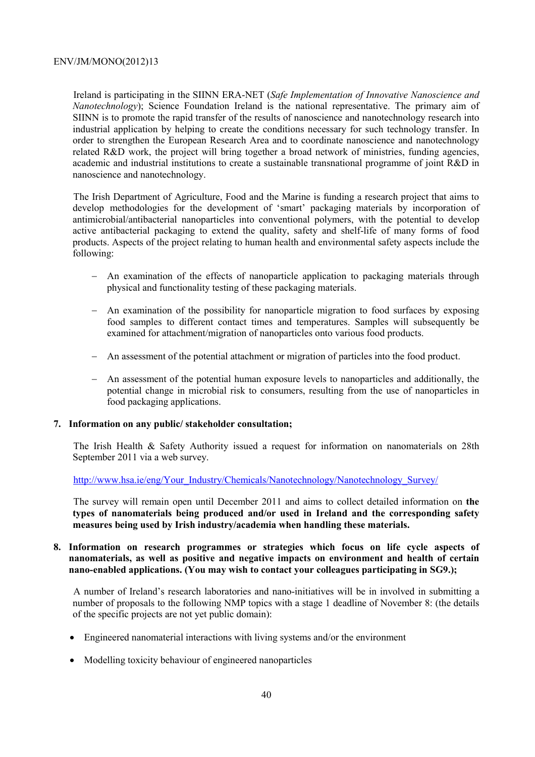Ireland is participating in the SIINN ERA-NET (*Safe Implementation of Innovative Nanoscience and Nanotechnology*); Science Foundation Ireland is the national representative. The primary aim of SIINN is to promote the rapid transfer of the results of nanoscience and nanotechnology research into industrial application by helping to create the conditions necessary for such technology transfer. In order to strengthen the European Research Area and to coordinate nanoscience and nanotechnology related R&D work, the project will bring together a broad network of ministries, funding agencies, academic and industrial institutions to create a sustainable transnational programme of joint R&D in nanoscience and nanotechnology.

The Irish Department of Agriculture, Food and the Marine is funding a research project that aims to develop methodologies for the development of 'smart' packaging materials by incorporation of antimicrobial/antibacterial nanoparticles into conventional polymers, with the potential to develop active antibacterial packaging to extend the quality, safety and shelf-life of many forms of food products. Aspects of the project relating to human health and environmental safety aspects include the following:

- An examination of the effects of nanoparticle application to packaging materials through physical and functionality testing of these packaging materials.
- An examination of the possibility for nanoparticle migration to food surfaces by exposing food samples to different contact times and temperatures. Samples will subsequently be examined for attachment/migration of nanoparticles onto various food products.
- An assessment of the potential attachment or migration of particles into the food product.
- An assessment of the potential human exposure levels to nanoparticles and additionally, the potential change in microbial risk to consumers, resulting from the use of nanoparticles in food packaging applications.

**7. Information on any public/ stakeholder consultation;**

The Irish Health & Safety Authority issued a request for information on nanomaterials on 28th September 2011 via a web survey.

http://www.hsa.ie/eng/Your_Industry/Chemicals/Nanotechnology/Nanotechnology_Survey/

The survey will remain open until December 2011 and aims to collect detailed information on **the types of nanomaterials being produced and/or used in Ireland and the corresponding safety measures being used by Irish industry/academia when handling these materials.**

**8. Information on research programmes or strategies which focus on life cycle aspects of nanomaterials, as well as positive and negative impacts on environment and health of certain nano-enabled applications. (You may wish to contact your colleagues participating in SG9.);**

A number of Ireland's research laboratories and nano-initiatives will be in involved in submitting a number of proposals to the following NMP topics with a stage 1 deadline of November 8: (the details of the specific projects are not yet public domain):

- Engineered nanomaterial interactions with living systems and/or the environment
- Modelling toxicity behaviour of engineered nanoparticles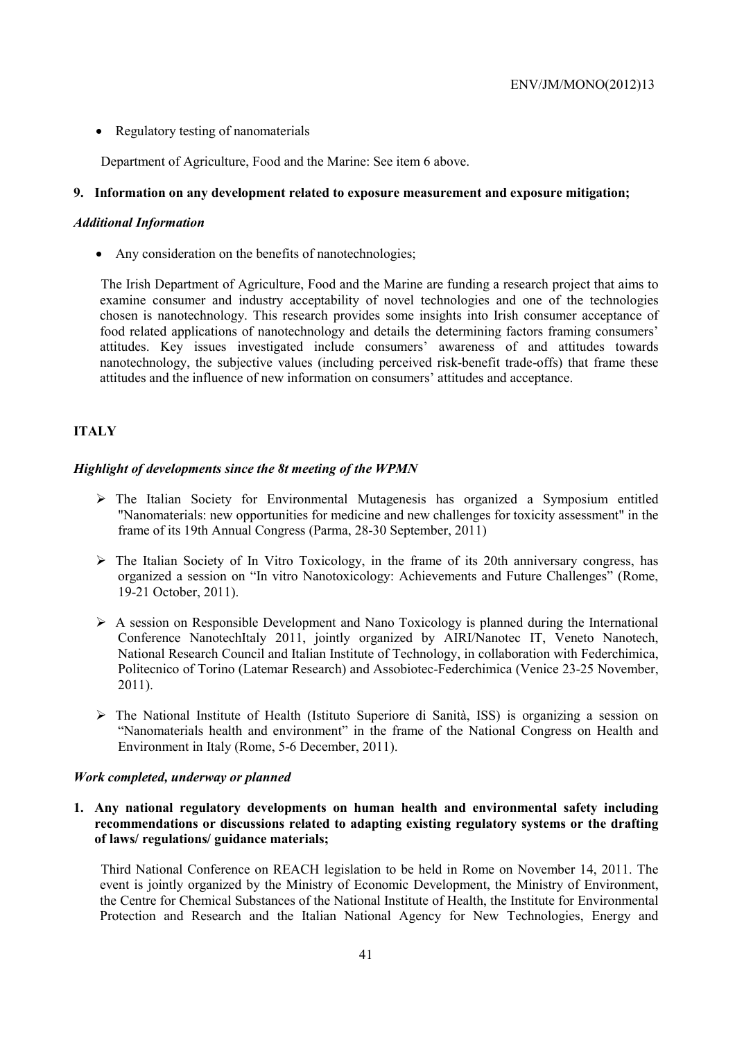- Regulatory testing of nanomaterials

Department of Agriculture, Food and the Marine: See item 6 above.

**9. Information on any development related to exposure measurement and exposure mitigation;**

***Additional Information***

- Any consideration on the benefits of nanotechnologies;

The Irish Department of Agriculture, Food and the Marine are funding a research project that aims to examine consumer and industry acceptability of novel technologies and one of the technologies chosen is nanotechnology. This research provides some insights into Irish consumer acceptance of food related applications of nanotechnology and details the determining factors framing consumers' attitudes. Key issues investigated include consumers' awareness of and attitudes towards nanotechnology, the subjective values (including perceived risk-benefit trade-offs) that frame these attitudes and the influence of new information on consumers' attitudes and acceptance.

## ITALY

***Highlight of developments since the 8t meeting of the WPMN***

- The Italian Society for Environmental Mutagenesis has organized a Symposium entitled "Nanomaterials: new opportunities for medicine and new challenges for toxicity assessment" in the frame of its 19th Annual Congress (Parma, 28-30 September, 2011)
- The Italian Society of In Vitro Toxicology, in the frame of its 20th anniversary congress, has organized a session on "In vitro Nanotoxicology: Achievements and Future Challenges" (Rome, 19-21 October, 2011).
- A session on Responsible Development and Nano Toxicology is planned during the International Conference NanotechItaly 2011, jointly organized by AIRI/Nanotec IT, Veneto Nanotech, National Research Council and Italian Institute of Technology, in collaboration with Federchimica, Politecnico of Torino (Latemar Research) and Assobiotec-Federchimica (Venice 23-25 November, 2011).
- The National Institute of Health (Istituto Superiore di Sanità, ISS) is organizing a session on "Nanomaterials health and environment" in the frame of the National Congress on Health and Environment in Italy (Rome, 5-6 December, 2011).

***Work completed, underway or planned***

**1. Any national regulatory developments on human health and environmental safety including recommendations or discussions related to adapting existing regulatory systems or the drafting of laws/ regulations/ guidance materials;**

Third National Conference on REACH legislation to be held in Rome on November 14, 2011. The event is jointly organized by the Ministry of Economic Development, the Ministry of Environment, the Centre for Chemical Substances of the National Institute of Health, the Institute for Environmental Protection and Research and the Italian National Agency for New Technologies, Energy and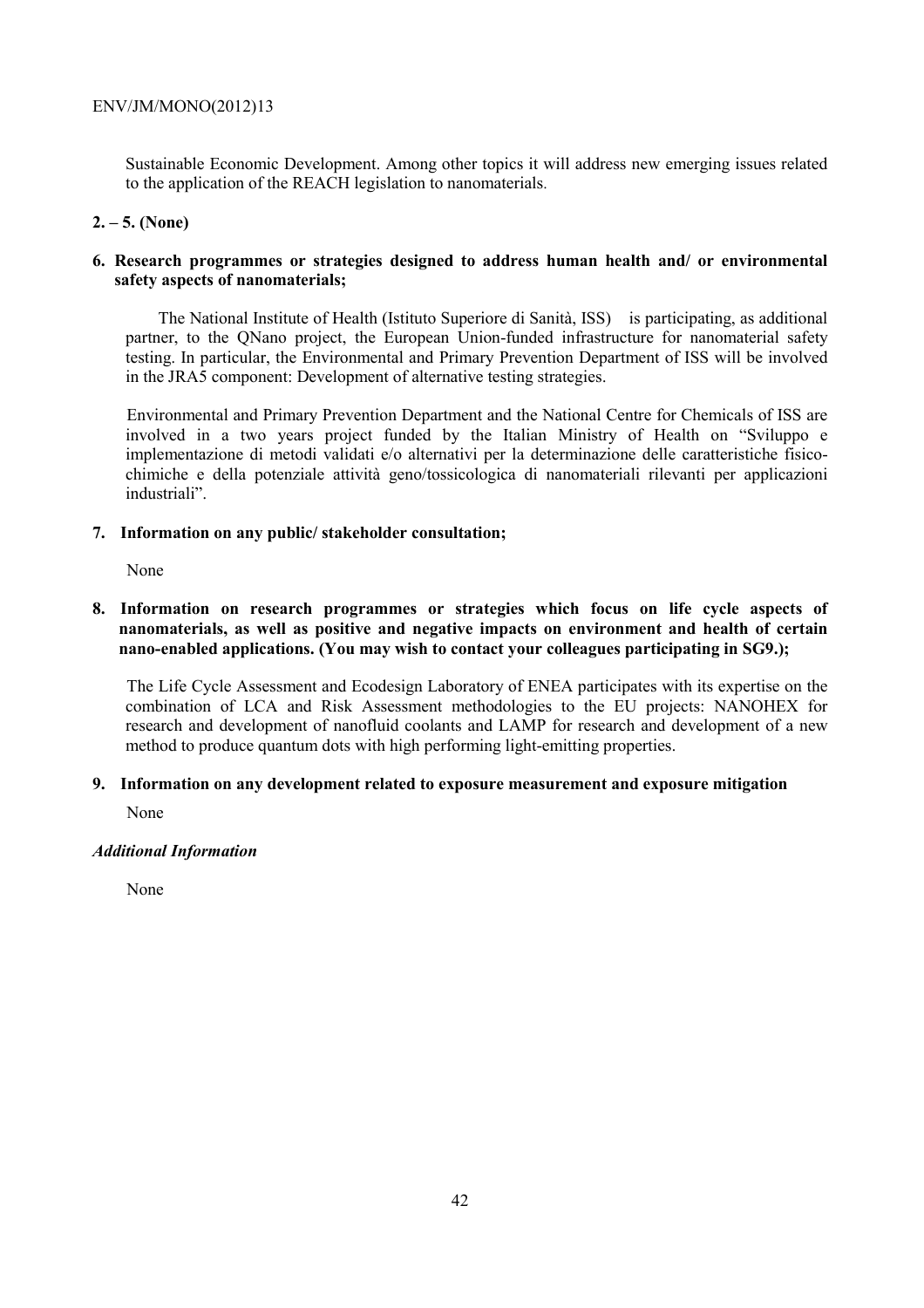Sustainable Economic Development. Among other topics it will address new emerging issues related to the application of the REACH legislation to nanomaterials.

**2. – 5. (None)**

**6. Research programmes or strategies designed to address human health and/ or environmental safety aspects of nanomaterials;**

The National Institute of Health (Istituto Superiore di Sanità, ISS) is participating, as additional partner, to the QNano project, the European Union-funded infrastructure for nanomaterial safety testing. In particular, the Environmental and Primary Prevention Department of ISS will be involved in the JRA5 component: Development of alternative testing strategies.

Environmental and Primary Prevention Department and the National Centre for Chemicals of ISS are involved in a two years project funded by the Italian Ministry of Health on "Sviluppo e implementazione di metodi validati e/o alternativi per la determinazione delle caratteristiche fisico-chimiche e della potenziale attività geno/tossicologica di nanomateriali rilevanti per applicazioni industriali".

**7. Information on any public/ stakeholder consultation;**

None

**8. Information on research programmes or strategies which focus on life cycle aspects of nanomaterials, as well as positive and negative impacts on environment and health of certain nano-enabled applications. (You may wish to contact your colleagues participating in SG9.);**

The Life Cycle Assessment and Ecodesign Laboratory of ENEA participates with its expertise on the combination of LCA and Risk Assessment methodologies to the EU projects: NANOHEX for research and development of nanofluid coolants and LAMP for research and development of a new method to produce quantum dots with high performing light-emitting properties.

**9. Information on any development related to exposure measurement and exposure mitigation**

None

***Additional Information***

None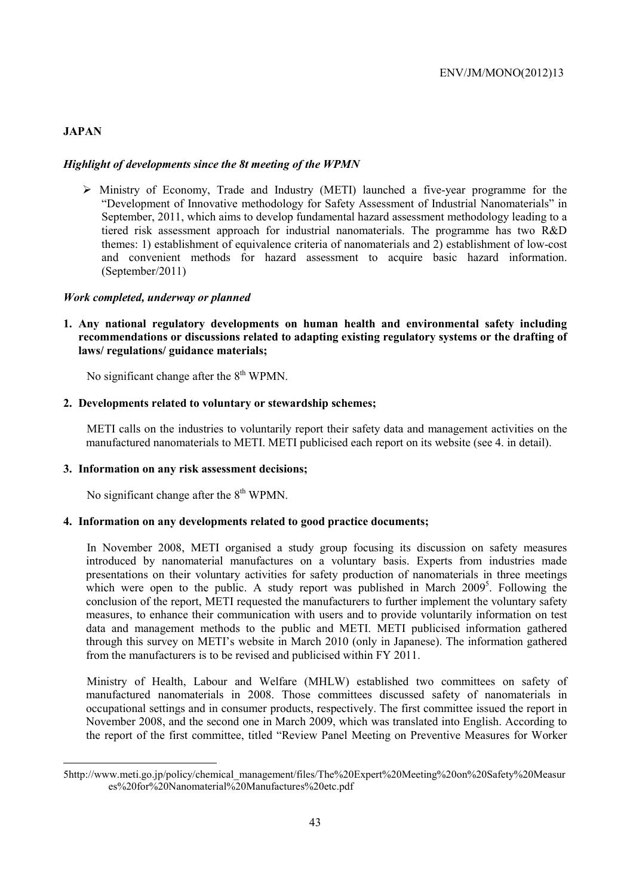## JAPAN

### *Highlight of developments since the 8t meeting of the WPMN*

- Ministry of Economy, Trade and Industry (METI) launched a five-year programme for the "Development of Innovative methodology for Safety Assessment of Industrial Nanomaterials" in September, 2011, which aims to develop fundamental hazard assessment methodology leading to a tiered risk assessment approach for industrial nanomaterials. The programme has two R&D themes: 1) establishment of equivalence criteria of nanomaterials and 2) establishment of low-cost and convenient methods for hazard assessment to acquire basic hazard information. (September/2011)

### *Work completed, underway or planned*

**1. Any national regulatory developments on human health and environmental safety including recommendations or discussions related to adapting existing regulatory systems or the drafting of laws/ regulations/ guidance materials;**

No significant change after the 8th WPMN.

**2. Developments related to voluntary or stewardship schemes;**

METI calls on the industries to voluntarily report their safety data and management activities on the manufactured nanomaterials to METI. METI publicised each report on its website (see 4. in detail).

**3. Information on any risk assessment decisions;**

No significant change after the 8th WPMN.

**4. Information on any developments related to good practice documents;**

In November 2008, METI organised a study group focusing its discussion on safety measures introduced by nanomaterial manufactures on a voluntary basis. Experts from industries made presentations on their voluntary activities for safety production of nanomaterials in three meetings which were open to the public. A study report was published in March 2009[5]. Following the conclusion of the report, METI requested the manufacturers to further implement the voluntary safety measures, to enhance their communication with users and to provide voluntarily information on test data and management methods to the public and METI. METI publicised information gathered through this survey on METI's website in March 2010 (only in Japanese). The information gathered from the manufacturers is to be revised and publicised within FY 2011.

Ministry of Health, Labour and Welfare (MHLW) established two committees on safety of manufactured nanomaterials in 2008. Those committees discussed safety of nanomaterials in occupational settings and in consumer products, respectively. The first committee issued the report in November 2008, and the second one in March 2009, which was translated into English. According to the report of the first committee, titled "Review Panel Meeting on Preventive Measures for Worker

---

5http://www.meti.go.jp/policy/chemical_management/files/The%20Expert%20Meeting%20on%20Safety%20Measures%20for%20Nanomaterial%20Manufactures%20etc.pdf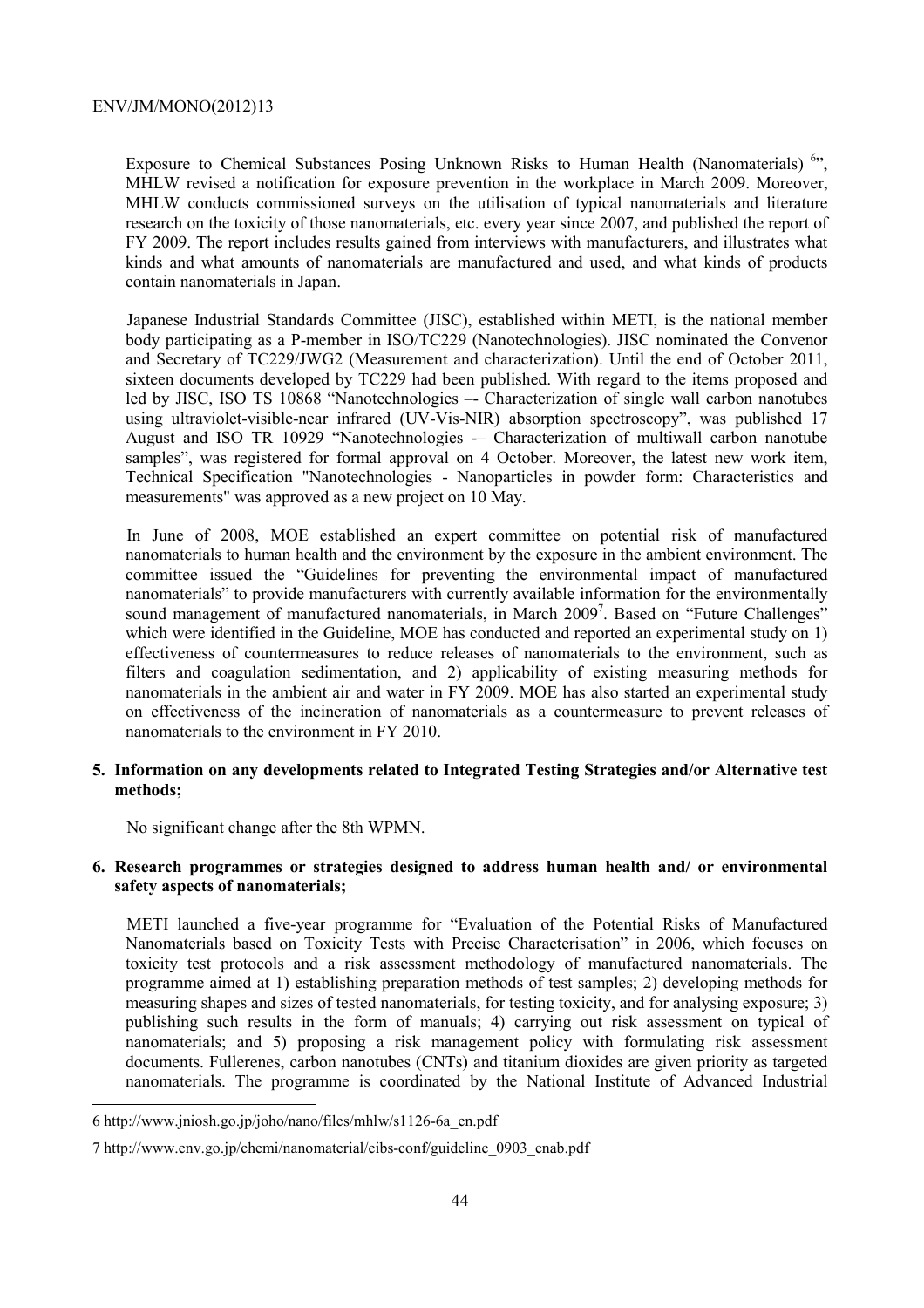Exposure to Chemical Substances Posing Unknown Risks to Human Health (Nanomaterials) [6]", MHLW revised a notification for exposure prevention in the workplace in March 2009. Moreover, MHLW conducts commissioned surveys on the utilisation of typical nanomaterials and literature research on the toxicity of those nanomaterials, etc. every year since 2007, and published the report of FY 2009. The report includes results gained from interviews with manufacturers, and illustrates what kinds and what amounts of nanomaterials are manufactured and used, and what kinds of products contain nanomaterials in Japan.

Japanese Industrial Standards Committee (JISC), established within METI, is the national member body participating as a P-member in ISO/TC229 (Nanotechnologies). JISC nominated the Convenor and Secretary of TC229/JWG2 (Measurement and characterization). Until the end of October 2011, sixteen documents developed by TC229 had been published. With regard to the items proposed and led by JISC, ISO TS 10868 "Nanotechnologies –- Characterization of single wall carbon nanotubes using ultraviolet-visible-near infrared (UV-Vis-NIR) absorption spectroscopy", was published 17 August and ISO TR 10929 "Nanotechnologies -– Characterization of multiwall carbon nanotube samples", was registered for formal approval on 4 October. Moreover, the latest new work item, Technical Specification "Nanotechnologies - Nanoparticles in powder form: Characteristics and measurements" was approved as a new project on 10 May.

In June of 2008, MOE established an expert committee on potential risk of manufactured nanomaterials to human health and the environment by the exposure in the ambient environment. The committee issued the "Guidelines for preventing the environmental impact of manufactured nanomaterials" to provide manufacturers with currently available information for the environmentally sound management of manufactured nanomaterials, in March 2009[7]. Based on "Future Challenges" which were identified in the Guideline, MOE has conducted and reported an experimental study on 1) effectiveness of countermeasures to reduce releases of nanomaterials to the environment, such as filters and coagulation sedimentation, and 2) applicability of existing measuring methods for nanomaterials in the ambient air and water in FY 2009. MOE has also started an experimental study on effectiveness of the incineration of nanomaterials as a countermeasure to prevent releases of nanomaterials to the environment in FY 2010.

**5. Information on any developments related to Integrated Testing Strategies and/or Alternative test methods;**

No significant change after the 8th WPMN.

**6. Research programmes or strategies designed to address human health and/ or environmental safety aspects of nanomaterials;**

METI launched a five-year programme for "Evaluation of the Potential Risks of Manufactured Nanomaterials based on Toxicity Tests with Precise Characterisation" in 2006, which focuses on toxicity test protocols and a risk assessment methodology of manufactured nanomaterials. The programme aimed at 1) establishing preparation methods of test samples; 2) developing methods for measuring shapes and sizes of tested nanomaterials, for testing toxicity, and for analysing exposure; 3) publishing such results in the form of manuals; 4) carrying out risk assessment on typical of nanomaterials; and 5) proposing a risk management policy with formulating risk assessment documents. Fullerenes, carbon nanotubes (CNTs) and titanium dioxides are given priority as targeted nanomaterials. The programme is coordinated by the National Institute of Advanced Industrial

6 http://www.jniosh.go.jp/joho/nano/files/mhlw/s1126-6a_en.pdf

7 http://www.env.go.jp/chemi/nanomaterial/eibs-conf/guideline_0903_enab.pdf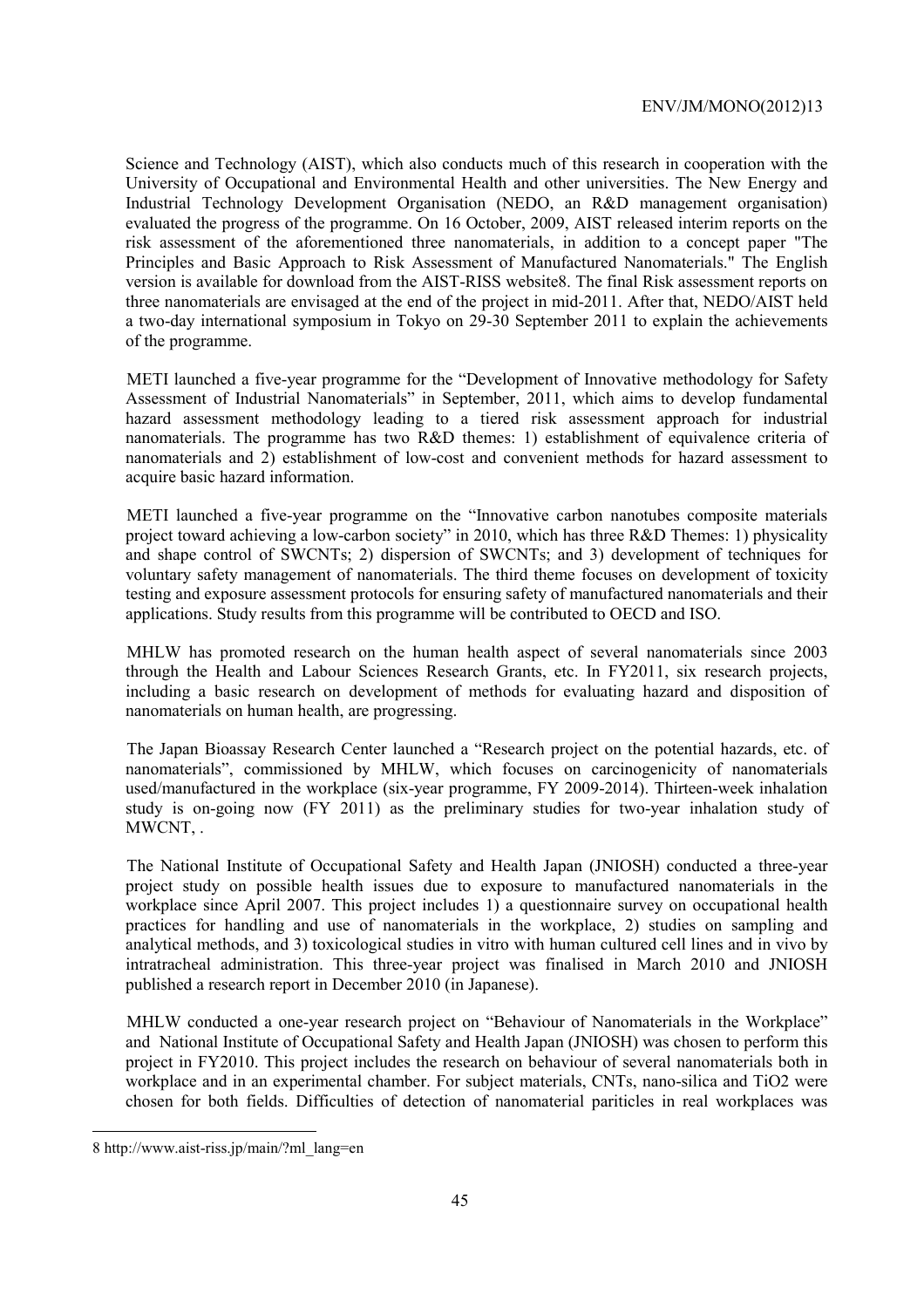Science and Technology (AIST), which also conducts much of this research in cooperation with the University of Occupational and Environmental Health and other universities. The New Energy and Industrial Technology Development Organisation (NEDO, an R&D management organisation) evaluated the progress of the programme. On 16 October, 2009, AIST released interim reports on the risk assessment of the aforementioned three nanomaterials, in addition to a concept paper "The Principles and Basic Approach to Risk Assessment of Manufactured Nanomaterials." The English version is available for download from the AIST-RISS website[8]. The final Risk assessment reports on three nanomaterials are envisaged at the end of the project in mid-2011. After that, NEDO/AIST held a two-day international symposium in Tokyo on 29-30 September 2011 to explain the achievements of the programme.

METI launched a five-year programme for the "Development of Innovative methodology for Safety Assessment of Industrial Nanomaterials" in September, 2011, which aims to develop fundamental hazard assessment methodology leading to a tiered risk assessment approach for industrial nanomaterials. The programme has two R&D themes: 1) establishment of equivalence criteria of nanomaterials and 2) establishment of low-cost and convenient methods for hazard assessment to acquire basic hazard information.

METI launched a five-year programme on the "Innovative carbon nanotubes composite materials project toward achieving a low-carbon society" in 2010, which has three R&D Themes: 1) physicality and shape control of SWCNTs; 2) dispersion of SWCNTs; and 3) development of techniques for voluntary safety management of nanomaterials. The third theme focuses on development of toxicity testing and exposure assessment protocols for ensuring safety of manufactured nanomaterials and their applications. Study results from this programme will be contributed to OECD and ISO.

MHLW has promoted research on the human health aspect of several nanomaterials since 2003 through the Health and Labour Sciences Research Grants, etc. In FY2011, six research projects, including a basic research on development of methods for evaluating hazard and disposition of nanomaterials on human health, are progressing.

The Japan Bioassay Research Center launched a "Research project on the potential hazards, etc. of nanomaterials", commissioned by MHLW, which focuses on carcinogenicity of nanomaterials used/manufactured in the workplace (six-year programme, FY 2009-2014). Thirteen-week inhalation study is on-going now (FY 2011) as the preliminary studies for two-year inhalation study of MWCNT, .

The National Institute of Occupational Safety and Health Japan (JNIOSH) conducted a three-year project study on possible health issues due to exposure to manufactured nanomaterials in the workplace since April 2007. This project includes 1) a questionnaire survey on occupational health practices for handling and use of nanomaterials in the workplace, 2) studies on sampling and analytical methods, and 3) toxicological studies in vitro with human cultured cell lines and in vivo by intratracheal administration. This three-year project was finalised in March 2010 and JNIOSH published a research report in December 2010 (in Japanese).

MHLW conducted a one-year research project on "Behaviour of Nanomaterials in the Workplace" and National Institute of Occupational Safety and Health Japan (JNIOSH) was chosen to perform this project in FY2010. This project includes the research on behaviour of several nanomaterials both in workplace and in an experimental chamber. For subject materials, CNTs, nano-silica and $TiO_2$ were chosen for both fields. Difficulties of detection of nanomaterial pariticles in real workplaces was

---

8 http://www.aist-riss.jp/main/?ml_lang=en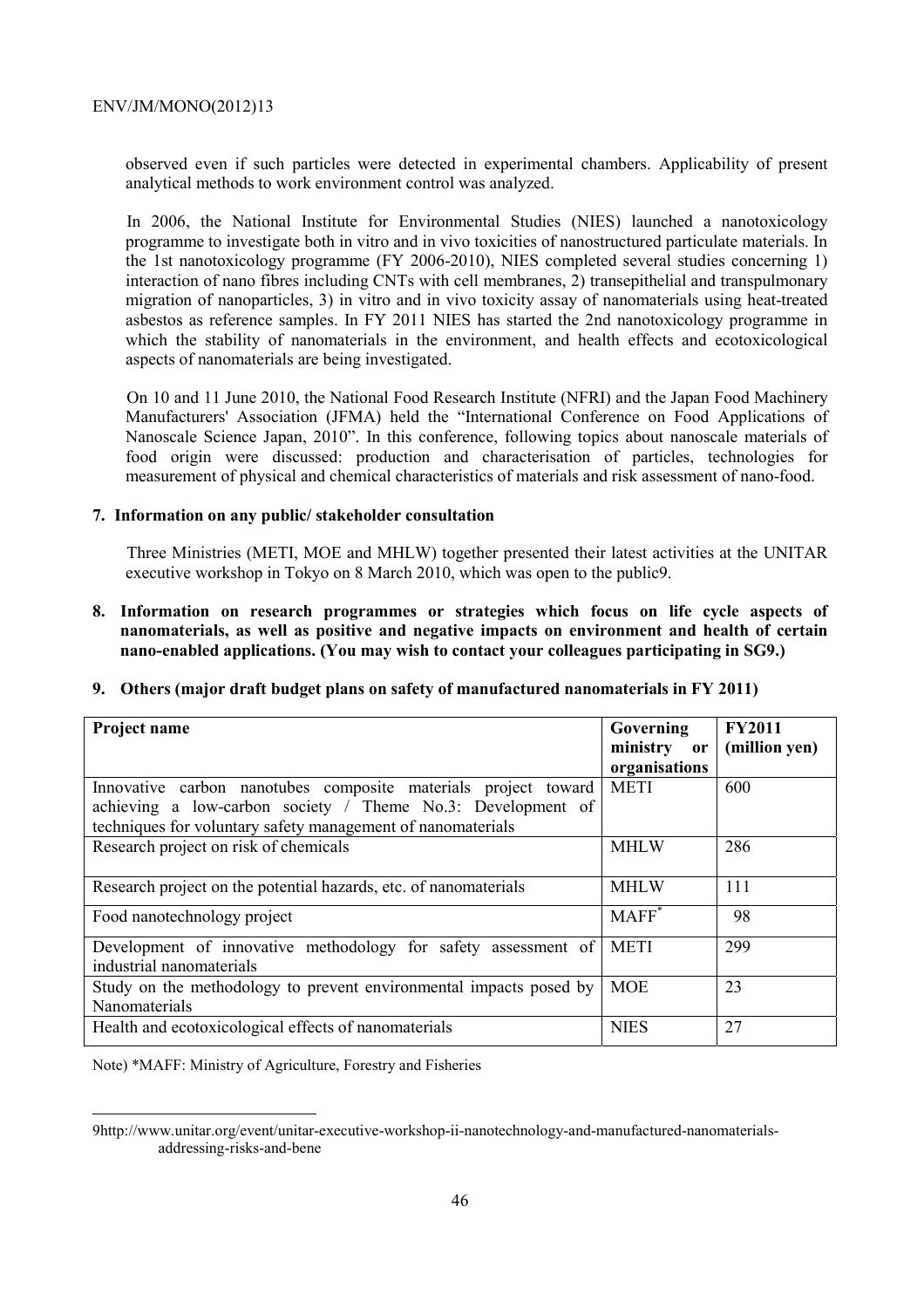observed even if such particles were detected in experimental chambers. Applicability of present analytical methods to work environment control was analyzed.

In 2006, the National Institute for Environmental Studies (NIES) launched a nanotoxicology programme to investigate both in vitro and in vivo toxicities of nanostructured particulate materials. In the 1st nanotoxicology programme (FY 2006-2010), NIES completed several studies concerning 1) interaction of nano fibres including CNTs with cell membranes, 2) transepithelial and transpulmonary migration of nanoparticles, 3) in vitro and in vivo toxicity assay of nanomaterials using heat-treated asbestos as reference samples. In FY 2011 NIES has started the 2nd nanotoxicology programme in which the stability of nanomaterials in the environment, and health effects and ecotoxicological aspects of nanomaterials are being investigated.

On 10 and 11 June 2010, the National Food Research Institute (NFRI) and the Japan Food Machinery Manufacturers' Association (JFMA) held the "International Conference on Food Applications of Nanoscale Science Japan, 2010". In this conference, following topics about nanoscale materials of food origin were discussed: production and characterisation of particles, technologies for measurement of physical and chemical characteristics of materials and risk assessment of nano-food.

**7. Information on any public/ stakeholder consultation**

Three Ministries (METI, MOE and MHLW) together presented their latest activities at the UNITAR executive workshop in Tokyo on 8 March 2010, which was open to the public[9].

**8. Information on research programmes or strategies which focus on life cycle aspects of nanomaterials, as well as positive and negative impacts on environment and health of certain nano-enabled applications. (You may wish to contact your colleagues participating in SG9.)**

**9. Others (major draft budget plans on safety of manufactured nanomaterials in FY 2011)**

| Project name | Governing ministry or organisations | FY2011 (million yen) |
|---|---|---|
| Innovative carbon nanotubes composite materials project toward achieving a low-carbon society / Theme No.3: Development of techniques for voluntary safety management of nanomaterials | METI | 600 |
| Research project on risk of chemicals | MHLW | 286 |
| Research project on the potential hazards, etc. of nanomaterials | MHLW | 111 |
| Food nanotechnology project | MAFF* | 98 |
| Development of innovative methodology for safety assessment of industrial nanomaterials | METI | 299 |
| Study on the methodology to prevent environmental impacts posed by Nanomaterials | MOE | 23 |
| Health and ecotoxicological effects of nanomaterials | NIES | 27 |

Note) *MAFF: Ministry of Agriculture, Forestry and Fisheries

9http://www.unitar.org/event/unitar-executive-workshop-ii-nanotechnology-and-manufactured-nanomaterials-addressing-risks-and-bene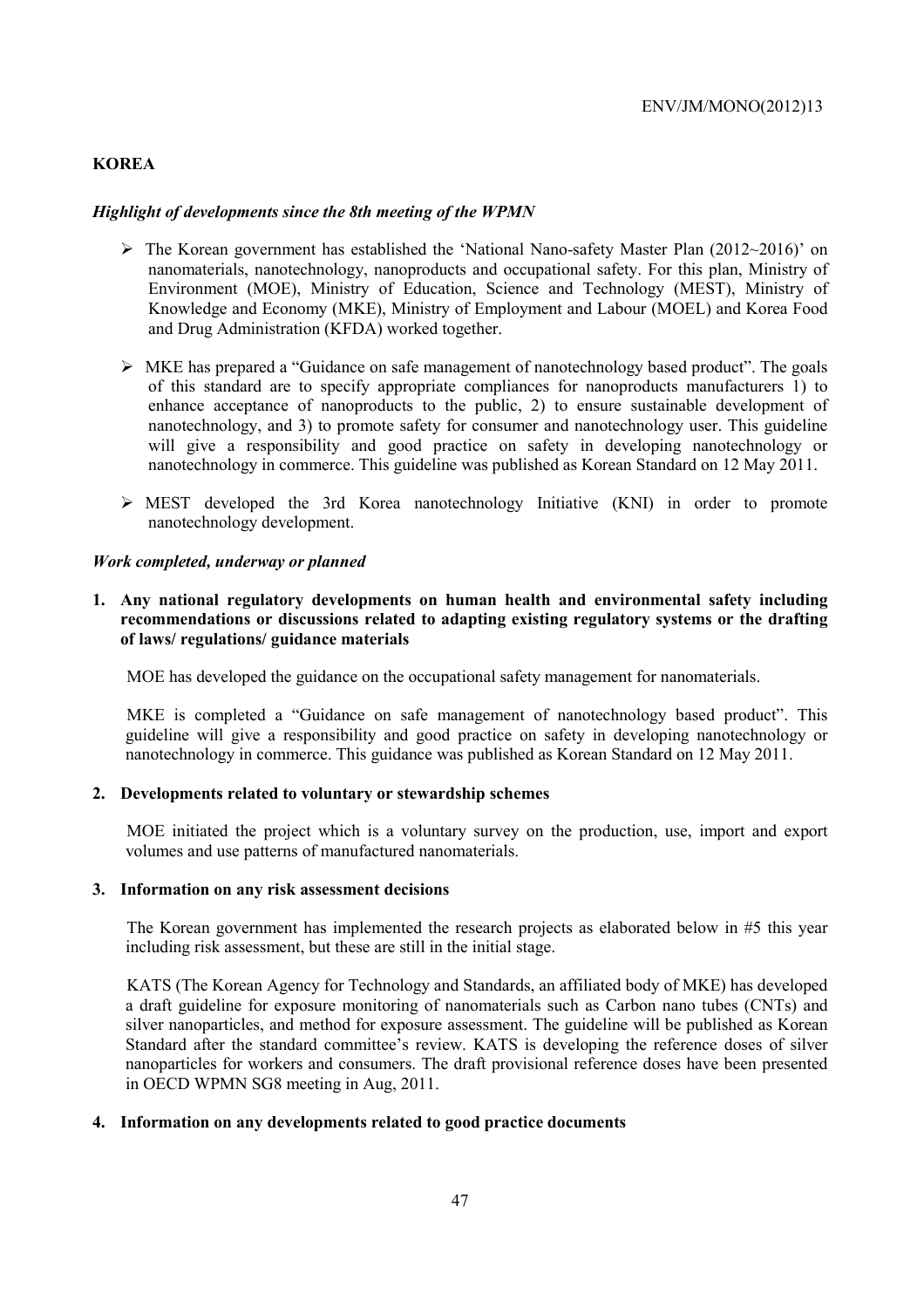**KOREA**

***Highlight of developments since the 8th meeting of the WPMN***

- The Korean government has established the 'National Nano-safety Master Plan (2012~2016)' on nanomaterials, nanotechnology, nanoproducts and occupational safety. For this plan, Ministry of Environment (MOE), Ministry of Education, Science and Technology (MEST), Ministry of Knowledge and Economy (MKE), Ministry of Employment and Labour (MOEL) and Korea Food and Drug Administration (KFDA) worked together.
- MKE has prepared a "Guidance on safe management of nanotechnology based product". The goals of this standard are to specify appropriate compliances for nanoproducts manufacturers 1) to enhance acceptance of nanoproducts to the public, 2) to ensure sustainable development of nanotechnology, and 3) to promote safety for consumer and nanotechnology user. This guideline will give a responsibility and good practice on safety in developing nanotechnology or nanotechnology in commerce. This guideline was published as Korean Standard on 12 May 2011.
- MEST developed the 3rd Korea nanotechnology Initiative (KNI) in order to promote nanotechnology development.

***Work completed, underway or planned***

**1. Any national regulatory developments on human health and environmental safety including recommendations or discussions related to adapting existing regulatory systems or the drafting of laws/ regulations/ guidance materials**

MOE has developed the guidance on the occupational safety management for nanomaterials.

MKE is completed a "Guidance on safe management of nanotechnology based product". This guideline will give a responsibility and good practice on safety in developing nanotechnology or nanotechnology in commerce. This guidance was published as Korean Standard on 12 May 2011.

**2. Developments related to voluntary or stewardship schemes**

MOE initiated the project which is a voluntary survey on the production, use, import and export volumes and use patterns of manufactured nanomaterials.

**3. Information on any risk assessment decisions**

The Korean government has implemented the research projects as elaborated below in #5 this year including risk assessment, but these are still in the initial stage.

KATS (The Korean Agency for Technology and Standards, an affiliated body of MKE) has developed a draft guideline for exposure monitoring of nanomaterials such as Carbon nano tubes (CNTs) and silver nanoparticles, and method for exposure assessment. The guideline will be published as Korean Standard after the standard committee's review. KATS is developing the reference doses of silver nanoparticles for workers and consumers. The draft provisional reference doses have been presented in OECD WPMN SG8 meeting in Aug, 2011.

**4. Information on any developments related to good practice documents**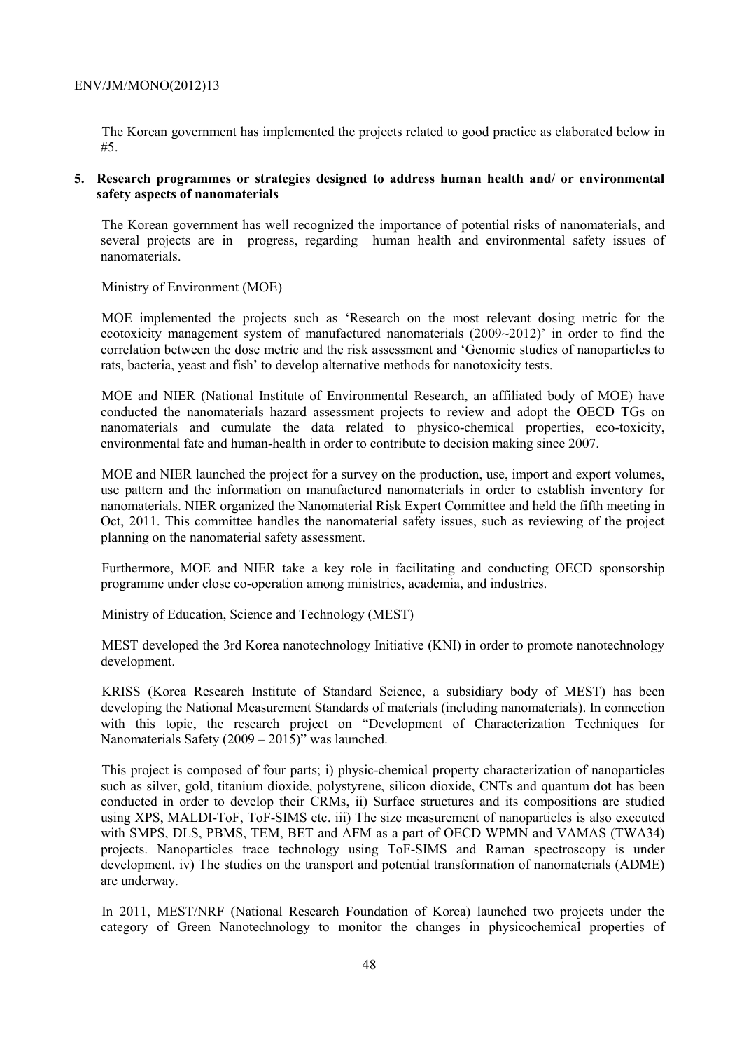The Korean government has implemented the projects related to good practice as elaborated below in #5.

## 5. Research programmes or strategies designed to address human health and/ or environmental safety aspects of nanomaterials

The Korean government has well recognized the importance of potential risks of nanomaterials, and several projects are in progress, regarding human health and environmental safety issues of nanomaterials.

Ministry of Environment (MOE)

MOE implemented the projects such as 'Research on the most relevant dosing metric for the ecotoxicity management system of manufactured nanomaterials (2009~2012)' in order to find the correlation between the dose metric and the risk assessment and 'Genomic studies of nanoparticles to rats, bacteria, yeast and fish' to develop alternative methods for nanotoxicity tests.

MOE and NIER (National Institute of Environmental Research, an affiliated body of MOE) have conducted the nanomaterials hazard assessment projects to review and adopt the OECD TGs on nanomaterials and cumulate the data related to physico-chemical properties, eco-toxicity, environmental fate and human-health in order to contribute to decision making since 2007.

MOE and NIER launched the project for a survey on the production, use, import and export volumes, use pattern and the information on manufactured nanomaterials in order to establish inventory for nanomaterials. NIER organized the Nanomaterial Risk Expert Committee and held the fifth meeting in Oct, 2011. This committee handles the nanomaterial safety issues, such as reviewing of the project planning on the nanomaterial safety assessment.

Furthermore, MOE and NIER take a key role in facilitating and conducting OECD sponsorship programme under close co-operation among ministries, academia, and industries.

Ministry of Education, Science and Technology (MEST)

MEST developed the 3rd Korea nanotechnology Initiative (KNI) in order to promote nanotechnology development.

KRISS (Korea Research Institute of Standard Science, a subsidiary body of MEST) has been developing the National Measurement Standards of materials (including nanomaterials). In connection with this topic, the research project on "Development of Characterization Techniques for Nanomaterials Safety (2009 – 2015)" was launched.

This project is composed of four parts; i) physic-chemical property characterization of nanoparticles such as silver, gold, titanium dioxide, polystyrene, silicon dioxide, CNTs and quantum dot has been conducted in order to develop their CRMs, ii) Surface structures and its compositions are studied using XPS, MALDI-ToF, ToF-SIMS etc. iii) The size measurement of nanoparticles is also executed with SMPS, DLS, PBMS, TEM, BET and AFM as a part of OECD WPMN and VAMAS (TWA34) projects. Nanoparticles trace technology using ToF-SIMS and Raman spectroscopy is under development. iv) The studies on the transport and potential transformation of nanomaterials (ADME) are underway.

In 2011, MEST/NRF (National Research Foundation of Korea) launched two projects under the category of Green Nanotechnology to monitor the changes in physicochemical properties of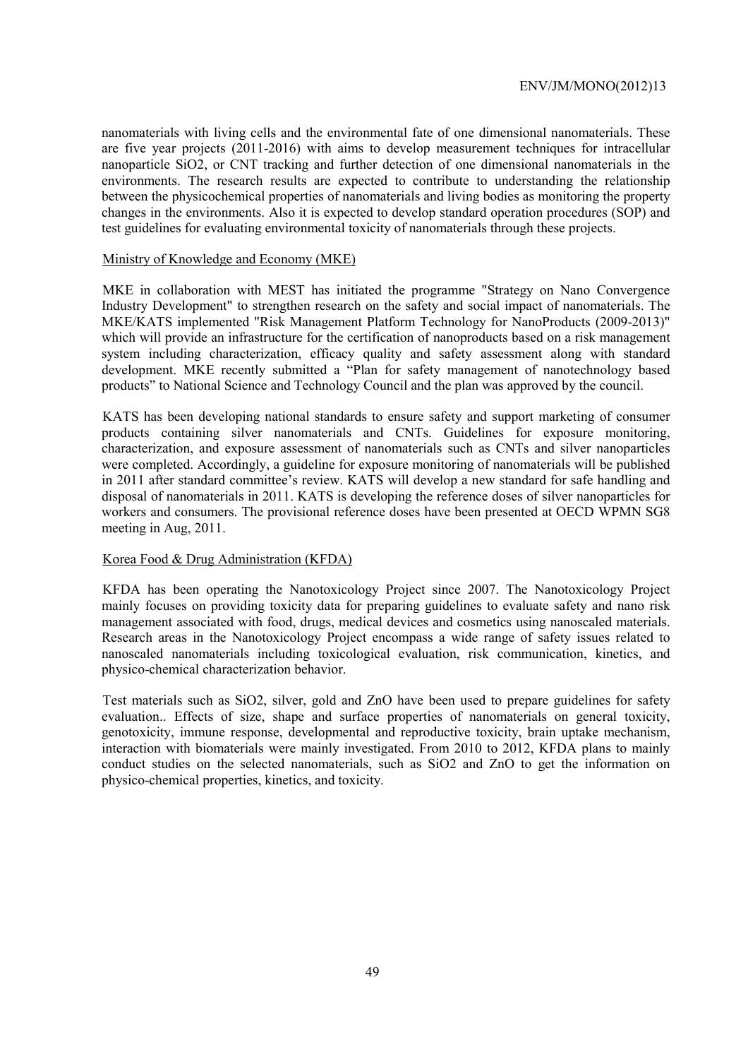nanomaterials with living cells and the environmental fate of one dimensional nanomaterials. These are five year projects (2011-2016) with aims to develop measurement techniques for intracellular nanoparticle $SiO_2$, or CNT tracking and further detection of one dimensional nanomaterials in the environments. The research results are expected to contribute to understanding the relationship between the physicochemical properties of nanomaterials and living bodies as monitoring the property changes in the environments. Also it is expected to develop standard operation procedures (SOP) and test guidelines for evaluating environmental toxicity of nanomaterials through these projects.

Ministry of Knowledge and Economy (MKE)

MKE in collaboration with MEST has initiated the programme "Strategy on Nano Convergence Industry Development" to strengthen research on the safety and social impact of nanomaterials. The MKE/KATS implemented "Risk Management Platform Technology for NanoProducts (2009-2013)" which will provide an infrastructure for the certification of nanoproducts based on a risk management system including characterization, efficacy quality and safety assessment along with standard development. MKE recently submitted a "Plan for safety management of nanotechnology based products" to National Science and Technology Council and the plan was approved by the council.

KATS has been developing national standards to ensure safety and support marketing of consumer products containing silver nanomaterials and CNTs. Guidelines for exposure monitoring, characterization, and exposure assessment of nanomaterials such as CNTs and silver nanoparticles were completed. Accordingly, a guideline for exposure monitoring of nanomaterials will be published in 2011 after standard committee's review. KATS will develop a new standard for safe handling and disposal of nanomaterials in 2011. KATS is developing the reference doses of silver nanoparticles for workers and consumers. The provisional reference doses have been presented at OECD WPMN SG8 meeting in Aug, 2011.

Korea Food & Drug Administration (KFDA)

KFDA has been operating the Nanotoxicology Project since 2007. The Nanotoxicology Project mainly focuses on providing toxicity data for preparing guidelines to evaluate safety and nano risk management associated with food, drugs, medical devices and cosmetics using nanoscaled materials. Research areas in the Nanotoxicology Project encompass a wide range of safety issues related to nanoscaled nanomaterials including toxicological evaluation, risk communication, kinetics, and physico-chemical characterization behavior.

Test materials such as $SiO_2$, silver, gold and ZnO have been used to prepare guidelines for safety evaluation.. Effects of size, shape and surface properties of nanomaterials on general toxicity, genotoxicity, immune response, developmental and reproductive toxicity, brain uptake mechanism, interaction with biomaterials were mainly investigated. From 2010 to 2012, KFDA plans to mainly conduct studies on the selected nanomaterials, such as $SiO_2$ and ZnO to get the information on physico-chemical properties, kinetics, and toxicity.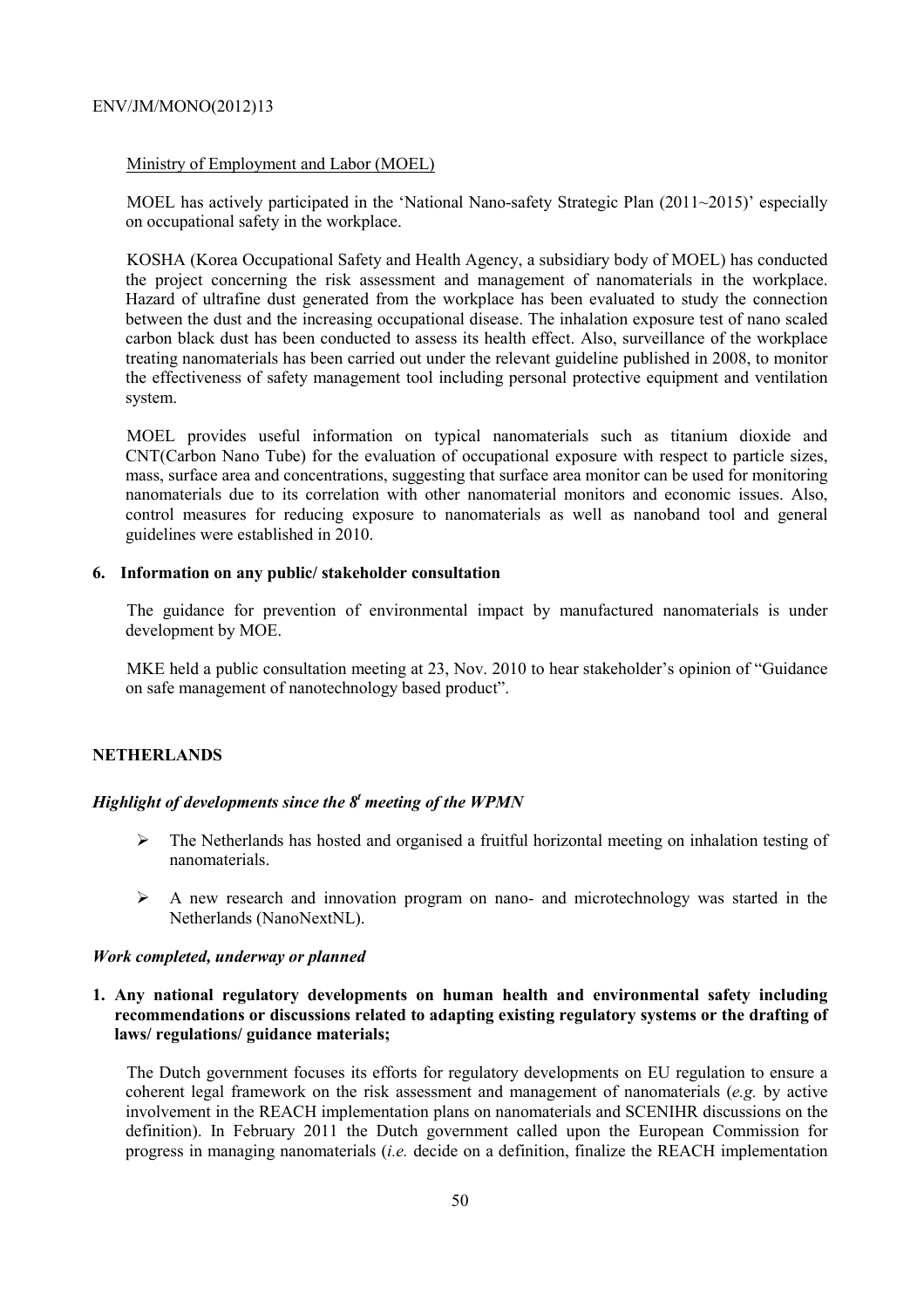Ministry of Employment and Labor (MOEL)

MOEL has actively participated in the 'National Nano-safety Strategic Plan (2011~2015)' especially on occupational safety in the workplace.

KOSHA (Korea Occupational Safety and Health Agency, a subsidiary body of MOEL) has conducted the project concerning the risk assessment and management of nanomaterials in the workplace. Hazard of ultrafine dust generated from the workplace has been evaluated to study the connection between the dust and the increasing occupational disease. The inhalation exposure test of nano scaled carbon black dust has been conducted to assess its health effect. Also, surveillance of the workplace treating nanomaterials has been carried out under the relevant guideline published in 2008, to monitor the effectiveness of safety management tool including personal protective equipment and ventilation system.

MOEL provides useful information on typical nanomaterials such as titanium dioxide and CNT(Carbon Nano Tube) for the evaluation of occupational exposure with respect to particle sizes, mass, surface area and concentrations, suggesting that surface area monitor can be used for monitoring nanomaterials due to its correlation with other nanomaterial monitors and economic issues. Also, control measures for reducing exposure to nanomaterials as well as nanoband tool and general guidelines were established in 2010.

**6. Information on any public/ stakeholder consultation**

The guidance for prevention of environmental impact by manufactured nanomaterials is under development by MOE.

MKE held a public consultation meeting at 23, Nov. 2010 to hear stakeholder's opinion of "Guidance on safe management of nanotechnology based product".

## NETHERLANDS

### *Highlight of developments since the 8t meeting of the WPMN*

- The Netherlands has hosted and organised a fruitful horizontal meeting on inhalation testing of nanomaterials.
- A new research and innovation program on nano- and microtechnology was started in the Netherlands (NanoNextNL).

### *Work completed, underway or planned*

**1. Any national regulatory developments on human health and environmental safety including recommendations or discussions related to adapting existing regulatory systems or the drafting of laws/ regulations/ guidance materials;**

The Dutch government focuses its efforts for regulatory developments on EU regulation to ensure a coherent legal framework on the risk assessment and management of nanomaterials (*e.g.* by active involvement in the REACH implementation plans on nanomaterials and SCENIHR discussions on the definition). In February 2011 the Dutch government called upon the European Commission for progress in managing nanomaterials (*i.e.* decide on a definition, finalize the REACH implementation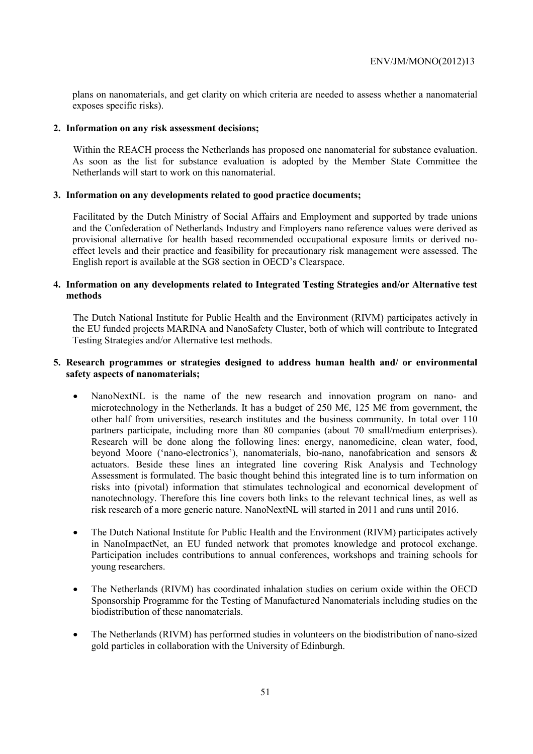plans on nanomaterials, and get clarity on which criteria are needed to assess whether a nanomaterial exposes specific risks).

**2. Information on any risk assessment decisions;**

Within the REACH process the Netherlands has proposed one nanomaterial for substance evaluation. As soon as the list for substance evaluation is adopted by the Member State Committee the Netherlands will start to work on this nanomaterial.

**3. Information on any developments related to good practice documents;**

Facilitated by the Dutch Ministry of Social Affairs and Employment and supported by trade unions and the Confederation of Netherlands Industry and Employers nano reference values were derived as provisional alternative for health based recommended occupational exposure limits or derived no-effect levels and their practice and feasibility for precautionary risk management were assessed. The English report is available at the SG8 section in OECD's Clearspace.

**4. Information on any developments related to Integrated Testing Strategies and/or Alternative test methods**

The Dutch National Institute for Public Health and the Environment (RIVM) participates actively in the EU funded projects MARINA and NanoSafety Cluster, both of which will contribute to Integrated Testing Strategies and/or Alternative test methods.

**5. Research programmes or strategies designed to address human health and/ or environmental safety aspects of nanomaterials;**

- NanoNextNL is the name of the new research and innovation program on nano- and microtechnology in the Netherlands. It has a budget of 250 M€, 125 M€ from government, the other half from universities, research institutes and the business community. In total over 110 partners participate, including more than 80 companies (about 70 small/medium enterprises). Research will be done along the following lines: energy, nanomedicine, clean water, food, beyond Moore ('nano-electronics'), nanomaterials, bio-nano, nanofabrication and sensors & actuators. Beside these lines an integrated line covering Risk Analysis and Technology Assessment is formulated. The basic thought behind this integrated line is to turn information on risks into (pivotal) information that stimulates technological and economical development of nanotechnology. Therefore this line covers both links to the relevant technical lines, as well as risk research of a more generic nature. NanoNextNL will started in 2011 and runs until 2016.

- The Dutch National Institute for Public Health and the Environment (RIVM) participates actively in NanoImpactNet, an EU funded network that promotes knowledge and protocol exchange. Participation includes contributions to annual conferences, workshops and training schools for young researchers.

- The Netherlands (RIVM) has coordinated inhalation studies on cerium oxide within the OECD Sponsorship Programme for the Testing of Manufactured Nanomaterials including studies on the biodistribution of these nanomaterials.

- The Netherlands (RIVM) has performed studies in volunteers on the biodistribution of nano-sized gold particles in collaboration with the University of Edinburgh.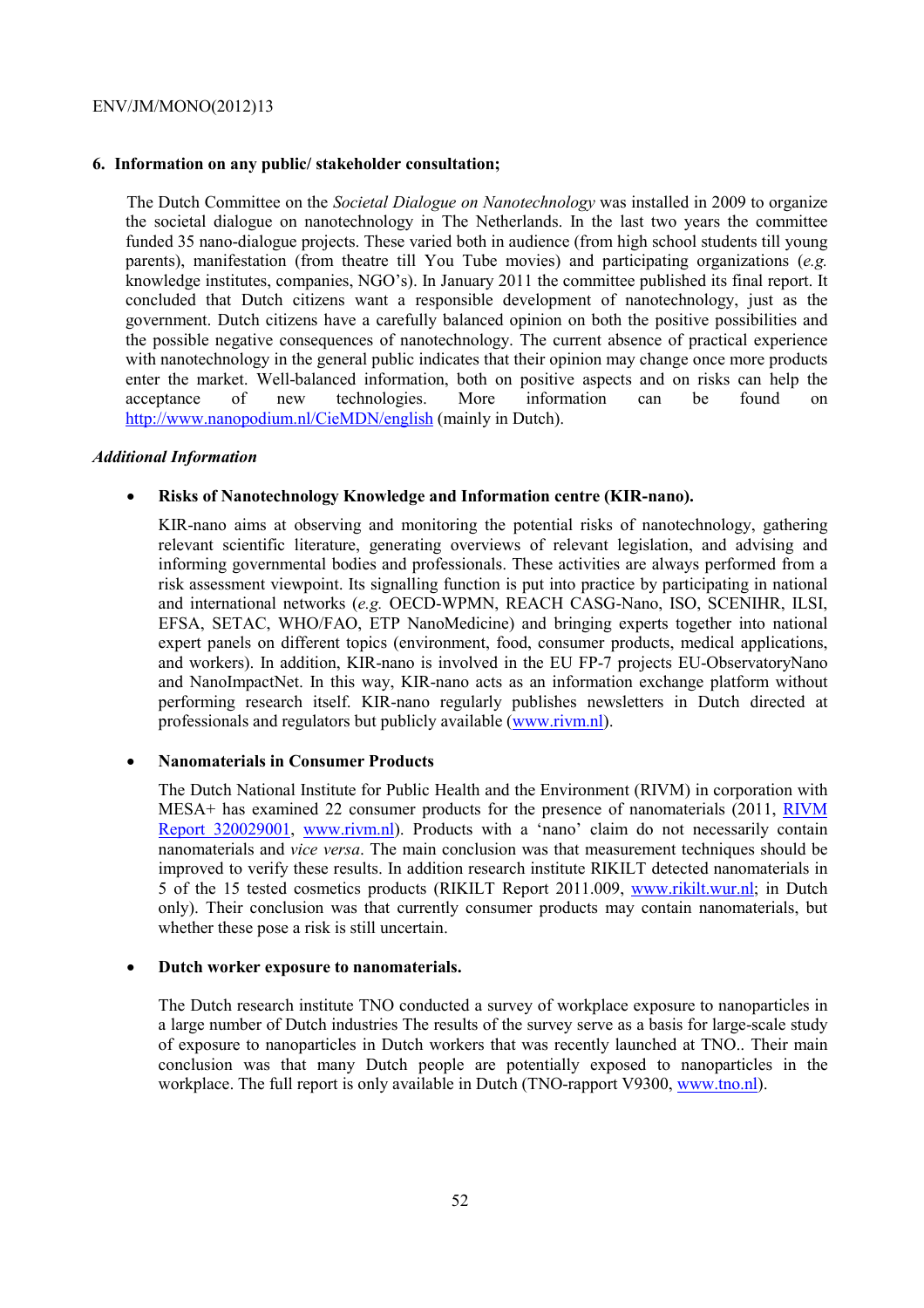**6. Information on any public/ stakeholder consultation;**

The Dutch Committee on the *Societal Dialogue on Nanotechnology* was installed in 2009 to organize the societal dialogue on nanotechnology in The Netherlands. In the last two years the committee funded 35 nano-dialogue projects. These varied both in audience (from high school students till young parents), manifestation (from theatre till You Tube movies) and participating organizations (*e.g.* knowledge institutes, companies, NGO's). In January 2011 the committee published its final report. It concluded that Dutch citizens want a responsible development of nanotechnology, just as the government. Dutch citizens have a carefully balanced opinion on both the positive possibilities and the possible negative consequences of nanotechnology. The current absence of practical experience with nanotechnology in the general public indicates that their opinion may change once more products enter the market. Well-balanced information, both on positive aspects and on risks can help the acceptance of new technologies. More information can be found on http://www.nanopodium.nl/CieMDN/english (mainly in Dutch).

*Additional Information*

- **Risks of Nanotechnology Knowledge and Information centre (KIR-nano).**

  KIR-nano aims at observing and monitoring the potential risks of nanotechnology, gathering relevant scientific literature, generating overviews of relevant legislation, and advising and informing governmental bodies and professionals. These activities are always performed from a risk assessment viewpoint. Its signalling function is put into practice by participating in national and international networks (*e.g.* OECD-WPMN, REACH CASG-Nano, ISO, SCENIHR, ILSI, EFSA, SETAC, WHO/FAO, ETP NanoMedicine) and bringing experts together into national expert panels on different topics (environment, food, consumer products, medical applications, and workers). In addition, KIR-nano is involved in the EU FP-7 projects EU-ObservatoryNano and NanoImpactNet. In this way, KIR-nano acts as an information exchange platform without performing research itself. KIR-nano regularly publishes newsletters in Dutch directed at professionals and regulators but publicly available (www.rivm.nl).

- **Nanomaterials in Consumer Products**

  The Dutch National Institute for Public Health and the Environment (RIVM) in corporation with MESA+ has examined 22 consumer products for the presence of nanomaterials (2011, RIVM Report 320029001, www.rivm.nl). Products with a 'nano' claim do not necessarily contain nanomaterials and *vice versa*. The main conclusion was that measurement techniques should be improved to verify these results. In addition research institute RIKILT detected nanomaterials in 5 of the 15 tested cosmetics products (RIKILT Report 2011.009, www.rikilt.wur.nl; in Dutch only). Their conclusion was that currently consumer products may contain nanomaterials, but whether these pose a risk is still uncertain.

- **Dutch worker exposure to nanomaterials.**

  The Dutch research institute TNO conducted a survey of workplace exposure to nanoparticles in a large number of Dutch industries The results of the survey serve as a basis for large-scale study of exposure to nanoparticles in Dutch workers that was recently launched at TNO.. Their main conclusion was that many Dutch people are potentially exposed to nanoparticles in the workplace. The full report is only available in Dutch (TNO-rapport V9300, www.tno.nl).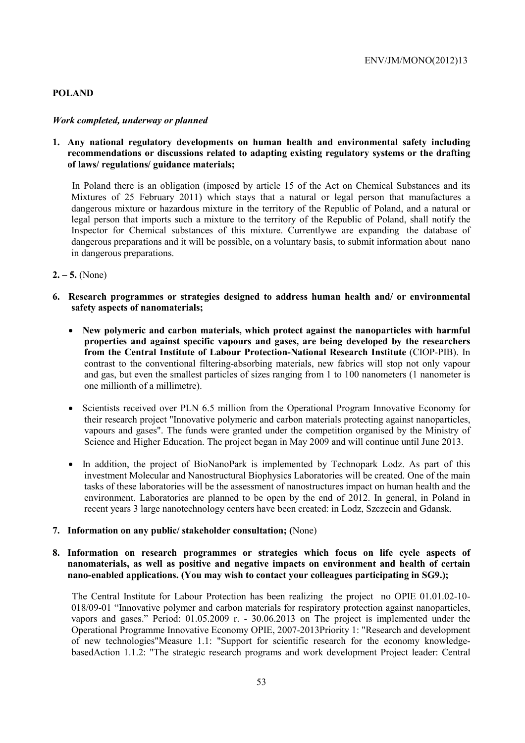## POLAND

### *Work completed, underway or planned*

**1. Any national regulatory developments on human health and environmental safety including recommendations or discussions related to adapting existing regulatory systems or the drafting of laws/ regulations/ guidance materials;**

In Poland there is an obligation (imposed by article 15 of the Act on Chemical Substances and its Mixtures of 25 February 2011) which stays that a natural or legal person that manufactures a dangerous mixture or hazardous mixture in the territory of the Republic of Poland, and a natural or legal person that imports such a mixture to the territory of the Republic of Poland, shall notify the Inspector for Chemical substances of this mixture. Currentlywe are expanding the database of dangerous preparations and it will be possible, on a voluntary basis, to submit information about nano in dangerous preparations.

**2. – 5.** (None)

**6. Research programmes or strategies designed to address human health and/ or environmental safety aspects of nanomaterials;**

- **New polymeric and carbon materials, which protect against the nanoparticles with harmful properties and against specific vapours and gases, are being developed by the researchers from the Central Institute of Labour Protection-National Research Institute** (CIOP-PIB). In contrast to the conventional filtering-absorbing materials, new fabrics will stop not only vapour and gas, but even the smallest particles of sizes ranging from 1 to 100 nanometers (1 nanometer is one millionth of a millimetre).
- Scientists received over PLN 6.5 million from the Operational Program Innovative Economy for their research project "Innovative polymeric and carbon materials protecting against nanoparticles, vapours and gases". The funds were granted under the competition organised by the Ministry of Science and Higher Education. The project began in May 2009 and will continue until June 2013.
- In addition, the project of BioNanoPark is implemented by Technopark Lodz. As part of this investment Molecular and Nanostructural Biophysics Laboratories will be created. One of the main tasks of these laboratories will be the assessment of nanostructures impact on human health and the environment. Laboratories are planned to be open by the end of 2012. In general, in Poland in recent years 3 large nanotechnology centers have been created: in Lodz, Szczecin and Gdansk.

**7. Information on any public/ stakeholder consultation; (**None)

**8. Information on research programmes or strategies which focus on life cycle aspects of nanomaterials, as well as positive and negative impacts on environment and health of certain nano-enabled applications. (You may wish to contact your colleagues participating in SG9.);**

The Central Institute for Labour Protection has been realizing the project no OPIE 01.01.02-10-018/09-01 "Innovative polymer and carbon materials for respiratory protection against nanoparticles, vapors and gases." Period: 01.05.2009 r. - 30.06.2013 on The project is implemented under the Operational Programme Innovative Economy OPIE, 2007-2013Priority 1: "Research and development of new technologies"Measure 1.1: "Support for scientific research for the economy knowledge-basedAction 1.1.2: "The strategic research programs and work development Project leader: Central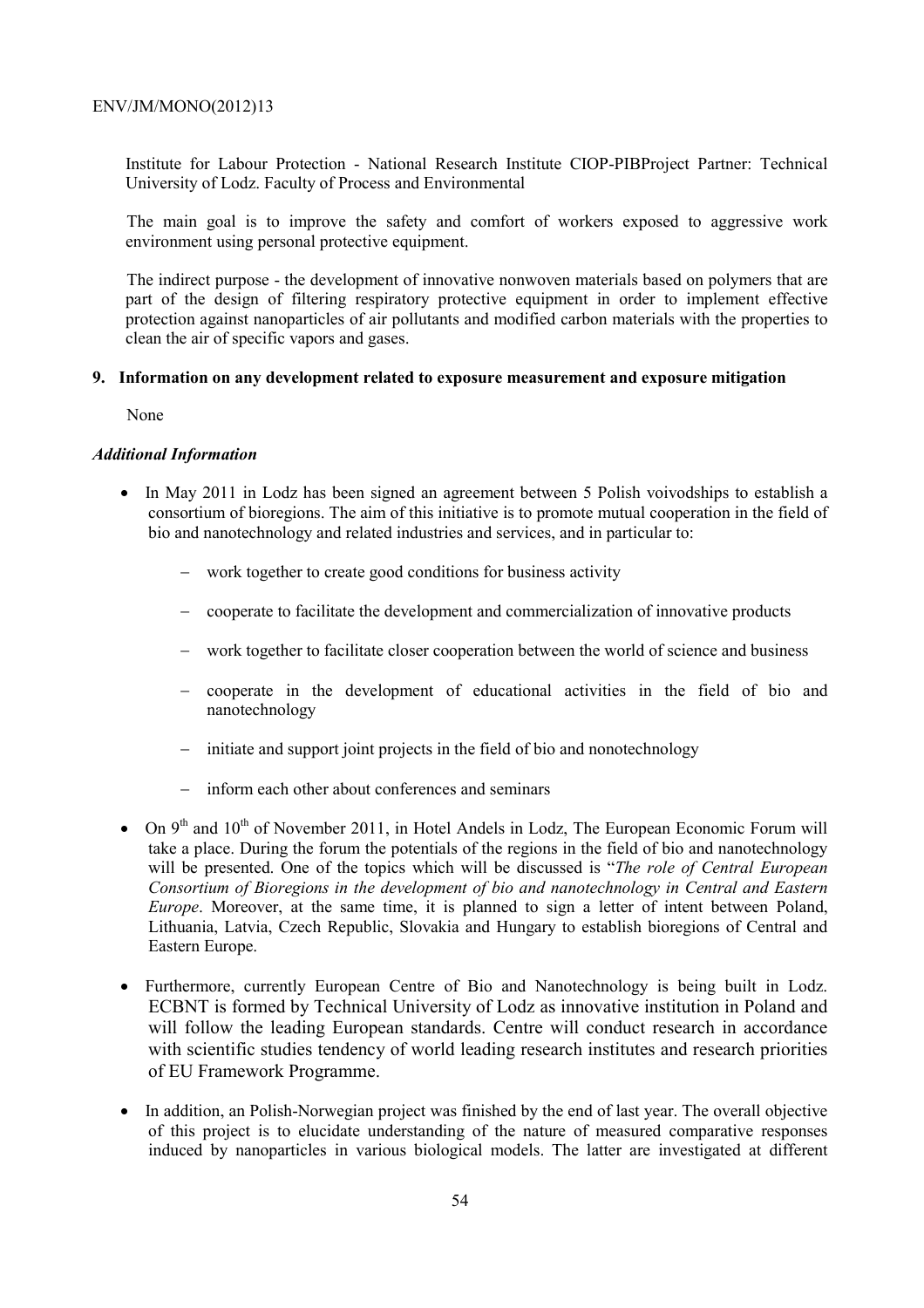Institute for Labour Protection - National Research Institute CIOP-PIBProject Partner: Technical University of Lodz. Faculty of Process and Environmental

The main goal is to improve the safety and comfort of workers exposed to aggressive work environment using personal protective equipment.

The indirect purpose - the development of innovative nonwoven materials based on polymers that are part of the design of filtering respiratory protective equipment in order to implement effective protection against nanoparticles of air pollutants and modified carbon materials with the properties to clean the air of specific vapors and gases.

**9. Information on any development related to exposure measurement and exposure mitigation**

None

***Additional Information***

- In May 2011 in Lodz has been signed an agreement between 5 Polish voivodships to establish a consortium of bioregions. The aim of this initiative is to promote mutual cooperation in the field of bio and nanotechnology and related industries and services, and in particular to:
  - work together to create good conditions for business activity
  - cooperate to facilitate the development and commercialization of innovative products
  - work together to facilitate closer cooperation between the world of science and business
  - cooperate in the development of educational activities in the field of bio and nanotechnology
  - initiate and support joint projects in the field of bio and nonotechnology
  - inform each other about conferences and seminars
- On 9th and 10th of November 2011, in Hotel Andels in Lodz, The European Economic Forum will take a place. During the forum the potentials of the regions in the field of bio and nanotechnology will be presented. One of the topics which will be discussed is "*The role of Central European Consortium of Bioregions in the development of bio and nanotechnology in Central and Eastern Europe*. Moreover, at the same time, it is planned to sign a letter of intent between Poland, Lithuania, Latvia, Czech Republic, Slovakia and Hungary to establish bioregions of Central and Eastern Europe.
- Furthermore, currently European Centre of Bio and Nanotechnology is being built in Lodz. ECBNT is formed by Technical University of Lodz as innovative institution in Poland and will follow the leading European standards. Centre will conduct research in accordance with scientific studies tendency of world leading research institutes and research priorities of EU Framework Programme.
- In addition, an Polish-Norwegian project was finished by the end of last year. The overall objective of this project is to elucidate understanding of the nature of measured comparative responses induced by nanoparticles in various biological models. The latter are investigated at different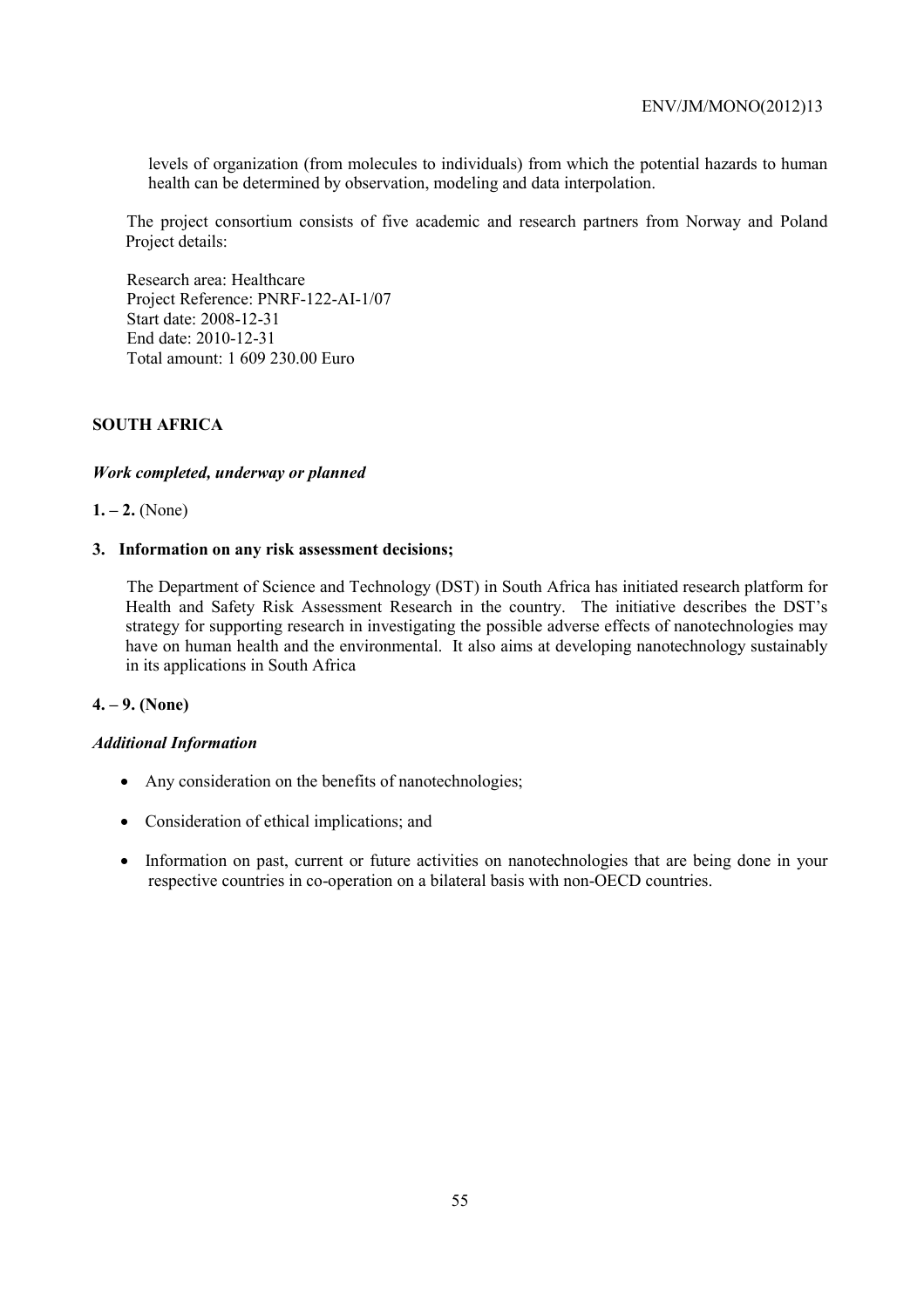levels of organization (from molecules to individuals) from which the potential hazards to human health can be determined by observation, modeling and data interpolation.

The project consortium consists of five academic and research partners from Norway and Poland Project details:

Research area: Healthcare
Project Reference: PNRF-122-AI-1/07
Start date: 2008-12-31
End date: 2010-12-31
Total amount: 1 609 230.00 Euro

## SOUTH AFRICA

### *Work completed, underway or planned*

**1. – 2.** (None)

**3. Information on any risk assessment decisions;**

The Department of Science and Technology (DST) in South Africa has initiated research platform for Health and Safety Risk Assessment Research in the country. The initiative describes the DST's strategy for supporting research in investigating the possible adverse effects of nanotechnologies may have on human health and the environmental. It also aims at developing nanotechnology sustainably in its applications in South Africa

**4. – 9. (None)**

### *Additional Information*

- Any consideration on the benefits of nanotechnologies;
- Consideration of ethical implications; and
- Information on past, current or future activities on nanotechnologies that are being done in your respective countries in co-operation on a bilateral basis with non-OECD countries.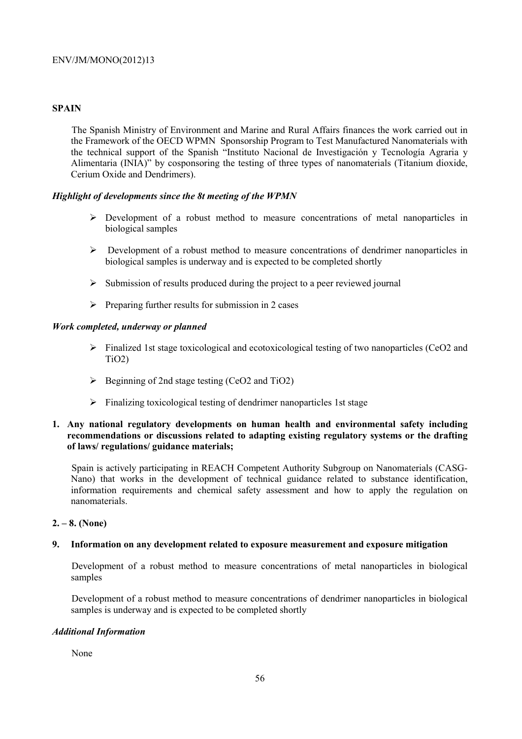## SPAIN

The Spanish Ministry of Environment and Marine and Rural Affairs finances the work carried out in the Framework of the OECD WPMN Sponsorship Program to Test Manufactured Nanomaterials with the technical support of the Spanish "Instituto Nacional de Investigación y Tecnología Agraria y Alimentaria (INIA)" by cosponsoring the testing of three types of nanomaterials (Titanium dioxide, Cerium Oxide and Dendrimers).

### *Highlight of developments since the 8t meeting of the WPMN*

- Development of a robust method to measure concentrations of metal nanoparticles in biological samples
- Development of a robust method to measure concentrations of dendrimer nanoparticles in biological samples is underway and is expected to be completed shortly
- Submission of results produced during the project to a peer reviewed journal
- Preparing further results for submission in 2 cases

### *Work completed, underway or planned*

- Finalized 1st stage toxicological and ecotoxicological testing of two nanoparticles ($CeO_2$ and $TiO_2$)
- Beginning of 2nd stage testing ($CeO_2$ and $TiO_2$)
- Finalizing toxicological testing of dendrimer nanoparticles 1st stage

**1. Any national regulatory developments on human health and environmental safety including recommendations or discussions related to adapting existing regulatory systems or the drafting of laws/ regulations/ guidance materials;**

Spain is actively participating in REACH Competent Authority Subgroup on Nanomaterials (CASG-Nano) that works in the development of technical guidance related to substance identification, information requirements and chemical safety assessment and how to apply the regulation on nanomaterials.

**2. – 8. (None)**

**9. Information on any development related to exposure measurement and exposure mitigation**

Development of a robust method to measure concentrations of metal nanoparticles in biological samples

Development of a robust method to measure concentrations of dendrimer nanoparticles in biological samples is underway and is expected to be completed shortly

### *Additional Information*

None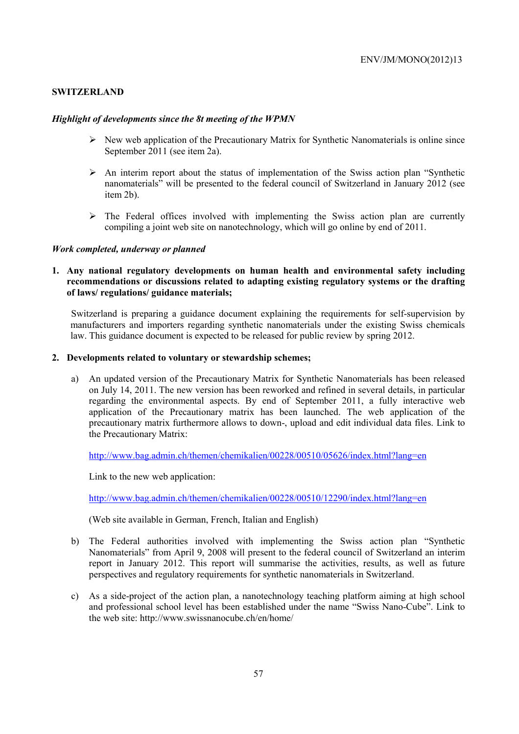## SWITZERLAND

### *Highlight of developments since the 8t meeting of the WPMN*

- New web application of the Precautionary Matrix for Synthetic Nanomaterials is online since September 2011 (see item 2a).
- An interim report about the status of implementation of the Swiss action plan "Synthetic nanomaterials" will be presented to the federal council of Switzerland in January 2012 (see item 2b).
- The Federal offices involved with implementing the Swiss action plan are currently compiling a joint web site on nanotechnology, which will go online by end of 2011.

### *Work completed, underway or planned*

**1. Any national regulatory developments on human health and environmental safety including recommendations or discussions related to adapting existing regulatory systems or the drafting of laws/ regulations/ guidance materials;**

Switzerland is preparing a guidance document explaining the requirements for self-supervision by manufacturers and importers regarding synthetic nanomaterials under the existing Swiss chemicals law. This guidance document is expected to be released for public review by spring 2012.

**2. Developments related to voluntary or stewardship schemes;**

a) An updated version of the Precautionary Matrix for Synthetic Nanomaterials has been released on July 14, 2011. The new version has been reworked and refined in several details, in particular regarding the environmental aspects. By end of September 2011, a fully interactive web application of the Precautionary matrix has been launched. The web application of the precautionary matrix furthermore allows to down-, upload and edit individual data files. Link to the Precautionary Matrix:

   http://www.bag.admin.ch/themen/chemikalien/00228/00510/05626/index.html?lang=en

   Link to the new web application:

   http://www.bag.admin.ch/themen/chemikalien/00228/00510/12290/index.html?lang=en

   (Web site available in German, French, Italian and English)

b) The Federal authorities involved with implementing the Swiss action plan "Synthetic Nanomaterials" from April 9, 2008 will present to the federal council of Switzerland an interim report in January 2012. This report will summarise the activities, results, as well as future perspectives and regulatory requirements for synthetic nanomaterials in Switzerland.

c) As a side-project of the action plan, a nanotechnology teaching platform aiming at high school and professional school level has been established under the name "Swiss Nano-Cube". Link to the web site: http://www.swissnanocube.ch/en/home/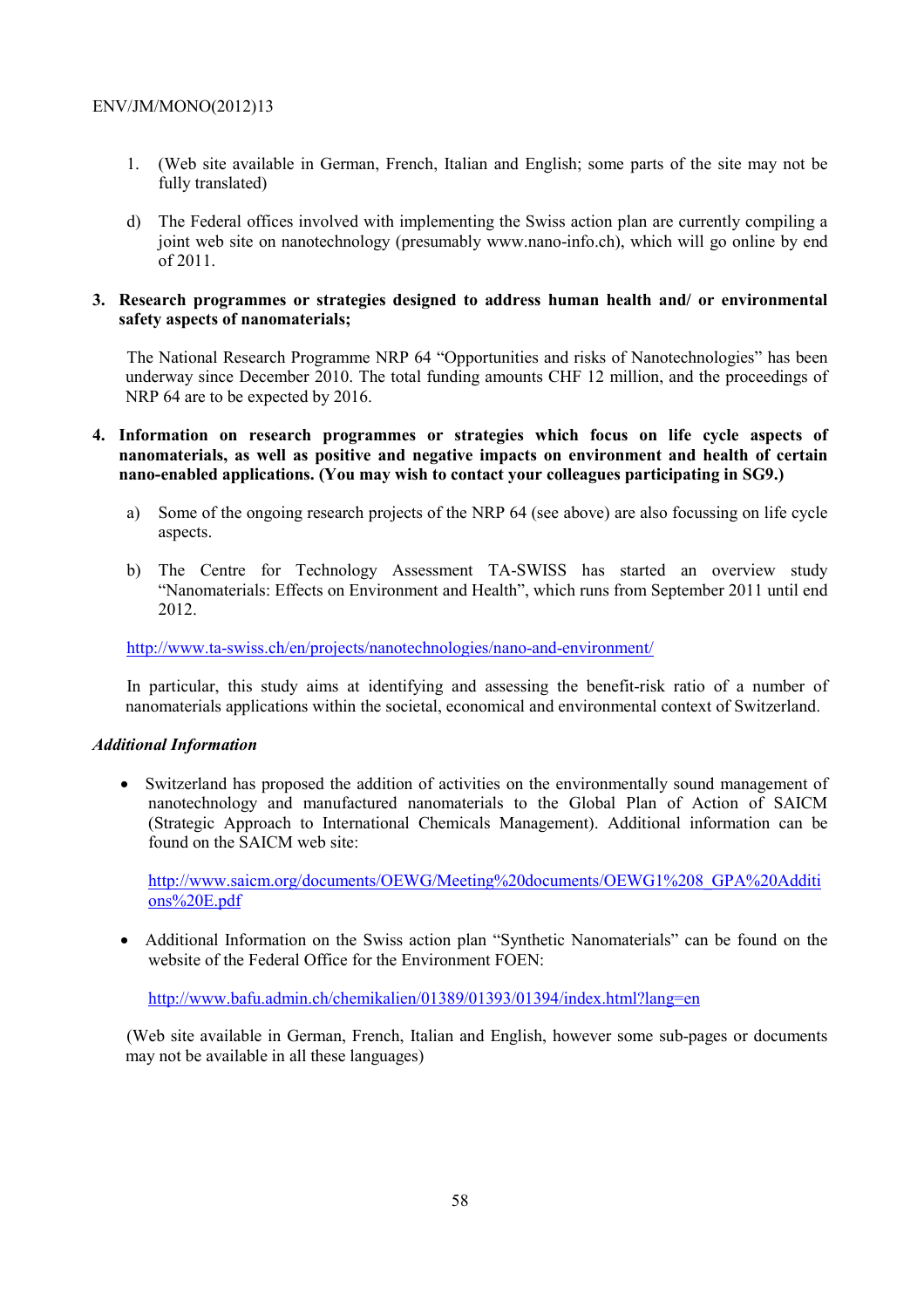1. (Web site available in German, French, Italian and English; some parts of the site may not be fully translated)

d) The Federal offices involved with implementing the Swiss action plan are currently compiling a joint web site on nanotechnology (presumably www.nano-info.ch), which will go online by end of 2011.

**3. Research programmes or strategies designed to address human health and/ or environmental safety aspects of nanomaterials;**

The National Research Programme NRP 64 "Opportunities and risks of Nanotechnologies" has been underway since December 2010. The total funding amounts CHF 12 million, and the proceedings of NRP 64 are to be expected by 2016.

**4. Information on research programmes or strategies which focus on life cycle aspects of nanomaterials, as well as positive and negative impacts on environment and health of certain nano-enabled applications. (You may wish to contact your colleagues participating in SG9.)**

a) Some of the ongoing research projects of the NRP 64 (see above) are also focussing on life cycle aspects.

b) The Centre for Technology Assessment TA-SWISS has started an overview study "Nanomaterials: Effects on Environment and Health", which runs from September 2011 until end 2012.

http://www.ta-swiss.ch/en/projects/nanotechnologies/nano-and-environment/

In particular, this study aims at identifying and assessing the benefit-risk ratio of a number of nanomaterials applications within the societal, economical and environmental context of Switzerland.

***Additional Information***

- Switzerland has proposed the addition of activities on the environmentally sound management of nanotechnology and manufactured nanomaterials to the Global Plan of Action of SAICM (Strategic Approach to International Chemicals Management). Additional information can be found on the SAICM web site:

  http://www.saicm.org/documents/OEWG/Meeting%20documents/OEWG1%208_GPA%20Additions%20E.pdf

- Additional Information on the Swiss action plan "Synthetic Nanomaterials" can be found on the website of the Federal Office for the Environment FOEN:

  http://www.bafu.admin.ch/chemikalien/01389/01393/01394/index.html?lang=en

(Web site available in German, French, Italian and English, however some sub-pages or documents may not be available in all these languages)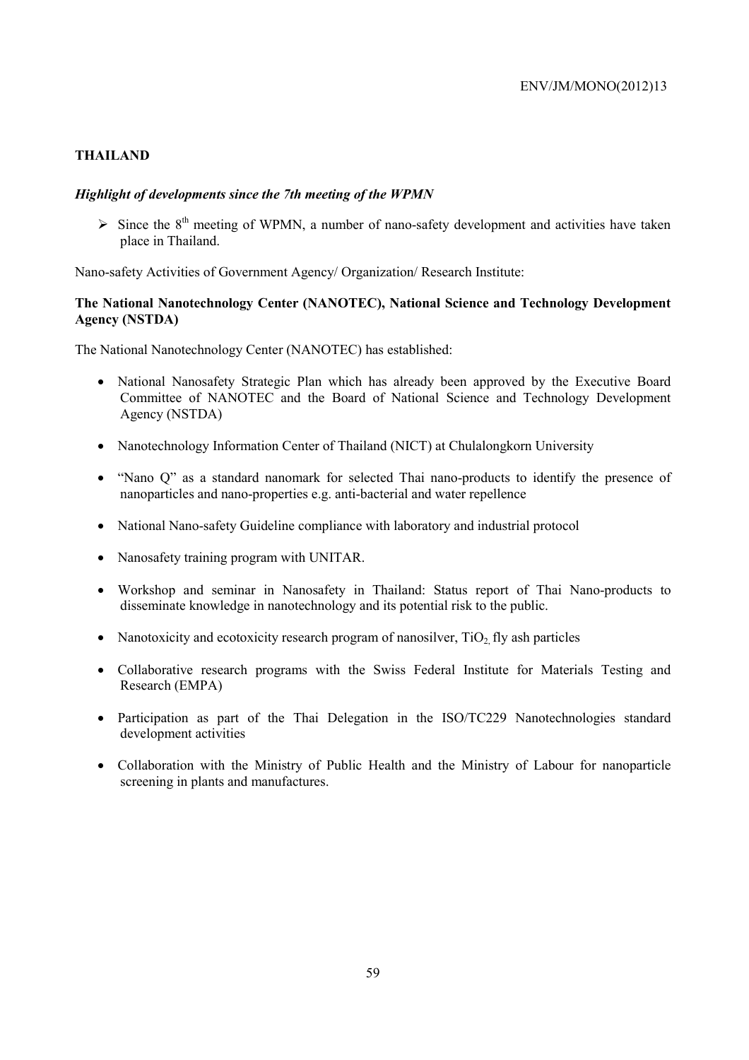## THAILAND

### *Highlight of developments since the 7th meeting of the WPMN*

- Since the 8th meeting of WPMN, a number of nano-safety development and activities have taken place in Thailand.

Nano-safety Activities of Government Agency/ Organization/ Research Institute:

**The National Nanotechnology Center (NANOTEC), National Science and Technology Development Agency (NSTDA)**

The National Nanotechnology Center (NANOTEC) has established:

- National Nanosafety Strategic Plan which has already been approved by the Executive Board Committee of NANOTEC and the Board of National Science and Technology Development Agency (NSTDA)
- Nanotechnology Information Center of Thailand (NICT) at Chulalongkorn University
- "Nano Q" as a standard nanomark for selected Thai nano-products to identify the presence of nanoparticles and nano-properties e.g. anti-bacterial and water repellence
- National Nano-safety Guideline compliance with laboratory and industrial protocol
- Nanosafety training program with UNITAR.
- Workshop and seminar in Nanosafety in Thailand: Status report of Thai Nano-products to disseminate knowledge in nanotechnology and its potential risk to the public.
- Nanotoxicity and ecotoxicity research program of nanosilver, $TiO_2$, fly ash particles
- Collaborative research programs with the Swiss Federal Institute for Materials Testing and Research (EMPA)
- Participation as part of the Thai Delegation in the ISO/TC229 Nanotechnologies standard development activities
- Collaboration with the Ministry of Public Health and the Ministry of Labour for nanoparticle screening in plants and manufactures.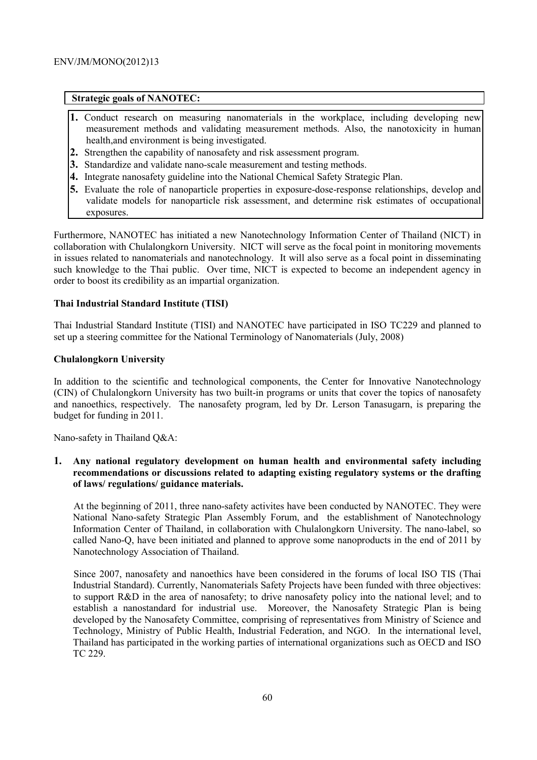**Strategic goals of NANOTEC:**

1. Conduct research on measuring nanomaterials in the workplace, including developing new measurement methods and validating measurement methods. Also, the nanotoxicity in human health,and environment is being investigated.
2. Strengthen the capability of nanosafety and risk assessment program.
3. Standardize and validate nano-scale measurement and testing methods.
4. Integrate nanosafety guideline into the National Chemical Safety Strategic Plan.
5. Evaluate the role of nanoparticle properties in exposure-dose-response relationships, develop and validate models for nanoparticle risk assessment, and determine risk estimates of occupational exposures.

Furthermore, NANOTEC has initiated a new Nanotechnology Information Center of Thailand (NICT) in collaboration with Chulalongkorn University. NICT will serve as the focal point in monitoring movements in issues related to nanomaterials and nanotechnology. It will also serve as a focal point in disseminating such knowledge to the Thai public. Over time, NICT is expected to become an independent agency in order to boost its credibility as an impartial organization.

**Thai Industrial Standard Institute (TISI)**

Thai Industrial Standard Institute (TISI) and NANOTEC have participated in ISO TC229 and planned to set up a steering committee for the National Terminology of Nanomaterials (July, 2008)

**Chulalongkorn University**

In addition to the scientific and technological components, the Center for Innovative Nanotechnology (CIN) of Chulalongkorn University has two built-in programs or units that cover the topics of nanosafety and nanoethics, respectively. The nanosafety program, led by Dr. Lerson Tanasugarn, is preparing the budget for funding in 2011.

Nano-safety in Thailand Q&A:

**1. Any national regulatory development on human health and environmental safety including recommendations or discussions related to adapting existing regulatory systems or the drafting of laws/ regulations/ guidance materials.**

At the beginning of 2011, three nano-safety activites have been conducted by NANOTEC. They were National Nano-safety Strategic Plan Assembly Forum, and the establishment of Nanotechnology Information Center of Thailand, in collaboration with Chulalongkorn University. The nano-label, so called Nano-Q, have been initiated and planned to approve some nanoproducts in the end of 2011 by Nanotechnology Association of Thailand.

Since 2007, nanosafety and nanoethics have been considered in the forums of local ISO TIS (Thai Industrial Standard). Currently, Nanomaterials Safety Projects have been funded with three objectives: to support R&D in the area of nanosafety; to drive nanosafety policy into the national level; and to establish a nanostandard for industrial use. Moreover, the Nanosafety Strategic Plan is being developed by the Nanosafety Committee, comprising of representatives from Ministry of Science and Technology, Ministry of Public Health, Industrial Federation, and NGO. In the international level, Thailand has participated in the working parties of international organizations such as OECD and ISO TC 229.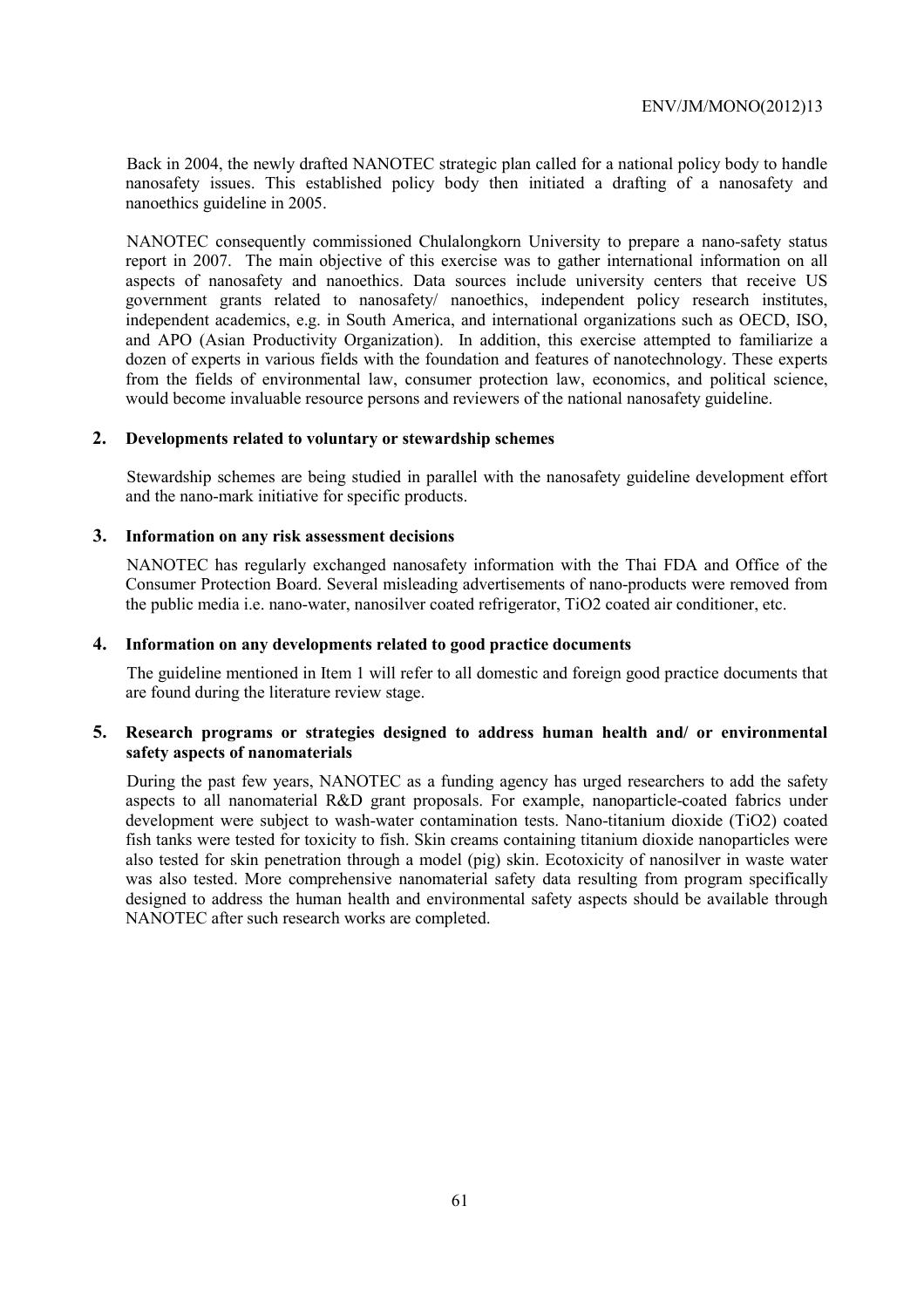Back in 2004, the newly drafted NANOTEC strategic plan called for a national policy body to handle nanosafety issues. This established policy body then initiated a drafting of a nanosafety and nanoethics guideline in 2005.

NANOTEC consequently commissioned Chulalongkorn University to prepare a nano-safety status report in 2007. The main objective of this exercise was to gather international information on all aspects of nanosafety and nanoethics. Data sources include university centers that receive US government grants related to nanosafety/ nanoethics, independent policy research institutes, independent academics, e.g. in South America, and international organizations such as OECD, ISO, and APO (Asian Productivity Organization). In addition, this exercise attempted to familiarize a dozen of experts in various fields with the foundation and features of nanotechnology. These experts from the fields of environmental law, consumer protection law, economics, and political science, would become invaluable resource persons and reviewers of the national nanosafety guideline.

## 2. Developments related to voluntary or stewardship schemes

Stewardship schemes are being studied in parallel with the nanosafety guideline development effort and the nano-mark initiative for specific products.

## 3. Information on any risk assessment decisions

NANOTEC has regularly exchanged nanosafety information with the Thai FDA and Office of the Consumer Protection Board. Several misleading advertisements of nano-products were removed from the public media i.e. nano-water, nanosilver coated refrigerator, $TiO_2$ coated air conditioner, etc.

## 4. Information on any developments related to good practice documents

The guideline mentioned in Item 1 will refer to all domestic and foreign good practice documents that are found during the literature review stage.

## 5. Research programs or strategies designed to address human health and/ or environmental safety aspects of nanomaterials

During the past few years, NANOTEC as a funding agency has urged researchers to add the safety aspects to all nanomaterial R&D grant proposals. For example, nanoparticle-coated fabrics under development were subject to wash-water contamination tests. Nano-titanium dioxide ($TiO_2$) coated fish tanks were tested for toxicity to fish. Skin creams containing titanium dioxide nanoparticles were also tested for skin penetration through a model (pig) skin. Ecotoxicity of nanosilver in waste water was also tested. More comprehensive nanomaterial safety data resulting from program specifically designed to address the human health and environmental safety aspects should be available through NANOTEC after such research works are completed.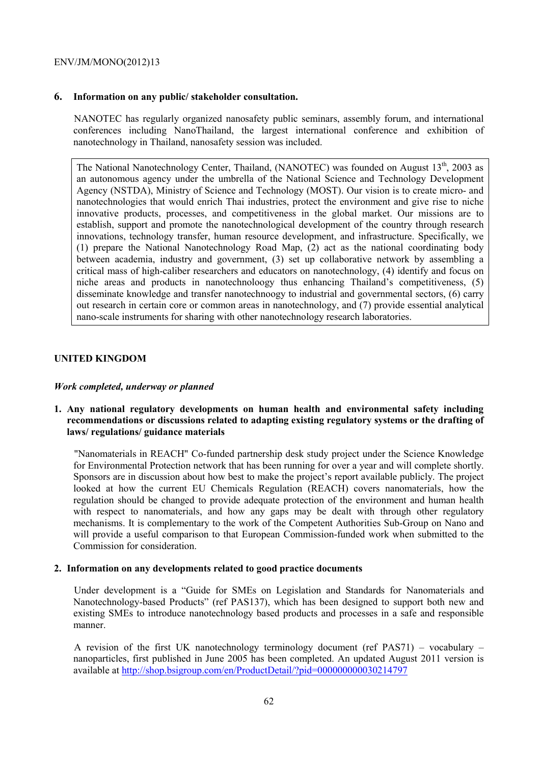### 6. Information on any public/ stakeholder consultation.

NANOTEC has regularly organized nanosafety public seminars, assembly forum, and international conferences including NanoThailand, the largest international conference and exhibition of nanotechnology in Thailand, nanosafety session was included.

> The National Nanotechnology Center, Thailand, (NANOTEC) was founded on August 13th, 2003 as an autonomous agency under the umbrella of the National Science and Technology Development Agency (NSTDA), Ministry of Science and Technology (MOST). Our vision is to create micro- and nanotechnologies that would enrich Thai industries, protect the environment and give rise to niche innovative products, processes, and competitiveness in the global market. Our missions are to establish, support and promote the nanotechnological development of the country through research innovations, technology transfer, human resource development, and infrastructure. Specifically, we (1) prepare the National Nanotechnology Road Map, (2) act as the national coordinating body between academia, industry and government, (3) set up collaborative network by assembling a critical mass of high-caliber researchers and educators on nanotechnology, (4) identify and focus on niche areas and products in nanotechnoloogy thus enhancing Thailand's competitiveness, (5) disseminate knowledge and transfer nanotechnoogy to industrial and governmental sectors, (6) carry out research in certain core or common areas in nanotechnology, and (7) provide essential analytical nano-scale instruments for sharing with other nanotechnology research laboratories.

## UNITED KINGDOM

*Work completed, underway or planned*

**1. Any national regulatory developments on human health and environmental safety including recommendations or discussions related to adapting existing regulatory systems or the drafting of laws/ regulations/ guidance materials**

"Nanomaterials in REACH" Co-funded partnership desk study project under the Science Knowledge for Environmental Protection network that has been running for over a year and will complete shortly. Sponsors are in discussion about how best to make the project's report available publicly. The project looked at how the current EU Chemicals Regulation (REACH) covers nanomaterials, how the regulation should be changed to provide adequate protection of the environment and human health with respect to nanomaterials, and how any gaps may be dealt with through other regulatory mechanisms. It is complementary to the work of the Competent Authorities Sub-Group on Nano and will provide a useful comparison to that European Commission-funded work when submitted to the Commission for consideration.

**2. Information on any developments related to good practice documents**

Under development is a "Guide for SMEs on Legislation and Standards for Nanomaterials and Nanotechnology-based Products" (ref PAS137), which has been designed to support both new and existing SMEs to introduce nanotechnology based products and processes in a safe and responsible manner.

A revision of the first UK nanotechnology terminology document (ref PAS71) – vocabulary – nanoparticles, first published in June 2005 has been completed. An updated August 2011 version is available at http://shop.bsigroup.com/en/ProductDetail/?pid=000000000030214797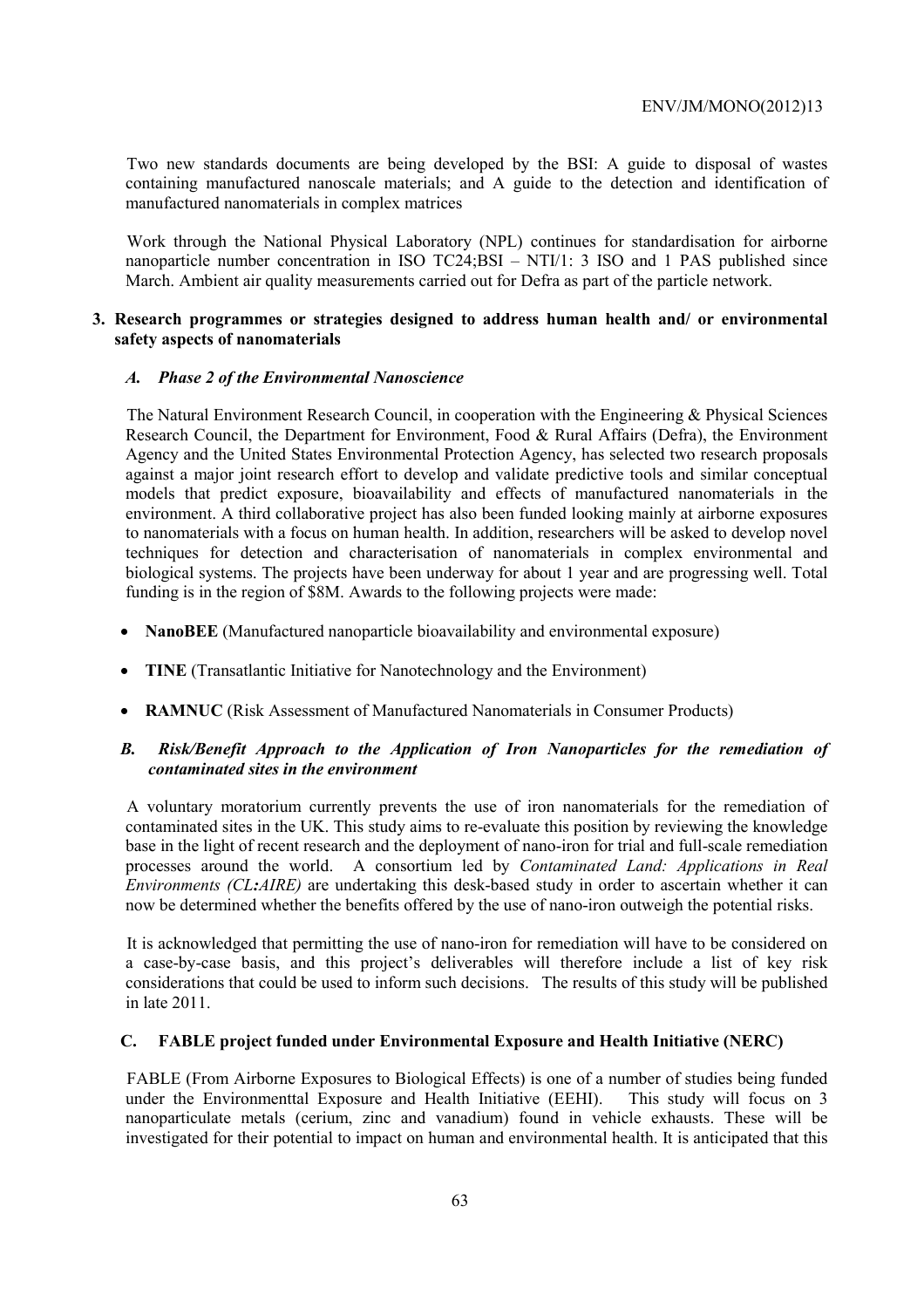Two new standards documents are being developed by the BSI: A guide to disposal of wastes containing manufactured nanoscale materials; and A guide to the detection and identification of manufactured nanomaterials in complex matrices

Work through the National Physical Laboratory (NPL) continues for standardisation for airborne nanoparticle number concentration in ISO TC24;BSI – NTI/1: 3 ISO and 1 PAS published since March. Ambient air quality measurements carried out for Defra as part of the particle network.

## 3. Research programmes or strategies designed to address human health and/ or environmental safety aspects of nanomaterials

### *A. Phase 2 of the Environmental Nanoscience*

The Natural Environment Research Council, in cooperation with the Engineering & Physical Sciences Research Council, the Department for Environment, Food & Rural Affairs (Defra), the Environment Agency and the United States Environmental Protection Agency, has selected two research proposals against a major joint research effort to develop and validate predictive tools and similar conceptual models that predict exposure, bioavailability and effects of manufactured nanomaterials in the environment. A third collaborative project has also been funded looking mainly at airborne exposures to nanomaterials with a focus on human health. In addition, researchers will be asked to develop novel techniques for detection and characterisation of nanomaterials in complex environmental and biological systems. The projects have been underway for about 1 year and are progressing well. Total funding is in the region of $8M. Awards to the following projects were made:

- **NanoBEE** (Manufactured nanoparticle bioavailability and environmental exposure)
- **TINE** (Transatlantic Initiative for Nanotechnology and the Environment)
- **RAMNUC** (Risk Assessment of Manufactured Nanomaterials in Consumer Products)

### *B. Risk/Benefit Approach to the Application of Iron Nanoparticles for the remediation of contaminated sites in the environment*

A voluntary moratorium currently prevents the use of iron nanomaterials for the remediation of contaminated sites in the UK. This study aims to re-evaluate this position by reviewing the knowledge base in the light of recent research and the deployment of nano-iron for trial and full-scale remediation processes around the world. A consortium led by *Contaminated Land: Applications in Real Environments (CL:AIRE)* are undertaking this desk-based study in order to ascertain whether it can now be determined whether the benefits offered by the use of nano-iron outweigh the potential risks.

It is acknowledged that permitting the use of nano-iron for remediation will have to be considered on a case-by-case basis, and this project's deliverables will therefore include a list of key risk considerations that could be used to inform such decisions. The results of this study will be published in late 2011.

### C. FABLE project funded under Environmental Exposure and Health Initiative (NERC)

FABLE (From Airborne Exposures to Biological Effects) is one of a number of studies being funded under the Environmenttal Exposure and Health Initiative (EEHI). This study will focus on 3 nanoparticulate metals (cerium, zinc and vanadium) found in vehicle exhausts. These will be investigated for their potential to impact on human and environmental health. It is anticipated that this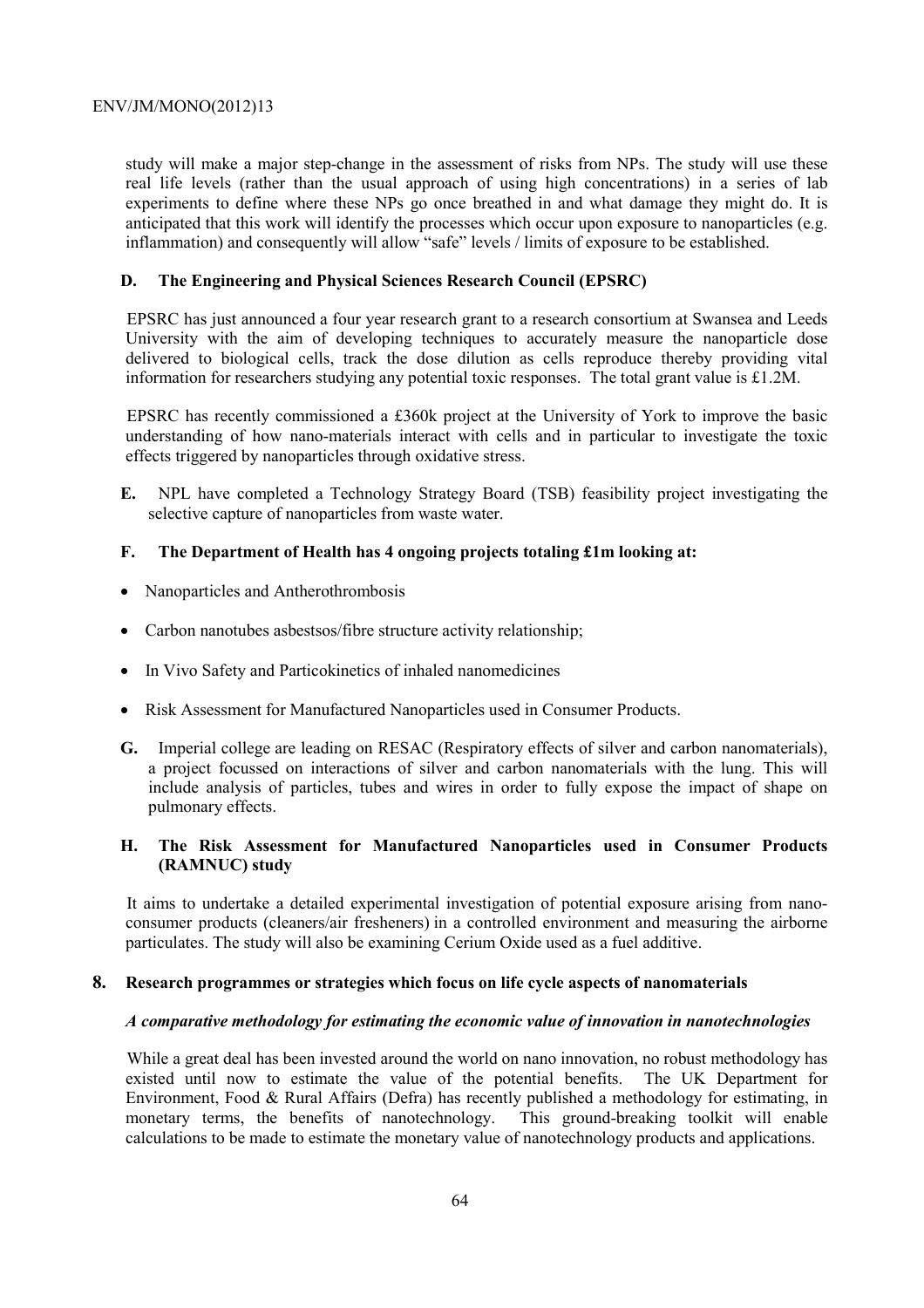study will make a major step-change in the assessment of risks from NPs. The study will use these real life levels (rather than the usual approach of using high concentrations) in a series of lab experiments to define where these NPs go once breathed in and what damage they might do. It is anticipated that this work will identify the processes which occur upon exposure to nanoparticles (e.g. inflammation) and consequently will allow "safe" levels / limits of exposure to be established.

**D. The Engineering and Physical Sciences Research Council (EPSRC)**

EPSRC has just announced a four year research grant to a research consortium at Swansea and Leeds University with the aim of developing techniques to accurately measure the nanoparticle dose delivered to biological cells, track the dose dilution as cells reproduce thereby providing vital information for researchers studying any potential toxic responses. The total grant value is £1.2M.

EPSRC has recently commissioned a £360k project at the University of York to improve the basic understanding of how nano-materials interact with cells and in particular to investigate the toxic effects triggered by nanoparticles through oxidative stress.

**E.** NPL have completed a Technology Strategy Board (TSB) feasibility project investigating the selective capture of nanoparticles from waste water.

**F. The Department of Health has 4 ongoing projects totaling £1m looking at:**

- Nanoparticles and Antherothrombosis
- Carbon nanotubes asbestsos/fibre structure activity relationship;
- In Vivo Safety and Particokinetics of inhaled nanomedicines
- Risk Assessment for Manufactured Nanoparticles used in Consumer Products.

**G.** Imperial college are leading on RESAC (Respiratory effects of silver and carbon nanomaterials), a project focussed on interactions of silver and carbon nanomaterials with the lung. This will include analysis of particles, tubes and wires in order to fully expose the impact of shape on pulmonary effects.

**H. The Risk Assessment for Manufactured Nanoparticles used in Consumer Products (RAMNUC) study**

It aims to undertake a detailed experimental investigation of potential exposure arising from nano-consumer products (cleaners/air fresheners) in a controlled environment and measuring the airborne particulates. The study will also be examining Cerium Oxide used as a fuel additive.

## 8. Research programmes or strategies which focus on life cycle aspects of nanomaterials

***A comparative methodology for estimating the economic value of innovation in nanotechnologies***

While a great deal has been invested around the world on nano innovation, no robust methodology has existed until now to estimate the value of the potential benefits. The UK Department for Environment, Food & Rural Affairs (Defra) has recently published a methodology for estimating, in monetary terms, the benefits of nanotechnology. This ground-breaking toolkit will enable calculations to be made to estimate the monetary value of nanotechnology products and applications.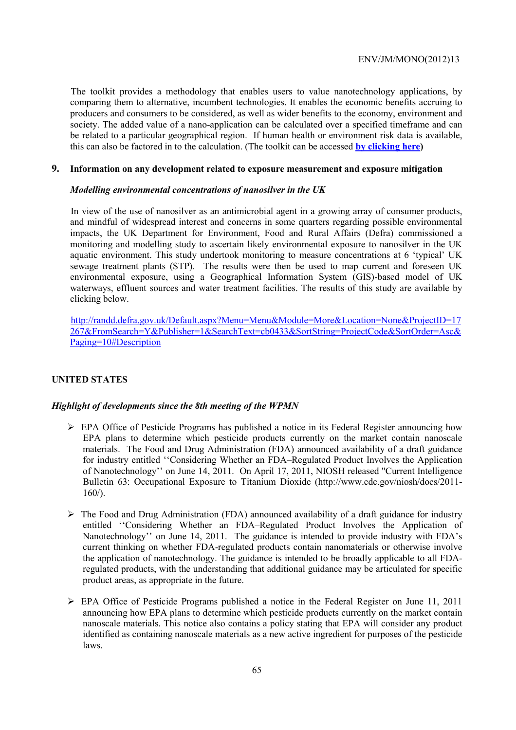The toolkit provides a methodology that enables users to value nanotechnology applications, by comparing them to alternative, incumbent technologies. It enables the economic benefits accruing to producers and consumers to be considered, as well as wider benefits to the economy, environment and society. The added value of a nano-application can be calculated over a specified timeframe and can be related to a particular geographical region. If human health or environment risk data is available, this can also be factored in to the calculation. (The toolkit can be accessed **by clicking here**)

## 9. Information on any development related to exposure measurement and exposure mitigation

***Modelling environmental concentrations of nanosilver in the UK***

In view of the use of nanosilver as an antimicrobial agent in a growing array of consumer products, and mindful of widespread interest and concerns in some quarters regarding possible environmental impacts, the UK Department for Environment, Food and Rural Affairs (Defra) commissioned a monitoring and modelling study to ascertain likely environmental exposure to nanosilver in the UK aquatic environment. This study undertook monitoring to measure concentrations at 6 'typical' UK sewage treatment plants (STP). The results were then be used to map current and foreseen UK environmental exposure, using a Geographical Information System (GIS)-based model of UK waterways, effluent sources and water treatment facilities. The results of this study are available by clicking below.

http://randd.defra.gov.uk/Default.aspx?Menu=Menu&Module=More&Location=None&ProjectID=17267&FromSearch=Y&Publisher=1&SearchText=cb0433&SortString=ProjectCode&SortOrder=Asc&Paging=10#Description

## UNITED STATES

***Highlight of developments since the 8th meeting of the WPMN***

- EPA Office of Pesticide Programs has published a notice in its Federal Register announcing how EPA plans to determine which pesticide products currently on the market contain nanoscale materials. The Food and Drug Administration (FDA) announced availability of a draft guidance for industry entitled ''Considering Whether an FDA–Regulated Product Involves the Application of Nanotechnology'' on June 14, 2011. On April 17, 2011, NIOSH released "Current Intelligence Bulletin 63: Occupational Exposure to Titanium Dioxide (http://www.cdc.gov/niosh/docs/2011-160/).

- The Food and Drug Administration (FDA) announced availability of a draft guidance for industry entitled ''Considering Whether an FDA–Regulated Product Involves the Application of Nanotechnology'' on June 14, 2011. The guidance is intended to provide industry with FDA's current thinking on whether FDA-regulated products contain nanomaterials or otherwise involve the application of nanotechnology. The guidance is intended to be broadly applicable to all FDA-regulated products, with the understanding that additional guidance may be articulated for specific product areas, as appropriate in the future.

- EPA Office of Pesticide Programs published a notice in the Federal Register on June 11, 2011 announcing how EPA plans to determine which pesticide products currently on the market contain nanoscale materials. This notice also contains a policy stating that EPA will consider any product identified as containing nanoscale materials as a new active ingredient for purposes of the pesticide laws.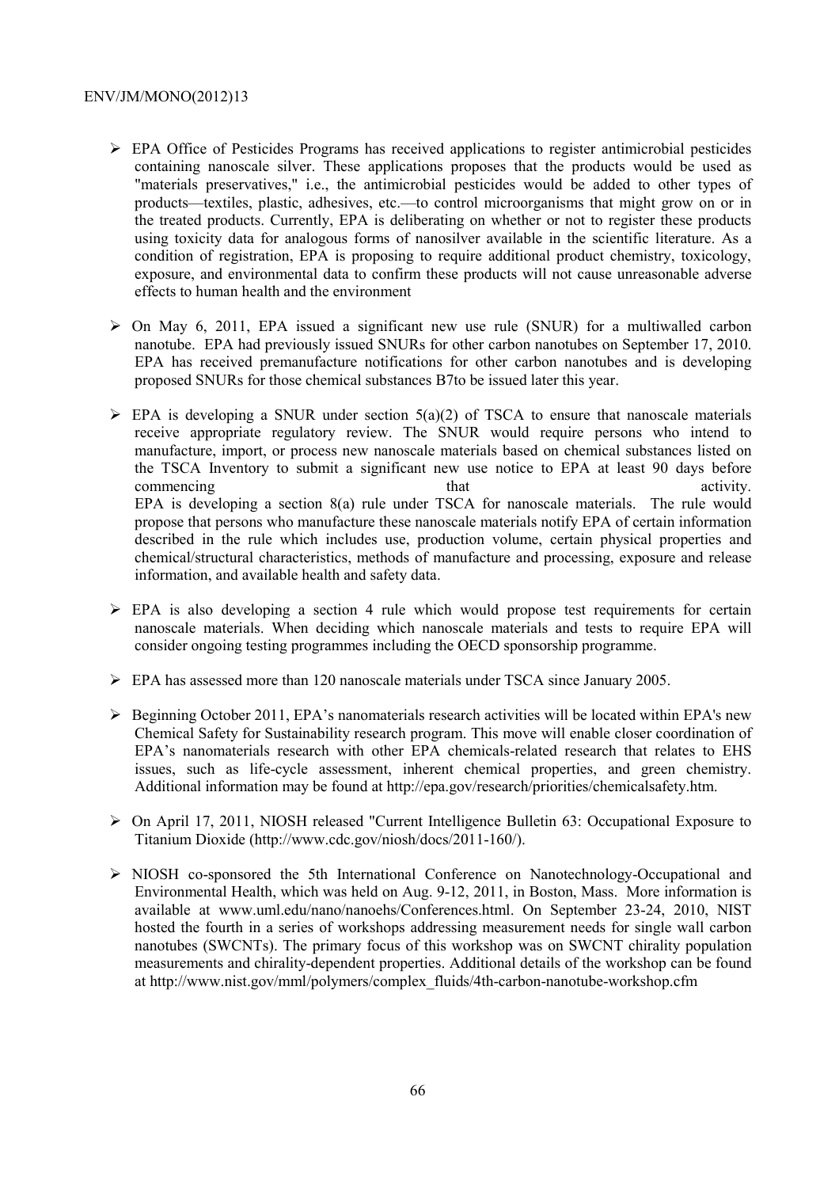- EPA Office of Pesticides Programs has received applications to register antimicrobial pesticides containing nanoscale silver. These applications proposes that the products would be used as "materials preservatives," i.e., the antimicrobial pesticides would be added to other types of products—textiles, plastic, adhesives, etc.—to control microorganisms that might grow on or in the treated products. Currently, EPA is deliberating on whether or not to register these products using toxicity data for analogous forms of nanosilver available in the scientific literature. As a condition of registration, EPA is proposing to require additional product chemistry, toxicology, exposure, and environmental data to confirm these products will not cause unreasonable adverse effects to human health and the environment

- On May 6, 2011, EPA issued a significant new use rule (SNUR) for a multiwalled carbon nanotube. EPA had previously issued SNURs for other carbon nanotubes on September 17, 2010. EPA has received premanufacture notifications for other carbon nanotubes and is developing proposed SNURs for those chemical substances B7to be issued later this year.

- EPA is developing a SNUR under section 5(a)(2) of TSCA to ensure that nanoscale materials receive appropriate regulatory review. The SNUR would require persons who intend to manufacture, import, or process new nanoscale materials based on chemical substances listed on the TSCA Inventory to submit a significant new use notice to EPA at least 90 days before commencing that activity.
  EPA is developing a section 8(a) rule under TSCA for nanoscale materials. The rule would propose that persons who manufacture these nanoscale materials notify EPA of certain information described in the rule which includes use, production volume, certain physical properties and chemical/structural characteristics, methods of manufacture and processing, exposure and release information, and available health and safety data.

- EPA is also developing a section 4 rule which would propose test requirements for certain nanoscale materials. When deciding which nanoscale materials and tests to require EPA will consider ongoing testing programmes including the OECD sponsorship programme.

- EPA has assessed more than 120 nanoscale materials under TSCA since January 2005.

- Beginning October 2011, EPA's nanomaterials research activities will be located within EPA's new Chemical Safety for Sustainability research program. This move will enable closer coordination of EPA's nanomaterials research with other EPA chemicals-related research that relates to EHS issues, such as life-cycle assessment, inherent chemical properties, and green chemistry. Additional information may be found at http://epa.gov/research/priorities/chemicalsafety.htm.

- On April 17, 2011, NIOSH released "Current Intelligence Bulletin 63: Occupational Exposure to Titanium Dioxide (http://www.cdc.gov/niosh/docs/2011-160/).

- NIOSH co-sponsored the 5th International Conference on Nanotechnology-Occupational and Environmental Health, which was held on Aug. 9-12, 2011, in Boston, Mass. More information is available at www.uml.edu/nano/nanoehs/Conferences.html. On September 23-24, 2010, NIST hosted the fourth in a series of workshops addressing measurement needs for single wall carbon nanotubes (SWCNTs). The primary focus of this workshop was on SWCNT chirality population measurements and chirality-dependent properties. Additional details of the workshop can be found at http://www.nist.gov/mml/polymers/complex_fluids/4th-carbon-nanotube-workshop.cfm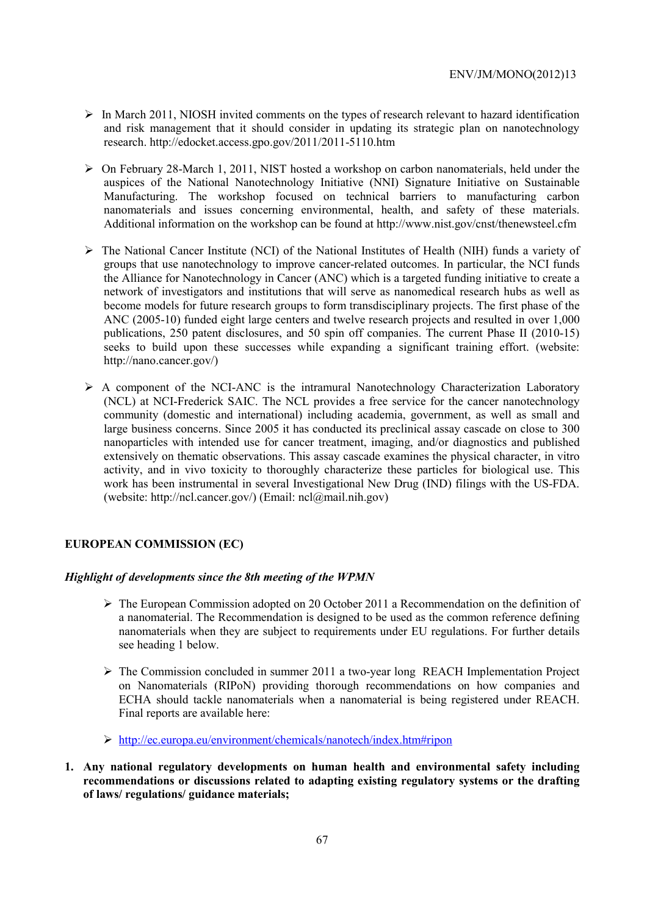- In March 2011, NIOSH invited comments on the types of research relevant to hazard identification and risk management that it should consider in updating its strategic plan on nanotechnology research. http://edocket.access.gpo.gov/2011/2011-5110.htm

- On February 28-March 1, 2011, NIST hosted a workshop on carbon nanomaterials, held under the auspices of the National Nanotechnology Initiative (NNI) Signature Initiative on Sustainable Manufacturing. The workshop focused on technical barriers to manufacturing carbon nanomaterials and issues concerning environmental, health, and safety of these materials. Additional information on the workshop can be found at http://www.nist.gov/cnst/thenewsteel.cfm

- The National Cancer Institute (NCI) of the National Institutes of Health (NIH) funds a variety of groups that use nanotechnology to improve cancer-related outcomes. In particular, the NCI funds the Alliance for Nanotechnology in Cancer (ANC) which is a targeted funding initiative to create a network of investigators and institutions that will serve as nanomedical research hubs as well as become models for future research groups to form transdisciplinary projects. The first phase of the ANC (2005-10) funded eight large centers and twelve research projects and resulted in over 1,000 publications, 250 patent disclosures, and 50 spin off companies. The current Phase II (2010-15) seeks to build upon these successes while expanding a significant training effort. (website: http://nano.cancer.gov/)

- A component of the NCI-ANC is the intramural Nanotechnology Characterization Laboratory (NCL) at NCI-Frederick SAIC. The NCL provides a free service for the cancer nanotechnology community (domestic and international) including academia, government, as well as small and large business concerns. Since 2005 it has conducted its preclinical assay cascade on close to 300 nanoparticles with intended use for cancer treatment, imaging, and/or diagnostics and published extensively on thematic observations. This assay cascade examines the physical character, in vitro activity, and in vivo toxicity to thoroughly characterize these particles for biological use. This work has been instrumental in several Investigational New Drug (IND) filings with the US-FDA. (website: http://ncl.cancer.gov/) (Email: ncl@mail.nih.gov)

## EUROPEAN COMMISSION (EC)

### *Highlight of developments since the 8th meeting of the WPMN*

- The European Commission adopted on 20 October 2011 a Recommendation on the definition of a nanomaterial. The Recommendation is designed to be used as the common reference defining nanomaterials when they are subject to requirements under EU regulations. For further details see heading 1 below.

- The Commission concluded in summer 2011 a two-year long REACH Implementation Project on Nanomaterials (RIPoN) providing thorough recommendations on how companies and ECHA should tackle nanomaterials when a nanomaterial is being registered under REACH. Final reports are available here:

- http://ec.europa.eu/environment/chemicals/nanotech/index.htm#ripon

**1. Any national regulatory developments on human health and environmental safety including recommendations or discussions related to adapting existing regulatory systems or the drafting of laws/ regulations/ guidance materials;**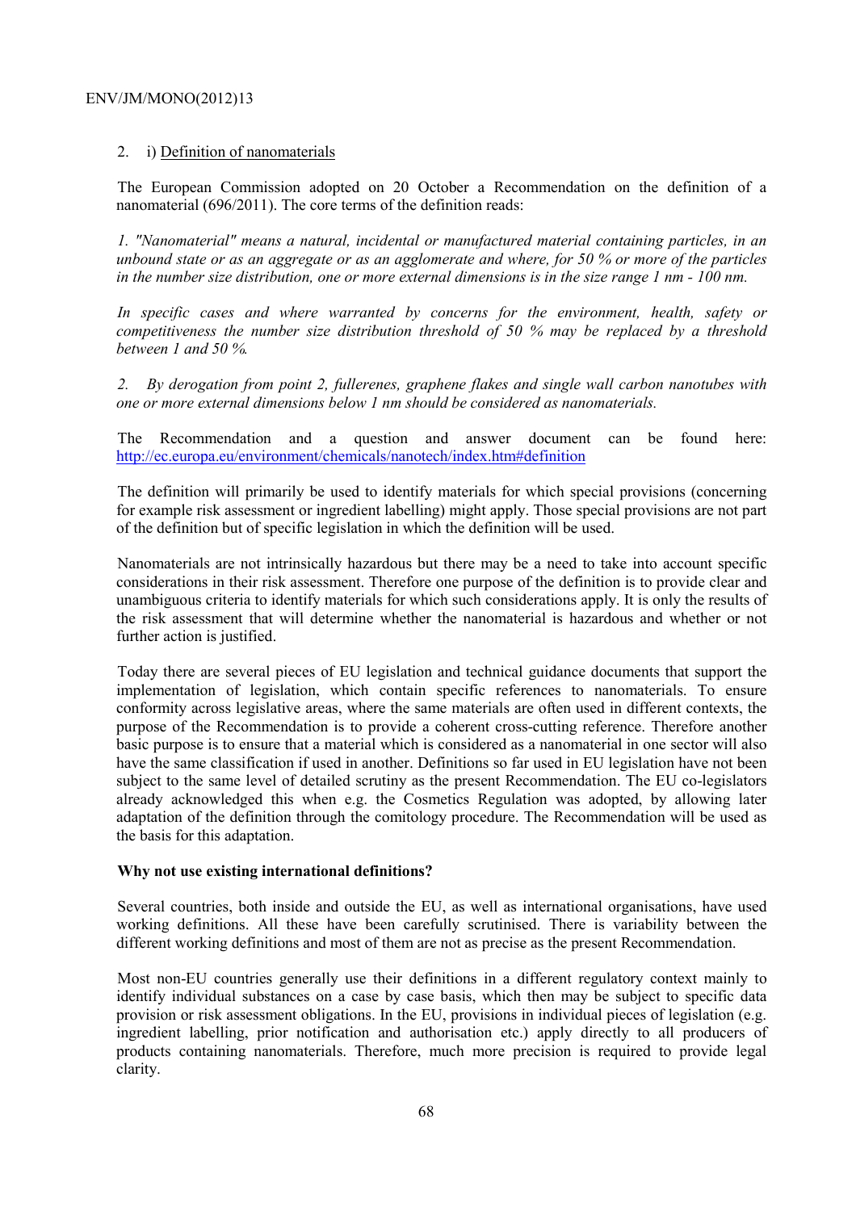2. i) Definition of nanomaterials

The European Commission adopted on 20 October a Recommendation on the definition of a nanomaterial (696/2011). The core terms of the definition reads:

*1. "Nanomaterial" means a natural, incidental or manufactured material containing particles, in an unbound state or as an aggregate or as an agglomerate and where, for 50 % or more of the particles in the number size distribution, one or more external dimensions is in the size range 1 nm - 100 nm.*

*In specific cases and where warranted by concerns for the environment, health, safety or competitiveness the number size distribution threshold of 50 % may be replaced by a threshold between 1 and 50 %.*

*2. By derogation from point 2, fullerenes, graphene flakes and single wall carbon nanotubes with one or more external dimensions below 1 nm should be considered as nanomaterials.*

The Recommendation and a question and answer document can be found here: http://ec.europa.eu/environment/chemicals/nanotech/index.htm#definition

The definition will primarily be used to identify materials for which special provisions (concerning for example risk assessment or ingredient labelling) might apply. Those special provisions are not part of the definition but of specific legislation in which the definition will be used.

Nanomaterials are not intrinsically hazardous but there may be a need to take into account specific considerations in their risk assessment. Therefore one purpose of the definition is to provide clear and unambiguous criteria to identify materials for which such considerations apply. It is only the results of the risk assessment that will determine whether the nanomaterial is hazardous and whether or not further action is justified.

Today there are several pieces of EU legislation and technical guidance documents that support the implementation of legislation, which contain specific references to nanomaterials. To ensure conformity across legislative areas, where the same materials are often used in different contexts, the purpose of the Recommendation is to provide a coherent cross-cutting reference. Therefore another basic purpose is to ensure that a material which is considered as a nanomaterial in one sector will also have the same classification if used in another. Definitions so far used in EU legislation have not been subject to the same level of detailed scrutiny as the present Recommendation. The EU co-legislators already acknowledged this when e.g. the Cosmetics Regulation was adopted, by allowing later adaptation of the definition through the comitology procedure. The Recommendation will be used as the basis for this adaptation.

**Why not use existing international definitions?**

Several countries, both inside and outside the EU, as well as international organisations, have used working definitions. All these have been carefully scrutinised. There is variability between the different working definitions and most of them are not as precise as the present Recommendation.

Most non-EU countries generally use their definitions in a different regulatory context mainly to identify individual substances on a case by case basis, which then may be subject to specific data provision or risk assessment obligations. In the EU, provisions in individual pieces of legislation (e.g. ingredient labelling, prior notification and authorisation etc.) apply directly to all producers of products containing nanomaterials. Therefore, much more precision is required to provide legal clarity.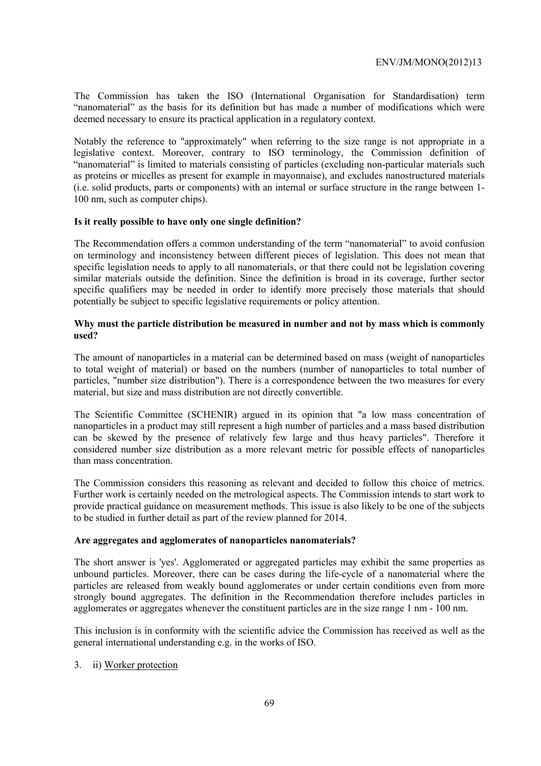The Commission has taken the ISO (International Organisation for Standardisation) term "nanomaterial" as the basis for its definition but has made a number of modifications which were deemed necessary to ensure its practical application in a regulatory context.

Notably the reference to "approximately" when referring to the size range is not appropriate in a legislative context. Moreover, contrary to ISO terminology, the Commission definition of "nanomaterial" is limited to materials consisting of particles (excluding non-particular materials such as proteins or micelles as present for example in mayonnaise), and excludes nanostructured materials (i.e. solid products, parts or components) with an internal or surface structure in the range between 1-100 nm, such as computer chips).

**Is it really possible to have only one single definition?**

The Recommendation offers a common understanding of the term "nanomaterial" to avoid confusion on terminology and inconsistency between different pieces of legislation. This does not mean that specific legislation needs to apply to all nanomaterials, or that there could not be legislation covering similar materials outside the definition. Since the definition is broad in its coverage, further sector specific qualifiers may be needed in order to identify more precisely those materials that should potentially be subject to specific legislative requirements or policy attention.

**Why must the particle distribution be measured in number and not by mass which is commonly used?**

The amount of nanoparticles in a material can be determined based on mass (weight of nanoparticles to total weight of material) or based on the numbers (number of nanoparticles to total number of particles, "number size distribution"). There is a correspondence between the two measures for every material, but size and mass distribution are not directly convertible.

The Scientific Committee (SCHENIR) argued in its opinion that "a low mass concentration of nanoparticles in a product may still represent a high number of particles and a mass based distribution can be skewed by the presence of relatively few large and thus heavy particles". Therefore it considered number size distribution as a more relevant metric for possible effects of nanoparticles than mass concentration.

The Commission considers this reasoning as relevant and decided to follow this choice of metrics. Further work is certainly needed on the metrological aspects. The Commission intends to start work to provide practical guidance on measurement methods. This issue is also likely to be one of the subjects to be studied in further detail as part of the review planned for 2014.

**Are aggregates and agglomerates of nanoparticles nanomaterials?**

The short answer is 'yes'. Agglomerated or aggregated particles may exhibit the same properties as unbound particles. Moreover, there can be cases during the life-cycle of a nanomaterial where the particles are released from weakly bound agglomerates or under certain conditions even from more strongly bound aggregates. The definition in the Recommendation therefore includes particles in agglomerates or aggregates whenever the constituent particles are in the size range 1 nm - 100 nm.

This inclusion is in conformity with the scientific advice the Commission has received as well as the general international understanding e.g. in the works of ISO.

3. ii) Worker protection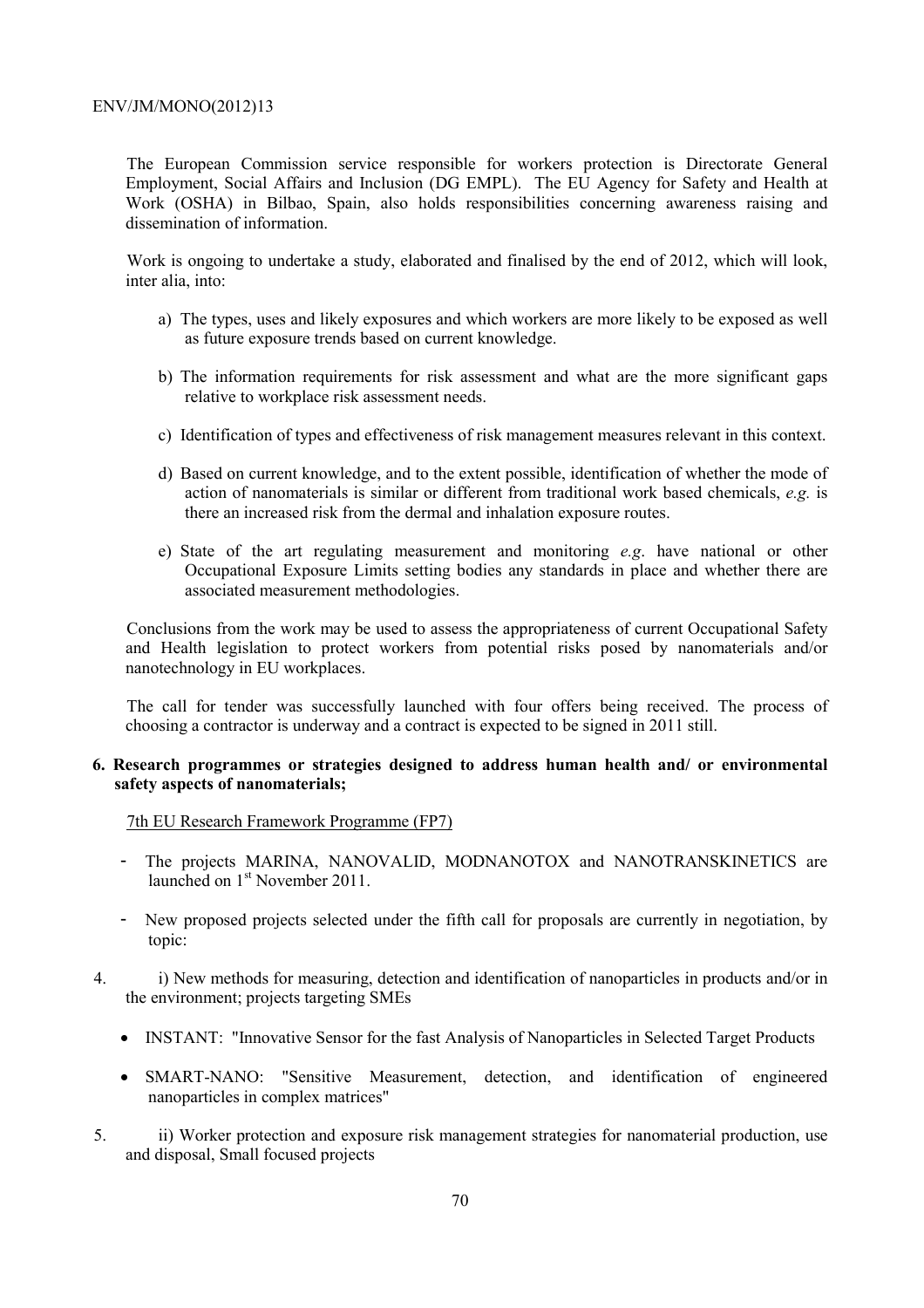The European Commission service responsible for workers protection is Directorate General Employment, Social Affairs and Inclusion (DG EMPL). The EU Agency for Safety and Health at Work (OSHA) in Bilbao, Spain, also holds responsibilities concerning awareness raising and dissemination of information.

Work is ongoing to undertake a study, elaborated and finalised by the end of 2012, which will look, inter alia, into:

a) The types, uses and likely exposures and which workers are more likely to be exposed as well as future exposure trends based on current knowledge.

b) The information requirements for risk assessment and what are the more significant gaps relative to workplace risk assessment needs.

c) Identification of types and effectiveness of risk management measures relevant in this context.

d) Based on current knowledge, and to the extent possible, identification of whether the mode of action of nanomaterials is similar or different from traditional work based chemicals, *e.g.* is there an increased risk from the dermal and inhalation exposure routes.

e) State of the art regulating measurement and monitoring *e.g*. have national or other Occupational Exposure Limits setting bodies any standards in place and whether there are associated measurement methodologies.

Conclusions from the work may be used to assess the appropriateness of current Occupational Safety and Health legislation to protect workers from potential risks posed by nanomaterials and/or nanotechnology in EU workplaces.

The call for tender was successfully launched with four offers being received. The process of choosing a contractor is underway and a contract is expected to be signed in 2011 still.

**6. Research programmes or strategies designed to address human health and/ or environmental safety aspects of nanomaterials;**

7th EU Research Framework Programme (FP7)

- The projects MARINA, NANOVALID, MODNANOTOX and NANOTRANSKINETICS are launched on 1st November 2011.
- New proposed projects selected under the fifth call for proposals are currently in negotiation, by topic:

4. i) New methods for measuring, detection and identification of nanoparticles in products and/or in the environment; projects targeting SMEs

   - INSTANT: "Innovative Sensor for the fast Analysis of Nanoparticles in Selected Target Products
   - SMART-NANO: "Sensitive Measurement, detection, and identification of engineered nanoparticles in complex matrices"

5. ii) Worker protection and exposure risk management strategies for nanomaterial production, use and disposal, Small focused projects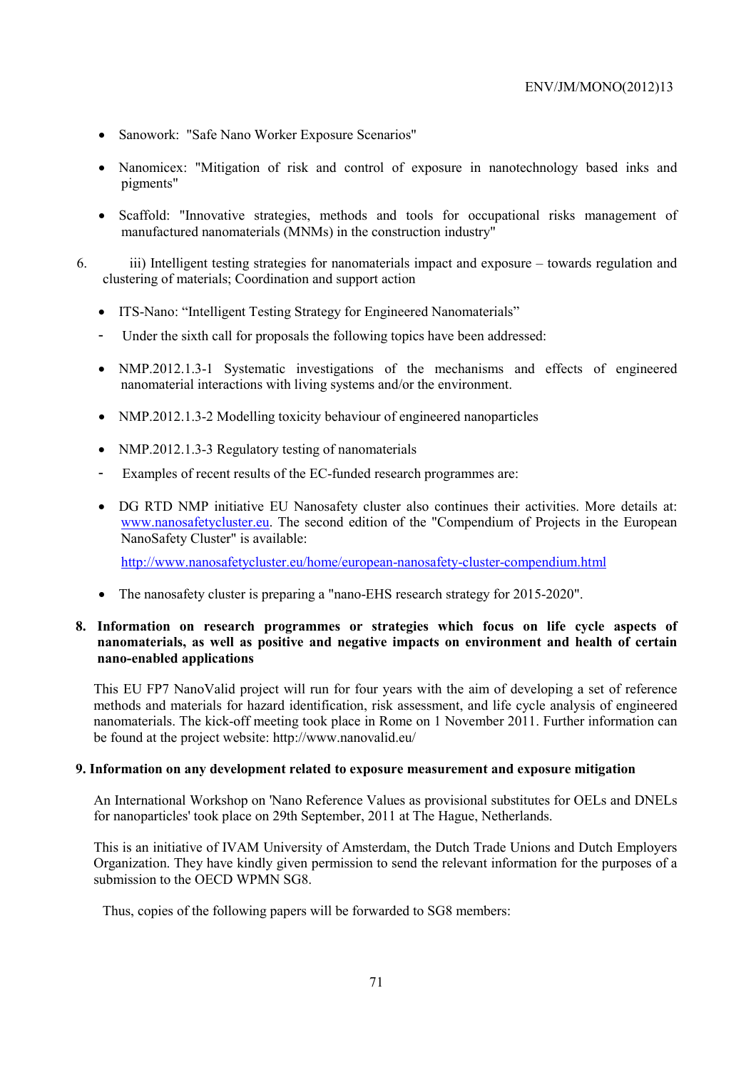- Sanowork: "Safe Nano Worker Exposure Scenarios"

- Nanomicex: "Mitigation of risk and control of exposure in nanotechnology based inks and pigments"

- Scaffold: "Innovative strategies, methods and tools for occupational risks management of manufactured nanomaterials (MNMs) in the construction industry"

6. iii) Intelligent testing strategies for nanomaterials impact and exposure – towards regulation and clustering of materials; Coordination and support action

- ITS-Nano: "Intelligent Testing Strategy for Engineered Nanomaterials"

- Under the sixth call for proposals the following topics have been addressed:

- NMP.2012.1.3-1 Systematic investigations of the mechanisms and effects of engineered nanomaterial interactions with living systems and/or the environment.

- NMP.2012.1.3-2 Modelling toxicity behaviour of engineered nanoparticles

- NMP.2012.1.3-3 Regulatory testing of nanomaterials

- Examples of recent results of the EC-funded research programmes are:

- DG RTD NMP initiative EU Nanosafety cluster also continues their activities. More details at: www.nanosafetycluster.eu. The second edition of the "Compendium of Projects in the European NanoSafety Cluster" is available:

  http://www.nanosafetycluster.eu/home/european-nanosafety-cluster-compendium.html

- The nanosafety cluster is preparing a "nano-EHS research strategy for 2015-2020".

**8. Information on research programmes or strategies which focus on life cycle aspects of nanomaterials, as well as positive and negative impacts on environment and health of certain nano-enabled applications**

This EU FP7 NanoValid project will run for four years with the aim of developing a set of reference methods and materials for hazard identification, risk assessment, and life cycle analysis of engineered nanomaterials. The kick-off meeting took place in Rome on 1 November 2011. Further information can be found at the project website: http://www.nanovalid.eu/

**9. Information on any development related to exposure measurement and exposure mitigation**

An International Workshop on 'Nano Reference Values as provisional substitutes for OELs and DNELs for nanoparticles' took place on 29th September, 2011 at The Hague, Netherlands.

This is an initiative of IVAM University of Amsterdam, the Dutch Trade Unions and Dutch Employers Organization. They have kindly given permission to send the relevant information for the purposes of a submission to the OECD WPMN SG8.

Thus, copies of the following papers will be forwarded to SG8 members: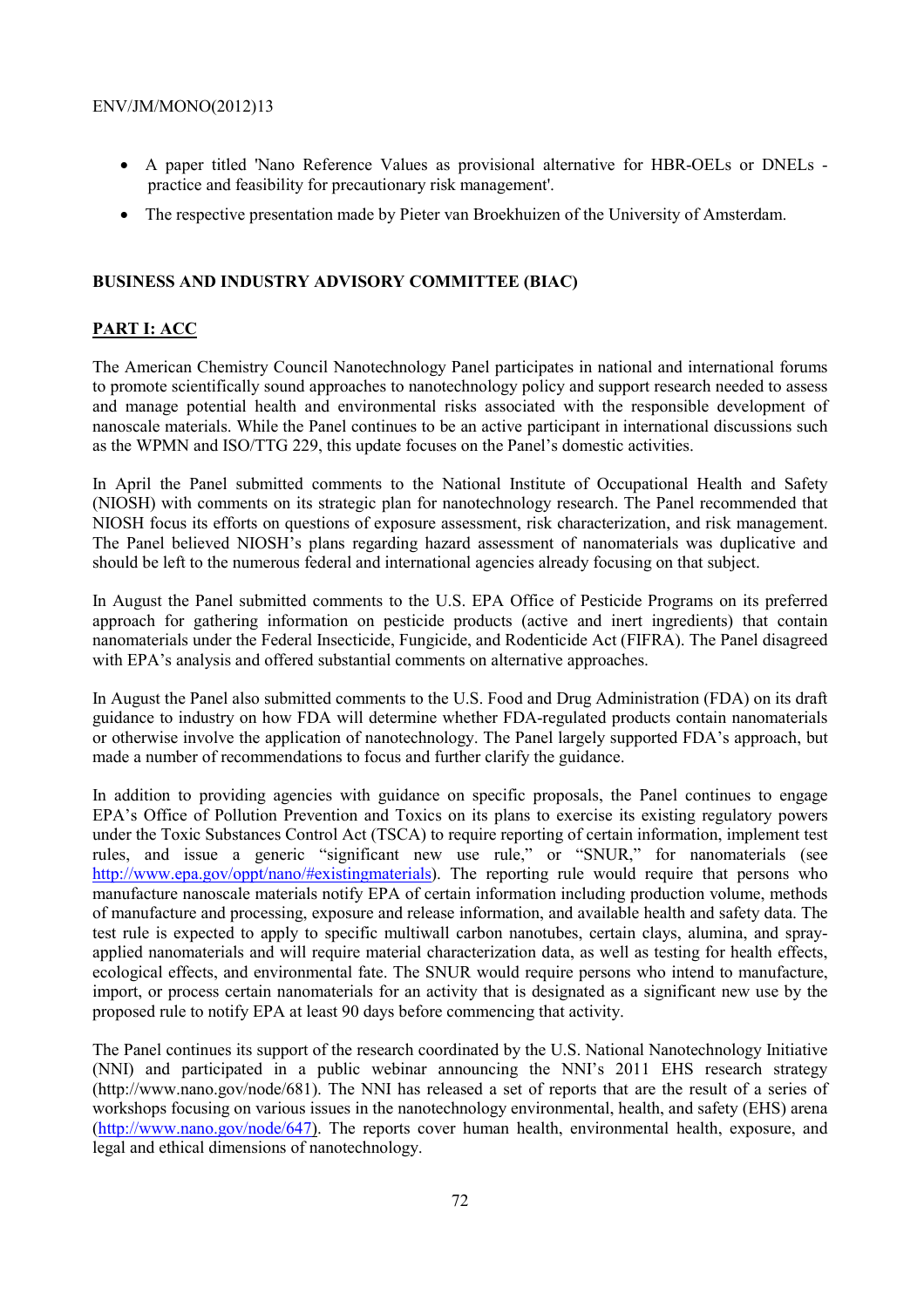- A paper titled 'Nano Reference Values as provisional alternative for HBR-OELs or DNELs - practice and feasibility for precautionary risk management'.
- The respective presentation made by Pieter van Broekhuizen of the University of Amsterdam.

## BUSINESS AND INDUSTRY ADVISORY COMMITTEE (BIAC)

### PART I: ACC

The American Chemistry Council Nanotechnology Panel participates in national and international forums to promote scientifically sound approaches to nanotechnology policy and support research needed to assess and manage potential health and environmental risks associated with the responsible development of nanoscale materials. While the Panel continues to be an active participant in international discussions such as the WPMN and ISO/TTG 229, this update focuses on the Panel's domestic activities.

In April the Panel submitted comments to the National Institute of Occupational Health and Safety (NIOSH) with comments on its strategic plan for nanotechnology research. The Panel recommended that NIOSH focus its efforts on questions of exposure assessment, risk characterization, and risk management. The Panel believed NIOSH's plans regarding hazard assessment of nanomaterials was duplicative and should be left to the numerous federal and international agencies already focusing on that subject.

In August the Panel submitted comments to the U.S. EPA Office of Pesticide Programs on its preferred approach for gathering information on pesticide products (active and inert ingredients) that contain nanomaterials under the Federal Insecticide, Fungicide, and Rodenticide Act (FIFRA). The Panel disagreed with EPA's analysis and offered substantial comments on alternative approaches.

In August the Panel also submitted comments to the U.S. Food and Drug Administration (FDA) on its draft guidance to industry on how FDA will determine whether FDA-regulated products contain nanomaterials or otherwise involve the application of nanotechnology. The Panel largely supported FDA's approach, but made a number of recommendations to focus and further clarify the guidance.

In addition to providing agencies with guidance on specific proposals, the Panel continues to engage EPA's Office of Pollution Prevention and Toxics on its plans to exercise its existing regulatory powers under the Toxic Substances Control Act (TSCA) to require reporting of certain information, implement test rules, and issue a generic "significant new use rule," or "SNUR," for nanomaterials (see http://www.epa.gov/oppt/nano/#existingmaterials). The reporting rule would require that persons who manufacture nanoscale materials notify EPA of certain information including production volume, methods of manufacture and processing, exposure and release information, and available health and safety data. The test rule is expected to apply to specific multiwall carbon nanotubes, certain clays, alumina, and spray-applied nanomaterials and will require material characterization data, as well as testing for health effects, ecological effects, and environmental fate. The SNUR would require persons who intend to manufacture, import, or process certain nanomaterials for an activity that is designated as a significant new use by the proposed rule to notify EPA at least 90 days before commencing that activity.

The Panel continues its support of the research coordinated by the U.S. National Nanotechnology Initiative (NNI) and participated in a public webinar announcing the NNI's 2011 EHS research strategy (http://www.nano.gov/node/681). The NNI has released a set of reports that are the result of a series of workshops focusing on various issues in the nanotechnology environmental, health, and safety (EHS) arena (http://www.nano.gov/node/647). The reports cover human health, environmental health, exposure, and legal and ethical dimensions of nanotechnology.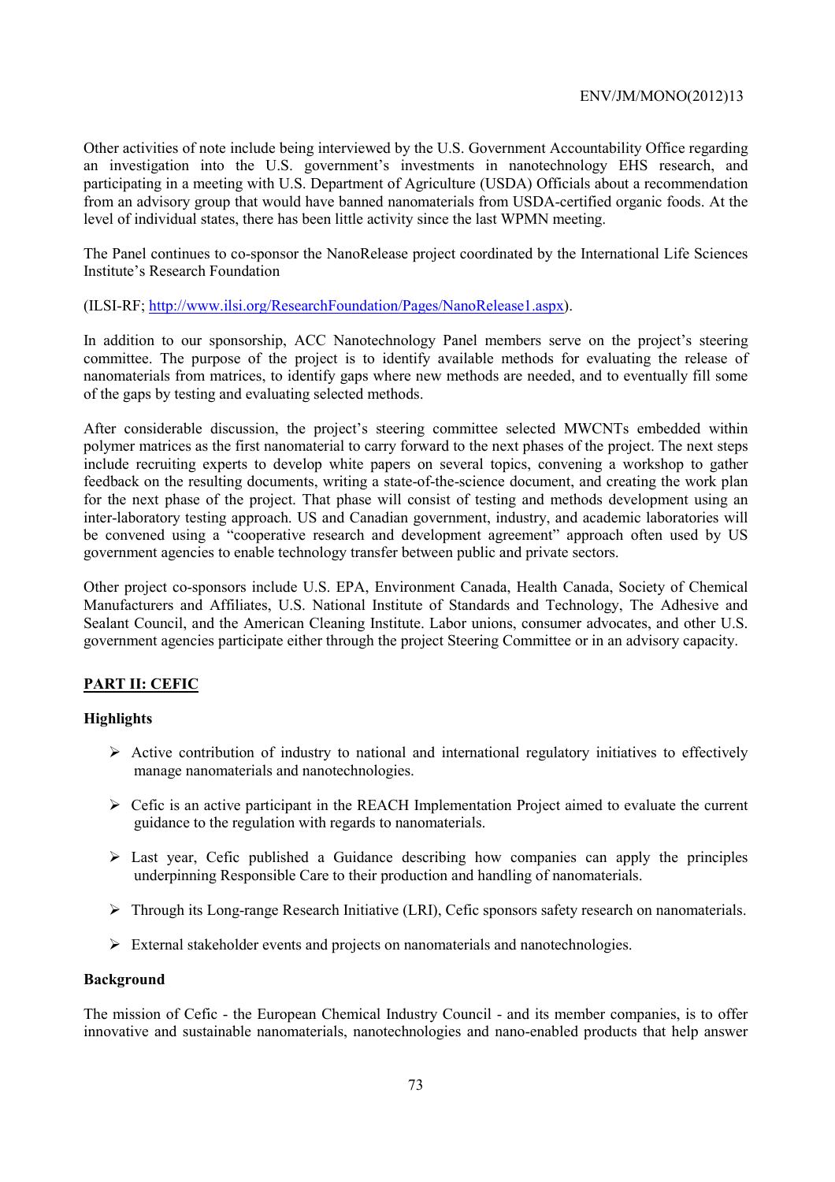Other activities of note include being interviewed by the U.S. Government Accountability Office regarding an investigation into the U.S. government's investments in nanotechnology EHS research, and participating in a meeting with U.S. Department of Agriculture (USDA) Officials about a recommendation from an advisory group that would have banned nanomaterials from USDA-certified organic foods. At the level of individual states, there has been little activity since the last WPMN meeting.

The Panel continues to co-sponsor the NanoRelease project coordinated by the International Life Sciences Institute's Research Foundation

(ILSI-RF; http://www.ilsi.org/ResearchFoundation/Pages/NanoRelease1.aspx).

In addition to our sponsorship, ACC Nanotechnology Panel members serve on the project's steering committee. The purpose of the project is to identify available methods for evaluating the release of nanomaterials from matrices, to identify gaps where new methods are needed, and to eventually fill some of the gaps by testing and evaluating selected methods.

After considerable discussion, the project's steering committee selected MWCNTs embedded within polymer matrices as the first nanomaterial to carry forward to the next phases of the project. The next steps include recruiting experts to develop white papers on several topics, convening a workshop to gather feedback on the resulting documents, writing a state-of-the-science document, and creating the work plan for the next phase of the project. That phase will consist of testing and methods development using an inter-laboratory testing approach. US and Canadian government, industry, and academic laboratories will be convened using a "cooperative research and development agreement" approach often used by US government agencies to enable technology transfer between public and private sectors.

Other project co-sponsors include U.S. EPA, Environment Canada, Health Canada, Society of Chemical Manufacturers and Affiliates, U.S. National Institute of Standards and Technology, The Adhesive and Sealant Council, and the American Cleaning Institute. Labor unions, consumer advocates, and other U.S. government agencies participate either through the project Steering Committee or in an advisory capacity.

## PART II: CEFIC

### Highlights

- Active contribution of industry to national and international regulatory initiatives to effectively manage nanomaterials and nanotechnologies.
- Cefic is an active participant in the REACH Implementation Project aimed to evaluate the current guidance to the regulation with regards to nanomaterials.
- Last year, Cefic published a Guidance describing how companies can apply the principles underpinning Responsible Care to their production and handling of nanomaterials.
- Through its Long-range Research Initiative (LRI), Cefic sponsors safety research on nanomaterials.
- External stakeholder events and projects on nanomaterials and nanotechnologies.

### Background

The mission of Cefic - the European Chemical Industry Council - and its member companies, is to offer innovative and sustainable nanomaterials, nanotechnologies and nano-enabled products that help answer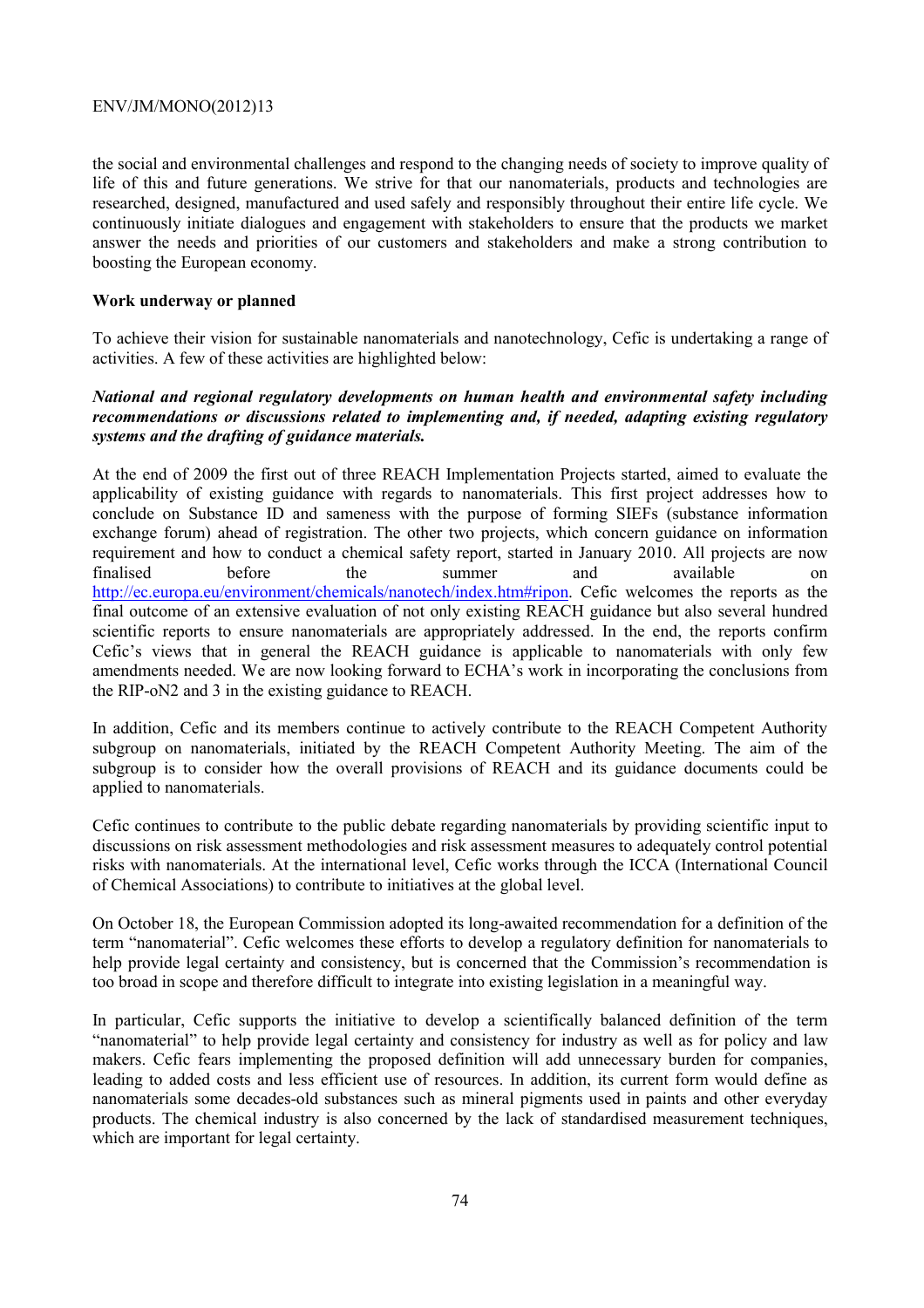the social and environmental challenges and respond to the changing needs of society to improve quality of life of this and future generations. We strive for that our nanomaterials, products and technologies are researched, designed, manufactured and used safely and responsibly throughout their entire life cycle. We continuously initiate dialogues and engagement with stakeholders to ensure that the products we market answer the needs and priorities of our customers and stakeholders and make a strong contribution to boosting the European economy.

**Work underway or planned**

To achieve their vision for sustainable nanomaterials and nanotechnology, Cefic is undertaking a range of activities. A few of these activities are highlighted below:

***National and regional regulatory developments on human health and environmental safety including recommendations or discussions related to implementing and, if needed, adapting existing regulatory systems and the drafting of guidance materials.***

At the end of 2009 the first out of three REACH Implementation Projects started, aimed to evaluate the applicability of existing guidance with regards to nanomaterials. This first project addresses how to conclude on Substance ID and sameness with the purpose of forming SIEFs (substance information exchange forum) ahead of registration. The other two projects, which concern guidance on information requirement and how to conduct a chemical safety report, started in January 2010. All projects are now finalised before the summer and available on http://ec.europa.eu/environment/chemicals/nanotech/index.htm#ripon. Cefic welcomes the reports as the final outcome of an extensive evaluation of not only existing REACH guidance but also several hundred scientific reports to ensure nanomaterials are appropriately addressed. In the end, the reports confirm Cefic's views that in general the REACH guidance is applicable to nanomaterials with only few amendments needed. We are now looking forward to ECHA's work in incorporating the conclusions from the RIP-oN2 and 3 in the existing guidance to REACH.

In addition, Cefic and its members continue to actively contribute to the REACH Competent Authority subgroup on nanomaterials, initiated by the REACH Competent Authority Meeting. The aim of the subgroup is to consider how the overall provisions of REACH and its guidance documents could be applied to nanomaterials.

Cefic continues to contribute to the public debate regarding nanomaterials by providing scientific input to discussions on risk assessment methodologies and risk assessment measures to adequately control potential risks with nanomaterials. At the international level, Cefic works through the ICCA (International Council of Chemical Associations) to contribute to initiatives at the global level.

On October 18, the European Commission adopted its long-awaited recommendation for a definition of the term "nanomaterial". Cefic welcomes these efforts to develop a regulatory definition for nanomaterials to help provide legal certainty and consistency, but is concerned that the Commission's recommendation is too broad in scope and therefore difficult to integrate into existing legislation in a meaningful way.

In particular, Cefic supports the initiative to develop a scientifically balanced definition of the term "nanomaterial" to help provide legal certainty and consistency for industry as well as for policy and law makers. Cefic fears implementing the proposed definition will add unnecessary burden for companies, leading to added costs and less efficient use of resources. In addition, its current form would define as nanomaterials some decades-old substances such as mineral pigments used in paints and other everyday products. The chemical industry is also concerned by the lack of standardised measurement techniques, which are important for legal certainty.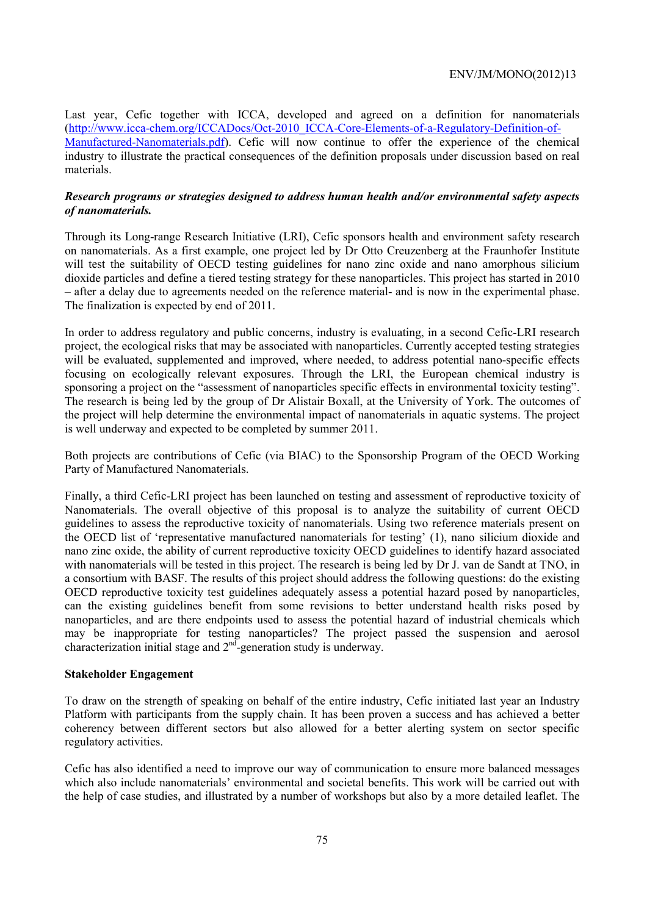Last year, Cefic together with ICCA, developed and agreed on a definition for nanomaterials (http://www.icca-chem.org/ICCADocs/Oct-2010_ICCA-Core-Elements-of-a-Regulatory-Definition-of-Manufactured-Nanomaterials.pdf). Cefic will now continue to offer the experience of the chemical industry to illustrate the practical consequences of the definition proposals under discussion based on real materials.

***Research programs or strategies designed to address human health and/or environmental safety aspects of nanomaterials.***

Through its Long-range Research Initiative (LRI), Cefic sponsors health and environment safety research on nanomaterials. As a first example, one project led by Dr Otto Creuzenberg at the Fraunhofer Institute will test the suitability of OECD testing guidelines for nano zinc oxide and nano amorphous silicium dioxide particles and define a tiered testing strategy for these nanoparticles. This project has started in 2010 – after a delay due to agreements needed on the reference material- and is now in the experimental phase. The finalization is expected by end of 2011.

In order to address regulatory and public concerns, industry is evaluating, in a second Cefic-LRI research project, the ecological risks that may be associated with nanoparticles. Currently accepted testing strategies will be evaluated, supplemented and improved, where needed, to address potential nano-specific effects focusing on ecologically relevant exposures. Through the LRI, the European chemical industry is sponsoring a project on the "assessment of nanoparticles specific effects in environmental toxicity testing". The research is being led by the group of Dr Alistair Boxall, at the University of York. The outcomes of the project will help determine the environmental impact of nanomaterials in aquatic systems. The project is well underway and expected to be completed by summer 2011.

Both projects are contributions of Cefic (via BIAC) to the Sponsorship Program of the OECD Working Party of Manufactured Nanomaterials.

Finally, a third Cefic-LRI project has been launched on testing and assessment of reproductive toxicity of Nanomaterials. The overall objective of this proposal is to analyze the suitability of current OECD guidelines to assess the reproductive toxicity of nanomaterials. Using two reference materials present on the OECD list of 'representative manufactured nanomaterials for testing' (1), nano silicium dioxide and nano zinc oxide, the ability of current reproductive toxicity OECD guidelines to identify hazard associated with nanomaterials will be tested in this project. The research is being led by Dr J. van de Sandt at TNO, in a consortium with BASF. The results of this project should address the following questions: do the existing OECD reproductive toxicity test guidelines adequately assess a potential hazard posed by nanoparticles, can the existing guidelines benefit from some revisions to better understand health risks posed by nanoparticles, and are there endpoints used to assess the potential hazard of industrial chemicals which may be inappropriate for testing nanoparticles? The project passed the suspension and aerosol characterization initial stage and 2nd-generation study is underway.

**Stakeholder Engagement**

To draw on the strength of speaking on behalf of the entire industry, Cefic initiated last year an Industry Platform with participants from the supply chain. It has been proven a success and has achieved a better coherency between different sectors but also allowed for a better alerting system on sector specific regulatory activities.

Cefic has also identified a need to improve our way of communication to ensure more balanced messages which also include nanomaterials' environmental and societal benefits. This work will be carried out with the help of case studies, and illustrated by a number of workshops but also by a more detailed leaflet. The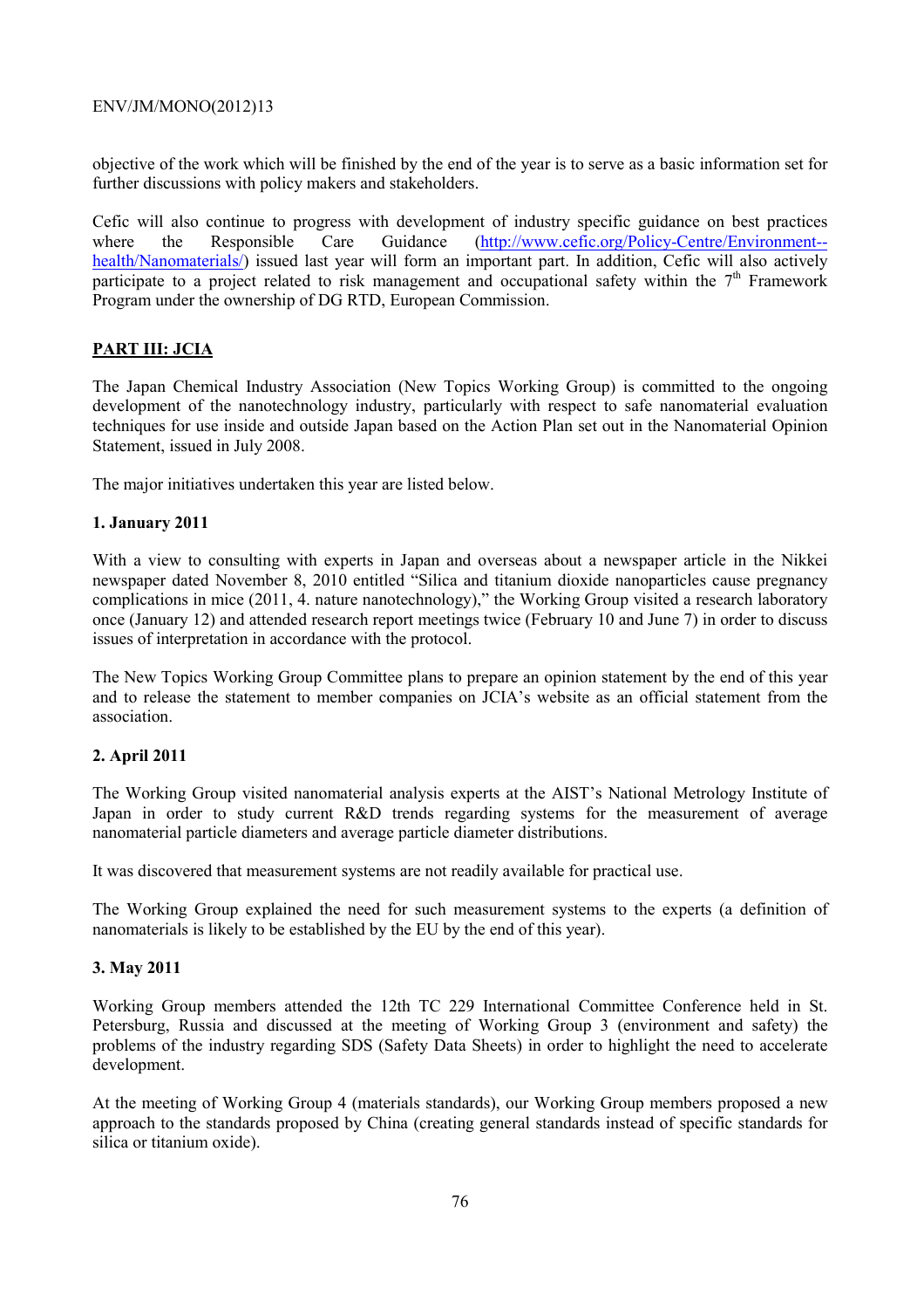objective of the work which will be finished by the end of the year is to serve as a basic information set for further discussions with policy makers and stakeholders.

Cefic will also continue to progress with development of industry specific guidance on best practices where the Responsible Care Guidance (http://www.cefic.org/Policy-Centre/Environment--health/Nanomaterials/) issued last year will form an important part. In addition, Cefic will also actively participate to a project related to risk management and occupational safety within the 7th Framework Program under the ownership of DG RTD, European Commission.

## PART III: JCIA

The Japan Chemical Industry Association (New Topics Working Group) is committed to the ongoing development of the nanotechnology industry, particularly with respect to safe nanomaterial evaluation techniques for use inside and outside Japan based on the Action Plan set out in the Nanomaterial Opinion Statement, issued in July 2008.

The major initiatives undertaken this year are listed below.

### 1. January 2011

With a view to consulting with experts in Japan and overseas about a newspaper article in the Nikkei newspaper dated November 8, 2010 entitled "Silica and titanium dioxide nanoparticles cause pregnancy complications in mice (2011, 4. nature nanotechnology)," the Working Group visited a research laboratory once (January 12) and attended research report meetings twice (February 10 and June 7) in order to discuss issues of interpretation in accordance with the protocol.

The New Topics Working Group Committee plans to prepare an opinion statement by the end of this year and to release the statement to member companies on JCIA's website as an official statement from the association.

### 2. April 2011

The Working Group visited nanomaterial analysis experts at the AIST's National Metrology Institute of Japan in order to study current R&D trends regarding systems for the measurement of average nanomaterial particle diameters and average particle diameter distributions.

It was discovered that measurement systems are not readily available for practical use.

The Working Group explained the need for such measurement systems to the experts (a definition of nanomaterials is likely to be established by the EU by the end of this year).

### 3. May 2011

Working Group members attended the 12th TC 229 International Committee Conference held in St. Petersburg, Russia and discussed at the meeting of Working Group 3 (environment and safety) the problems of the industry regarding SDS (Safety Data Sheets) in order to highlight the need to accelerate development.

At the meeting of Working Group 4 (materials standards), our Working Group members proposed a new approach to the standards proposed by China (creating general standards instead of specific standards for silica or titanium oxide).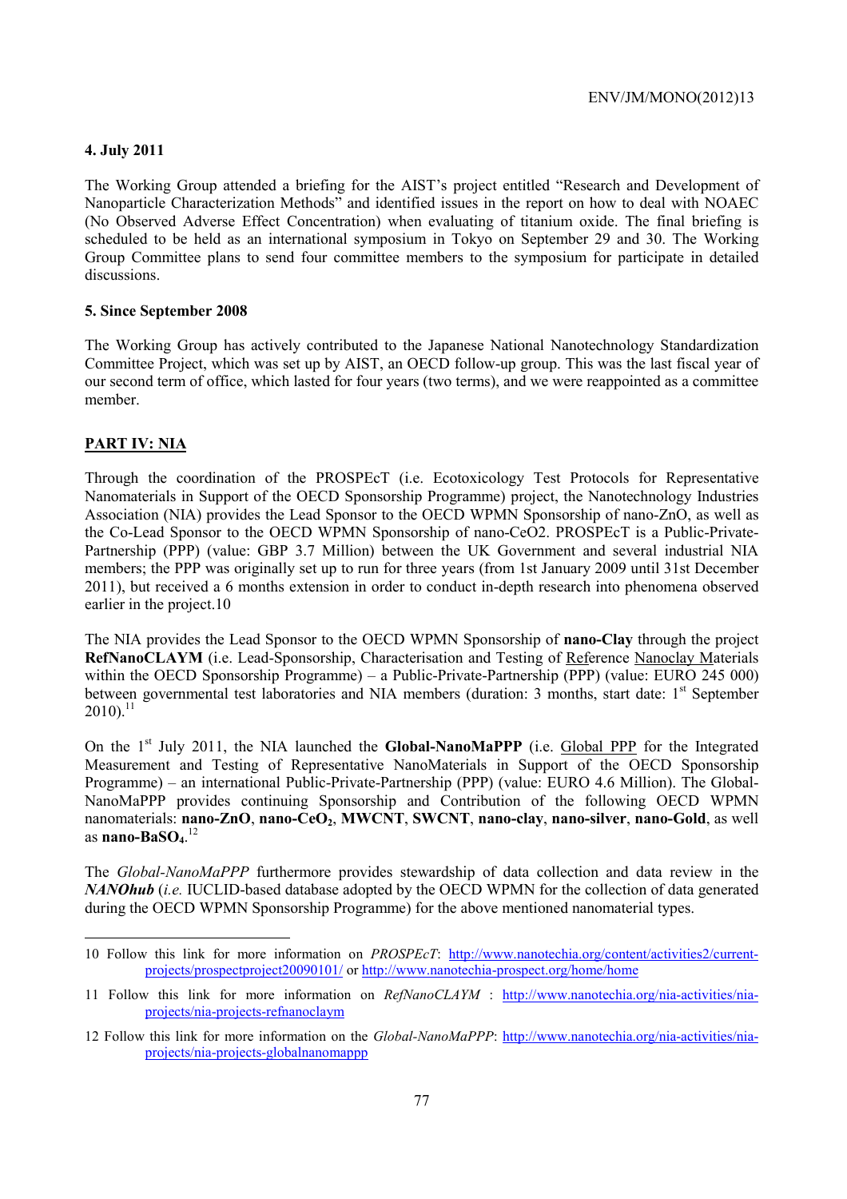**4. July 2011**

The Working Group attended a briefing for the AIST's project entitled "Research and Development of Nanoparticle Characterization Methods" and identified issues in the report on how to deal with NOAEC (No Observed Adverse Effect Concentration) when evaluating of titanium oxide. The final briefing is scheduled to be held as an international symposium in Tokyo on September 29 and 30. The Working Group Committee plans to send four committee members to the symposium for participate in detailed discussions.

**5. Since September 2008**

The Working Group has actively contributed to the Japanese National Nanotechnology Standardization Committee Project, which was set up by AIST, an OECD follow-up group. This was the last fiscal year of our second term of office, which lasted for four years (two terms), and we were reappointed as a committee member.

## PART IV: NIA

Through the coordination of the PROSPEcT (i.e. Ecotoxicology Test Protocols for Representative Nanomaterials in Support of the OECD Sponsorship Programme) project, the Nanotechnology Industries Association (NIA) provides the Lead Sponsor to the OECD WPMN Sponsorship of nano-ZnO, as well as the Co-Lead Sponsor to the OECD WPMN Sponsorship of nano-CeO2. PROSPEcT is a Public-Private-Partnership (PPP) (value: GBP 3.7 Million) between the UK Government and several industrial NIA members; the PPP was originally set up to run for three years (from 1st January 2009 until 31st December 2011), but received a 6 months extension in order to conduct in-depth research into phenomena observed earlier in the project.10

The NIA provides the Lead Sponsor to the OECD WPMN Sponsorship of **nano-Clay** through the project **RefNanoCLAYM** (i.e. Lead-Sponsorship, Characterisation and Testing of Reference Nanoclay Materials within the OECD Sponsorship Programme) – a Public-Private-Partnership (PPP) (value: EURO 245 000) between governmental test laboratories and NIA members (duration: 3 months, start date: 1st September 2010).[11]

On the 1st July 2011, the NIA launched the **Global-NanoMaPPP** (i.e. Global PPP for the Integrated Measurement and Testing of Representative NanoMaterials in Support of the OECD Sponsorship Programme) – an international Public-Private-Partnership (PPP) (value: EURO 4.6 Million). The Global-NanoMaPPP provides continuing Sponsorship and Contribution of the following OECD WPMN nanomaterials: **nano-ZnO**, **nano-$CeO_2$**, **MWCNT**, **SWCNT**, **nano-clay**, **nano-silver**, **nano-Gold**, as well as **nano-$BaSO_4$**.[12]

The *Global-NanoMaPPP* furthermore provides stewardship of data collection and data review in the ***NANOhub*** (*i.e.* IUCLID-based database adopted by the OECD WPMN for the collection of data generated during the OECD WPMN Sponsorship Programme) for the above mentioned nanomaterial types.

---

10 Follow this link for more information on *PROSPEcT*: http://www.nanotechia.org/content/activities2/current-projects/prospectproject20090101/ or http://www.nanotechia-prospect.org/home/home

11 Follow this link for more information on *RefNanoCLAYM* : http://www.nanotechia.org/nia-activities/nia-projects/nia-projects-refnanoclaym

12 Follow this link for more information on the *Global-NanoMaPPP*: http://www.nanotechia.org/nia-activities/nia-projects/nia-projects-globalnanomappp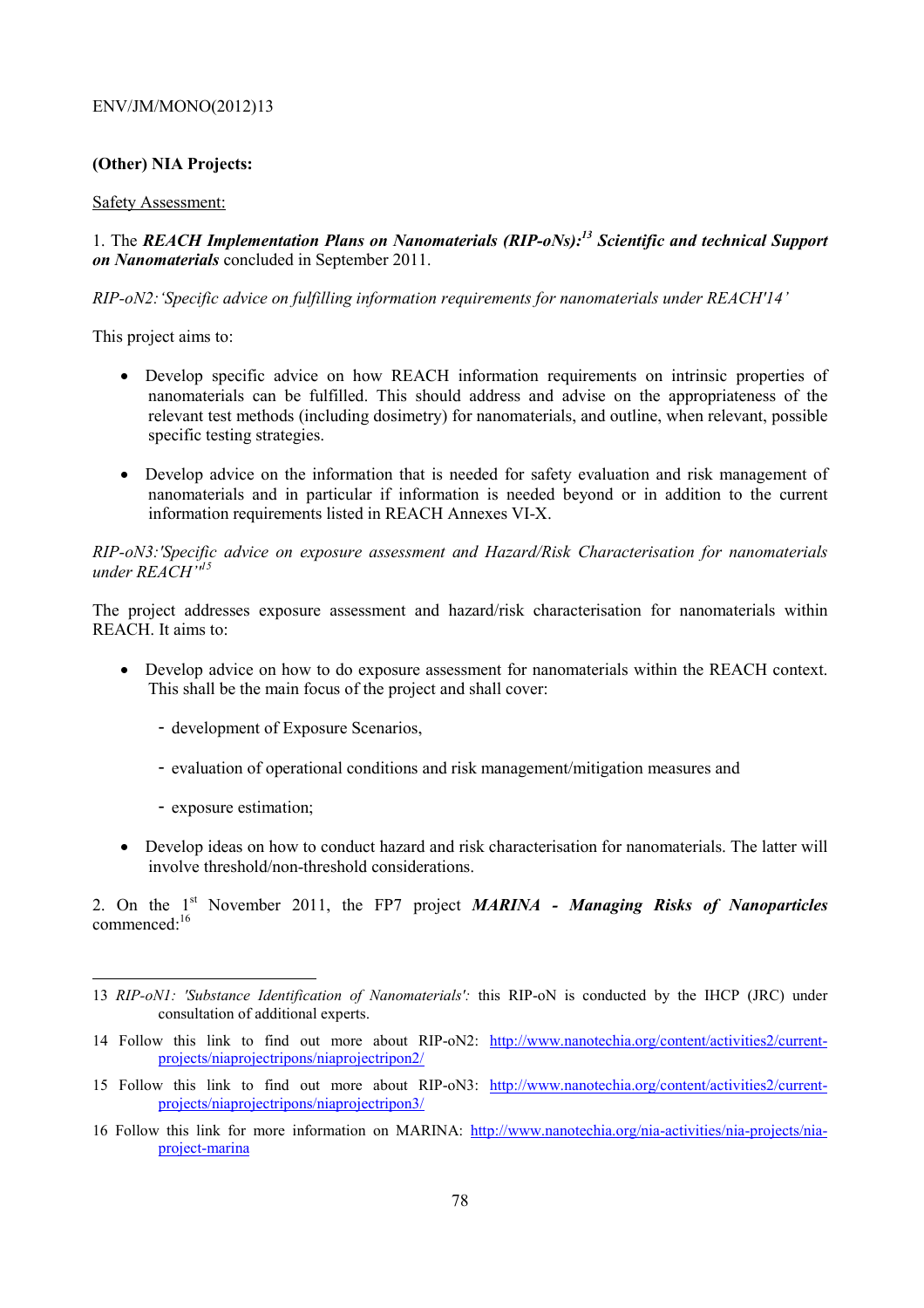**(Other) NIA Projects:**

Safety Assessment:

1. The ***REACH Implementation Plans on Nanomaterials (RIP-oNs):***[13] ***Scientific and technical Support on Nanomaterials*** concluded in September 2011.

*RIP-oN2:'Specific advice on fulfilling information requirements for nanomaterials under REACH'14'*

This project aims to:

- Develop specific advice on how REACH information requirements on intrinsic properties of nanomaterials can be fulfilled. This should address and advise on the appropriateness of the relevant test methods (including dosimetry) for nanomaterials, and outline, when relevant, possible specific testing strategies.

- Develop advice on the information that is needed for safety evaluation and risk management of nanomaterials and in particular if information is needed beyond or in addition to the current information requirements listed in REACH Annexes VI-X.

*RIP-oN3:'Specific advice on exposure assessment and Hazard/Risk Characterisation for nanomaterials under REACH''*[15]

The project addresses exposure assessment and hazard/risk characterisation for nanomaterials within REACH. It aims to:

- Develop advice on how to do exposure assessment for nanomaterials within the REACH context. This shall be the main focus of the project and shall cover:
  - development of Exposure Scenarios,
  - evaluation of operational conditions and risk management/mitigation measures and
  - exposure estimation;

- Develop ideas on how to conduct hazard and risk characterisation for nanomaterials. The latter will involve threshold/non-threshold considerations.

2. On the 1st November 2011, the FP7 project ***MARINA - Managing Risks of Nanoparticles*** commenced:[16]

---

13 *RIP-oN1: 'Substance Identification of Nanomaterials':* this RIP-oN is conducted by the IHCP (JRC) under consultation of additional experts.

14 Follow this link to find out more about RIP-oN2: http://www.nanotechia.org/content/activities2/current-projects/niaprojectripons/niaprojectripon2/

15 Follow this link to find out more about RIP-oN3: http://www.nanotechia.org/content/activities2/current-projects/niaprojectripons/niaprojectripon3/

16 Follow this link for more information on MARINA: http://www.nanotechia.org/nia-activities/nia-projects/nia-project-marina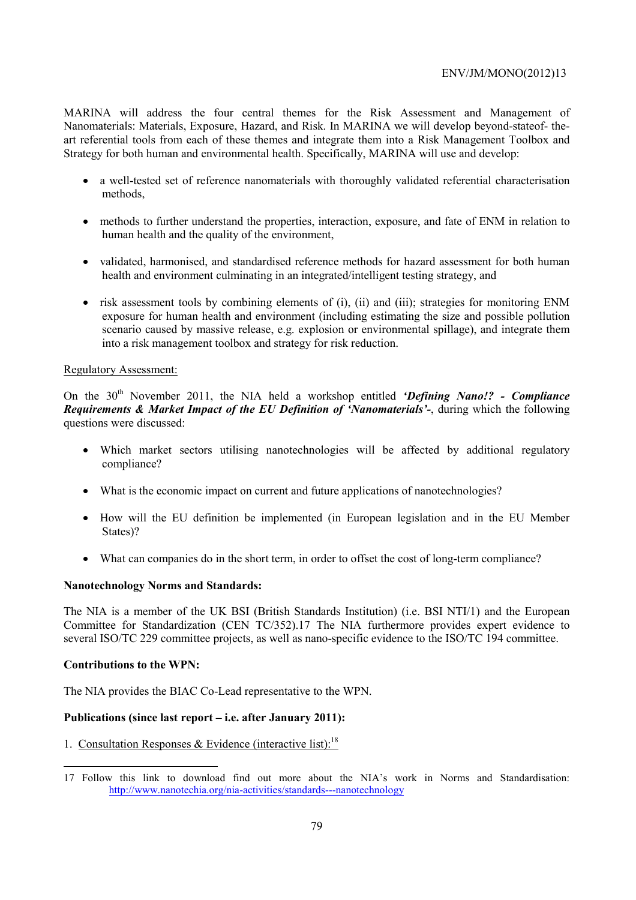MARINA will address the four central themes for the Risk Assessment and Management of Nanomaterials: Materials, Exposure, Hazard, and Risk. In MARINA we will develop beyond-stateof- the-art referential tools from each of these themes and integrate them into a Risk Management Toolbox and Strategy for both human and environmental health. Specifically, MARINA will use and develop:

- a well-tested set of reference nanomaterials with thoroughly validated referential characterisation methods,
- methods to further understand the properties, interaction, exposure, and fate of ENM in relation to human health and the quality of the environment,
- validated, harmonised, and standardised reference methods for hazard assessment for both human health and environment culminating in an integrated/intelligent testing strategy, and
- risk assessment tools by combining elements of (i), (ii) and (iii); strategies for monitoring ENM exposure for human health and environment (including estimating the size and possible pollution scenario caused by massive release, e.g. explosion or environmental spillage), and integrate them into a risk management toolbox and strategy for risk reduction.

Regulatory Assessment:

On the 30th November 2011, the NIA held a workshop entitled ***'Defining Nano!? - Compliance Requirements & Market Impact of the EU Definition of 'Nanomaterials'-***, during which the following questions were discussed:

- Which market sectors utilising nanotechnologies will be affected by additional regulatory compliance?
- What is the economic impact on current and future applications of nanotechnologies?
- How will the EU definition be implemented (in European legislation and in the EU Member States)?
- What can companies do in the short term, in order to offset the cost of long-term compliance?

**Nanotechnology Norms and Standards:**

The NIA is a member of the UK BSI (British Standards Institution) (i.e. BSI NTI/1) and the European Committee for Standardization (CEN TC/352).17 The NIA furthermore provides expert evidence to several ISO/TC 229 committee projects, as well as nano-specific evidence to the ISO/TC 194 committee.

**Contributions to the WPN:**

The NIA provides the BIAC Co-Lead representative to the WPN.

**Publications (since last report – i.e. after January 2011):**

1. Consultation Responses & Evidence (interactive list):[18]

---

17 Follow this link to download find out more about the NIA's work in Norms and Standardisation: http://www.nanotechia.org/nia-activities/standards---nanotechnology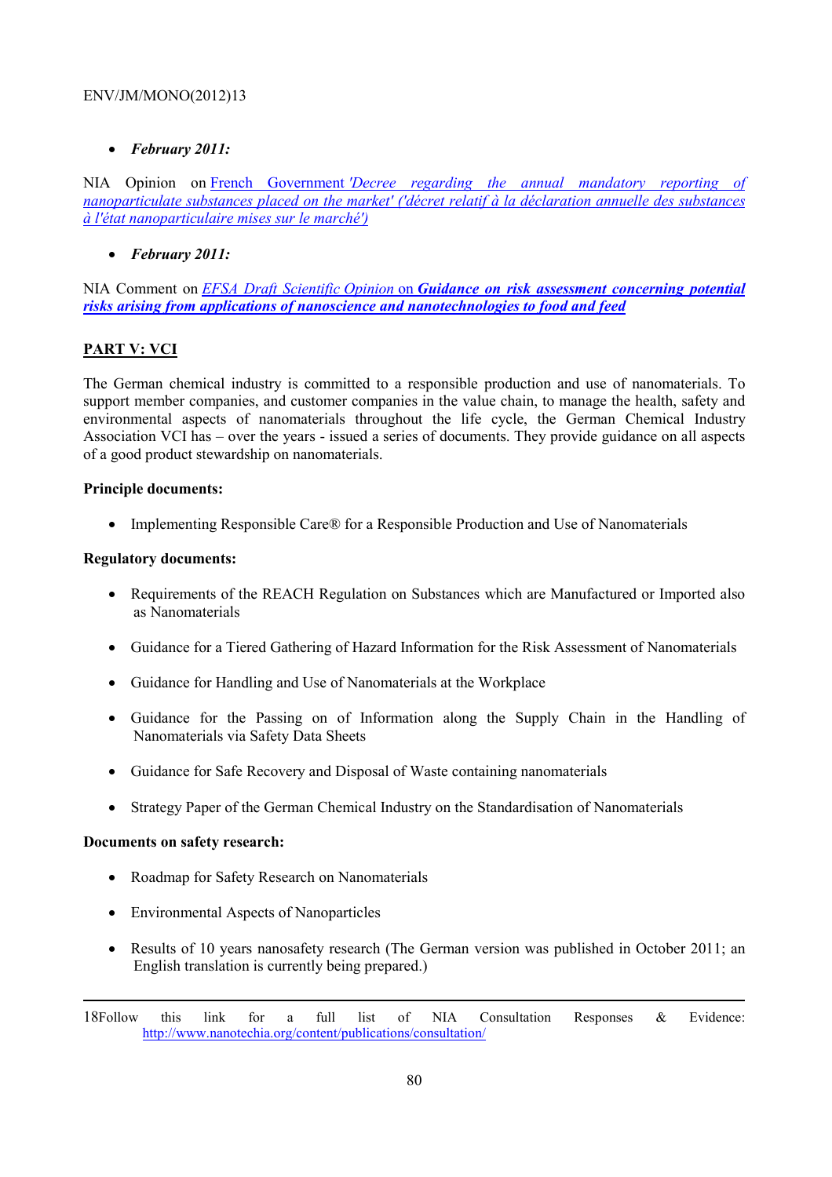- ***February 2011:***

NIA Opinion on French Government *'Decree regarding the annual mandatory reporting of nanoparticulate substances placed on the market' ('décret relatif à la déclaration annuelle des substances à l'état nanoparticulaire mises sur le marché')*

- ***February 2011:***

NIA Comment on *EFSA Draft Scientific Opinion* on ***Guidance on risk assessment concerning potential risks arising from applications of nanoscience and nanotechnologies to food and feed***

## PART V: VCI

The German chemical industry is committed to a responsible production and use of nanomaterials. To support member companies, and customer companies in the value chain, to manage the health, safety and environmental aspects of nanomaterials throughout the life cycle, the German Chemical Industry Association VCI has – over the years - issued a series of documents. They provide guidance on all aspects of a good product stewardship on nanomaterials.

**Principle documents:**

- Implementing Responsible Care® for a Responsible Production and Use of Nanomaterials

**Regulatory documents:**

- Requirements of the REACH Regulation on Substances which are Manufactured or Imported also as Nanomaterials
- Guidance for a Tiered Gathering of Hazard Information for the Risk Assessment of Nanomaterials
- Guidance for Handling and Use of Nanomaterials at the Workplace
- Guidance for the Passing on of Information along the Supply Chain in the Handling of Nanomaterials via Safety Data Sheets
- Guidance for Safe Recovery and Disposal of Waste containing nanomaterials
- Strategy Paper of the German Chemical Industry on the Standardisation of Nanomaterials

**Documents on safety research:**

- Roadmap for Safety Research on Nanomaterials
- Environmental Aspects of Nanoparticles
- Results of 10 years nanosafety research (The German version was published in October 2011; an English translation is currently being prepared.)

---

18Follow this link for a full list of NIA Consultation Responses & Evidence: http://www.nanotechia.org/content/publications/consultation/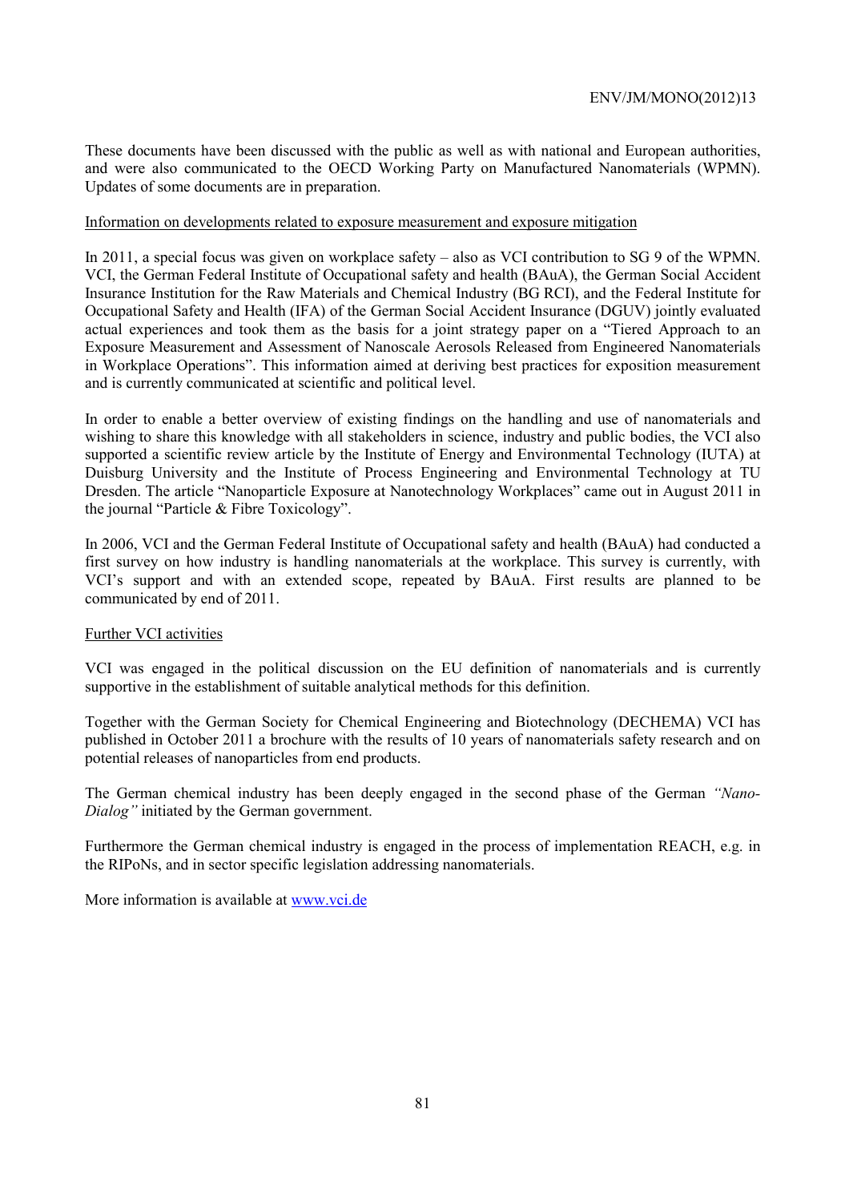These documents have been discussed with the public as well as with national and European authorities, and were also communicated to the OECD Working Party on Manufactured Nanomaterials (WPMN). Updates of some documents are in preparation.

Information on developments related to exposure measurement and exposure mitigation

In 2011, a special focus was given on workplace safety – also as VCI contribution to SG 9 of the WPMN. VCI, the German Federal Institute of Occupational safety and health (BAuA), the German Social Accident Insurance Institution for the Raw Materials and Chemical Industry (BG RCI), and the Federal Institute for Occupational Safety and Health (IFA) of the German Social Accident Insurance (DGUV) jointly evaluated actual experiences and took them as the basis for a joint strategy paper on a "Tiered Approach to an Exposure Measurement and Assessment of Nanoscale Aerosols Released from Engineered Nanomaterials in Workplace Operations". This information aimed at deriving best practices for exposition measurement and is currently communicated at scientific and political level.

In order to enable a better overview of existing findings on the handling and use of nanomaterials and wishing to share this knowledge with all stakeholders in science, industry and public bodies, the VCI also supported a scientific review article by the Institute of Energy and Environmental Technology (IUTA) at Duisburg University and the Institute of Process Engineering and Environmental Technology at TU Dresden. The article "Nanoparticle Exposure at Nanotechnology Workplaces" came out in August 2011 in the journal "Particle & Fibre Toxicology".

In 2006, VCI and the German Federal Institute of Occupational safety and health (BAuA) had conducted a first survey on how industry is handling nanomaterials at the workplace. This survey is currently, with VCI's support and with an extended scope, repeated by BAuA. First results are planned to be communicated by end of 2011.

Further VCI activities

VCI was engaged in the political discussion on the EU definition of nanomaterials and is currently supportive in the establishment of suitable analytical methods for this definition.

Together with the German Society for Chemical Engineering and Biotechnology (DECHEMA) VCI has published in October 2011 a brochure with the results of 10 years of nanomaterials safety research and on potential releases of nanoparticles from end products.

The German chemical industry has been deeply engaged in the second phase of the German *"Nano-Dialog"* initiated by the German government.

Furthermore the German chemical industry is engaged in the process of implementation REACH, e.g. in the RIPoNs, and in sector specific legislation addressing nanomaterials.

More information is available at www.vci.de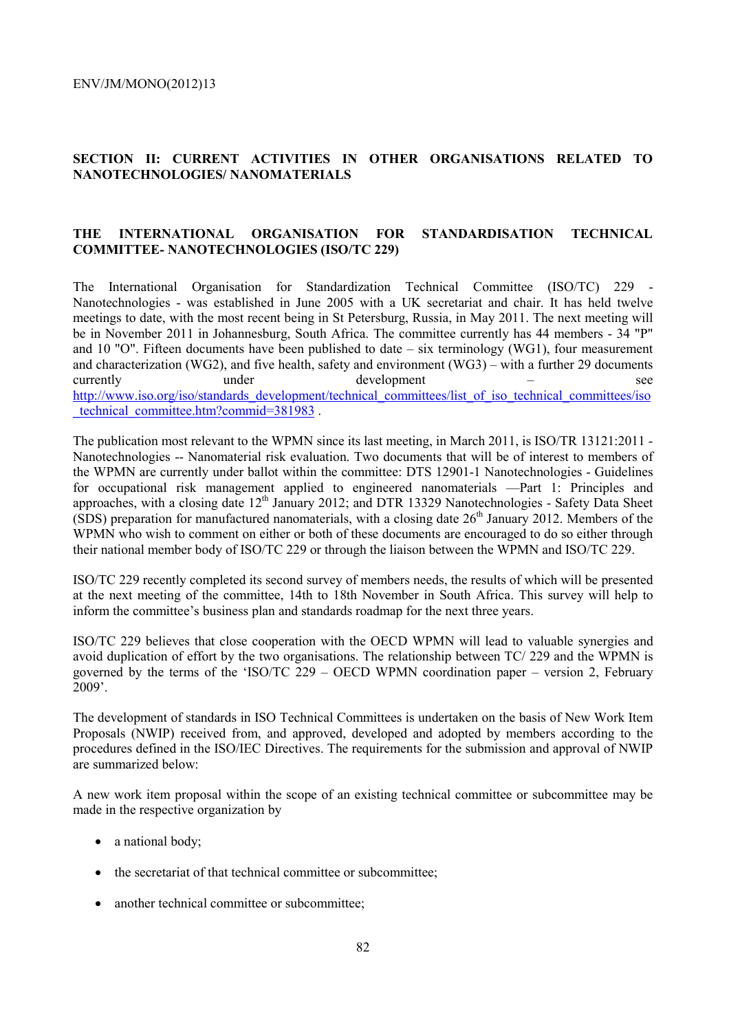## SECTION II: CURRENT ACTIVITIES IN OTHER ORGANISATIONS RELATED TO NANOTECHNOLOGIES/ NANOMATERIALS

### THE INTERNATIONAL ORGANISATION FOR STANDARDISATION TECHNICAL COMMITTEE- NANOTECHNOLOGIES (ISO/TC 229)

The International Organisation for Standardization Technical Committee (ISO/TC) 229 - Nanotechnologies - was established in June 2005 with a UK secretariat and chair. It has held twelve meetings to date, with the most recent being in St Petersburg, Russia, in May 2011. The next meeting will be in November 2011 in Johannesburg, South Africa. The committee currently has 44 members - 34 "P" and 10 "O". Fifteen documents have been published to date – six terminology (WG1), four measurement and characterization (WG2), and five health, safety and environment (WG3) – with a further 29 documents currently under development – see http://www.iso.org/iso/standards_development/technical_committees/list_of_iso_technical_committees/iso_technical_committee.htm?commid=381983 .

The publication most relevant to the WPMN since its last meeting, in March 2011, is ISO/TR 13121:2011 - Nanotechnologies -- Nanomaterial risk evaluation. Two documents that will be of interest to members of the WPMN are currently under ballot within the committee: DTS 12901-1 Nanotechnologies - Guidelines for occupational risk management applied to engineered nanomaterials —Part 1: Principles and approaches, with a closing date 12th January 2012; and DTR 13329 Nanotechnologies - Safety Data Sheet (SDS) preparation for manufactured nanomaterials, with a closing date 26th January 2012. Members of the WPMN who wish to comment on either or both of these documents are encouraged to do so either through their national member body of ISO/TC 229 or through the liaison between the WPMN and ISO/TC 229.

ISO/TC 229 recently completed its second survey of members needs, the results of which will be presented at the next meeting of the committee, 14th to 18th November in South Africa. This survey will help to inform the committee's business plan and standards roadmap for the next three years.

ISO/TC 229 believes that close cooperation with the OECD WPMN will lead to valuable synergies and avoid duplication of effort by the two organisations. The relationship between TC/ 229 and the WPMN is governed by the terms of the 'ISO/TC 229 – OECD WPMN coordination paper – version 2, February 2009'.

The development of standards in ISO Technical Committees is undertaken on the basis of New Work Item Proposals (NWIP) received from, and approved, developed and adopted by members according to the procedures defined in the ISO/IEC Directives. The requirements for the submission and approval of NWIP are summarized below:

A new work item proposal within the scope of an existing technical committee or subcommittee may be made in the respective organization by

- a national body;
- the secretariat of that technical committee or subcommittee;
- another technical committee or subcommittee;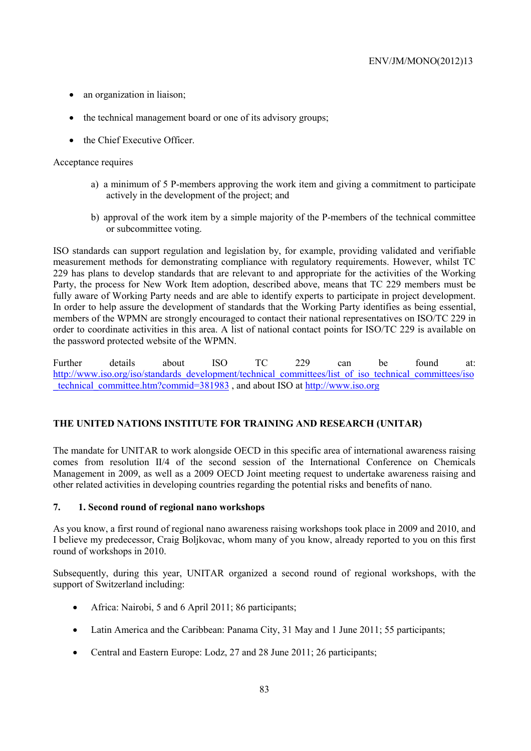- an organization in liaison;
- the technical management board or one of its advisory groups;
- the Chief Executive Officer.

Acceptance requires

a) a minimum of 5 P-members approving the work item and giving a commitment to participate actively in the development of the project; and

b) approval of the work item by a simple majority of the P-members of the technical committee or subcommittee voting.

ISO standards can support regulation and legislation by, for example, providing validated and verifiable measurement methods for demonstrating compliance with regulatory requirements. However, whilst TC 229 has plans to develop standards that are relevant to and appropriate for the activities of the Working Party, the process for New Work Item adoption, described above, means that TC 229 members must be fully aware of Working Party needs and are able to identify experts to participate in project development. In order to help assure the development of standards that the Working Party identifies as being essential, members of the WPMN are strongly encouraged to contact their national representatives on ISO/TC 229 in order to coordinate activities in this area. A list of national contact points for ISO/TC 229 is available on the password protected website of the WPMN.

Further details about ISO TC 229 can be found at: http://www.iso.org/iso/standards_development/technical_committees/list_of_iso_technical_committees/iso_technical_committee.htm?commid=381983 , and about ISO at http://www.iso.org

## THE UNITED NATIONS INSTITUTE FOR TRAINING AND RESEARCH (UNITAR)

The mandate for UNITAR to work alongside OECD in this specific area of international awareness raising comes from resolution II/4 of the second session of the International Conference on Chemicals Management in 2009, as well as a 2009 OECD Joint meeting request to undertake awareness raising and other related activities in developing countries regarding the potential risks and benefits of nano.

### 7. 1. Second round of regional nano workshops

As you know, a first round of regional nano awareness raising workshops took place in 2009 and 2010, and I believe my predecessor, Craig Boljkovac, whom many of you know, already reported to you on this first round of workshops in 2010.

Subsequently, during this year, UNITAR organized a second round of regional workshops, with the support of Switzerland including:

- Africa: Nairobi, 5 and 6 April 2011; 86 participants;
- Latin America and the Caribbean: Panama City, 31 May and 1 June 2011; 55 participants;
- Central and Eastern Europe: Lodz, 27 and 28 June 2011; 26 participants;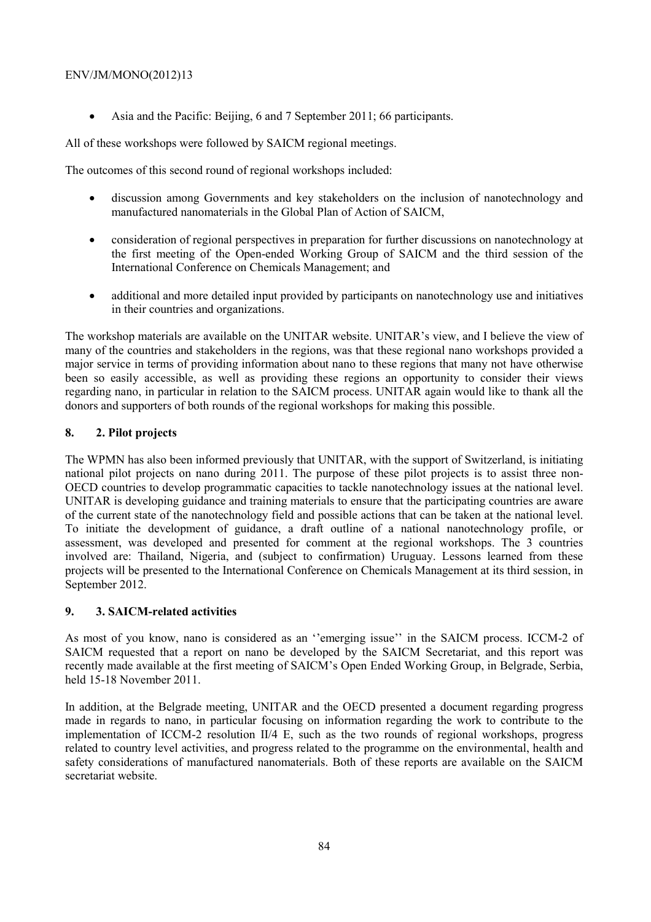- Asia and the Pacific: Beijing, 6 and 7 September 2011; 66 participants.

All of these workshops were followed by SAICM regional meetings.

The outcomes of this second round of regional workshops included:

- discussion among Governments and key stakeholders on the inclusion of nanotechnology and manufactured nanomaterials in the Global Plan of Action of SAICM,
- consideration of regional perspectives in preparation for further discussions on nanotechnology at the first meeting of the Open-ended Working Group of SAICM and the third session of the International Conference on Chemicals Management; and
- additional and more detailed input provided by participants on nanotechnology use and initiatives in their countries and organizations.

The workshop materials are available on the UNITAR website. UNITAR's view, and I believe the view of many of the countries and stakeholders in the regions, was that these regional nano workshops provided a major service in terms of providing information about nano to these regions that many not have otherwise been so easily accessible, as well as providing these regions an opportunity to consider their views regarding nano, in particular in relation to the SAICM process. UNITAR again would like to thank all the donors and supporters of both rounds of the regional workshops for making this possible.

## 8. 2. Pilot projects

The WPMN has also been informed previously that UNITAR, with the support of Switzerland, is initiating national pilot projects on nano during 2011. The purpose of these pilot projects is to assist three non-OECD countries to develop programmatic capacities to tackle nanotechnology issues at the national level. UNITAR is developing guidance and training materials to ensure that the participating countries are aware of the current state of the nanotechnology field and possible actions that can be taken at the national level. To initiate the development of guidance, a draft outline of a national nanotechnology profile, or assessment, was developed and presented for comment at the regional workshops. The 3 countries involved are: Thailand, Nigeria, and (subject to confirmation) Uruguay. Lessons learned from these projects will be presented to the International Conference on Chemicals Management at its third session, in September 2012.

## 9. 3. SAICM-related activities

As most of you know, nano is considered as an ''emerging issue'' in the SAICM process. ICCM-2 of SAICM requested that a report on nano be developed by the SAICM Secretariat, and this report was recently made available at the first meeting of SAICM's Open Ended Working Group, in Belgrade, Serbia, held 15-18 November 2011.

In addition, at the Belgrade meeting, UNITAR and the OECD presented a document regarding progress made in regards to nano, in particular focusing on information regarding the work to contribute to the implementation of ICCM-2 resolution II/4 E, such as the two rounds of regional workshops, progress related to country level activities, and progress related to the programme on the environmental, health and safety considerations of manufactured nanomaterials. Both of these reports are available on the SAICM secretariat website.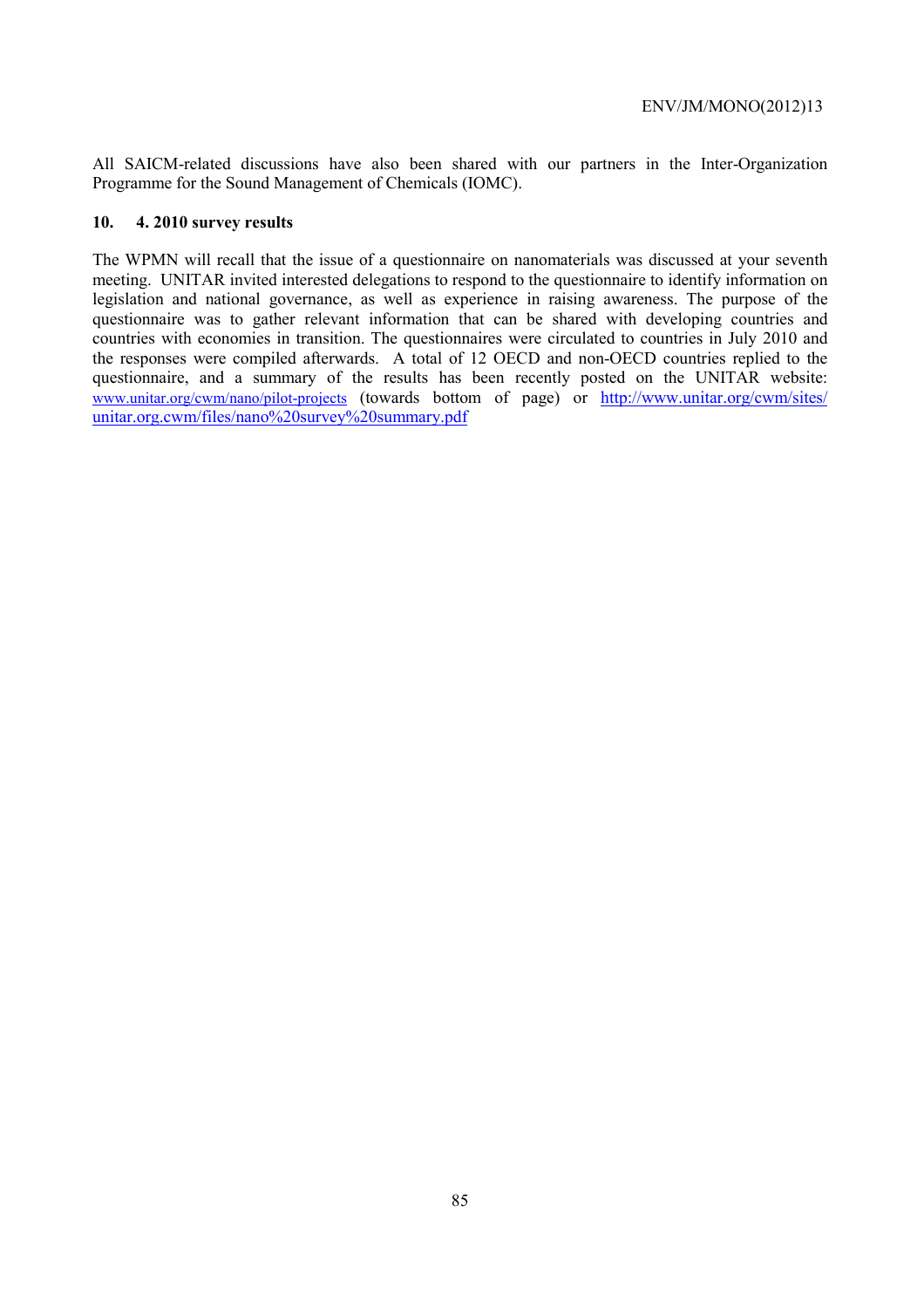All SAICM-related discussions have also been shared with our partners in the Inter-Organization Programme for the Sound Management of Chemicals (IOMC).

**10. 4. 2010 survey results**

The WPMN will recall that the issue of a questionnaire on nanomaterials was discussed at your seventh meeting. UNITAR invited interested delegations to respond to the questionnaire to identify information on legislation and national governance, as well as experience in raising awareness. The purpose of the questionnaire was to gather relevant information that can be shared with developing countries and countries with economies in transition. The questionnaires were circulated to countries in July 2010 and the responses were compiled afterwards. A total of 12 OECD and non-OECD countries replied to the questionnaire, and a summary of the results has been recently posted on the UNITAR website: www.unitar.org/cwm/nano/pilot-projects (towards bottom of page) or http://www.unitar.org/cwm/sites/unitar.org.cwm/files/nano%20survey%20summary.pdf